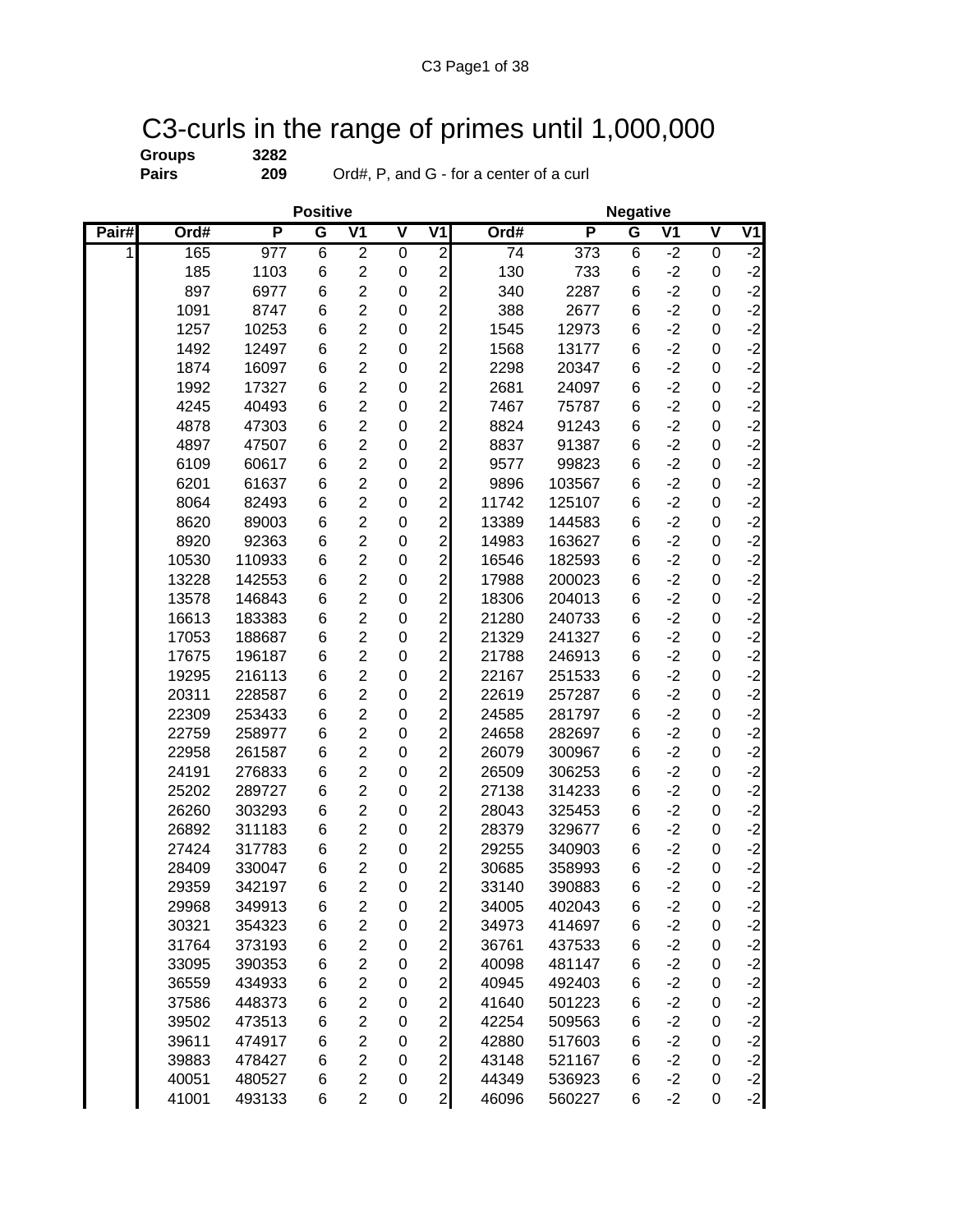# C3-curls in the range of primes until 1,000,000

**Groups** **3282**

**Pairs** **209** Ord#, P, and G - for a center of a curl

| | Positive | | | | | | Negative | | | | | |
|---|---|---|---|---|---|---|---|---|---|---|---|---|
| Pair# | Ord# | P | G | V1 | V | V1 | Ord# | P | G | V1 | V | V1 |
| 1 | 165 | 977 | 6 | 2 | 0 | 2 | 74 | 373 | 6 | -2 | 0 | -2 |
| | 185 | 1103 | 6 | 2 | 0 | 2 | 130 | 733 | 6 | -2 | 0 | -2 |
| | 897 | 6977 | 6 | 2 | 0 | 2 | 340 | 2287 | 6 | -2 | 0 | -2 |
| | 1091 | 8747 | 6 | 2 | 0 | 2 | 388 | 2677 | 6 | -2 | 0 | -2 |
| | 1257 | 10253 | 6 | 2 | 0 | 2 | 1545 | 12973 | 6 | -2 | 0 | -2 |
| | 1492 | 12497 | 6 | 2 | 0 | 2 | 1568 | 13177 | 6 | -2 | 0 | -2 |
| | 1874 | 16097 | 6 | 2 | 0 | 2 | 2298 | 20347 | 6 | -2 | 0 | -2 |
| | 1992 | 17327 | 6 | 2 | 0 | 2 | 2681 | 24097 | 6 | -2 | 0 | -2 |
| | 4245 | 40493 | 6 | 2 | 0 | 2 | 7467 | 75787 | 6 | -2 | 0 | -2 |
| | 4878 | 47303 | 6 | 2 | 0 | 2 | 8824 | 91243 | 6 | -2 | 0 | -2 |
| | 4897 | 47507 | 6 | 2 | 0 | 2 | 8837 | 91387 | 6 | -2 | 0 | -2 |
| | 6109 | 60617 | 6 | 2 | 0 | 2 | 9577 | 99823 | 6 | -2 | 0 | -2 |
| | 6201 | 61637 | 6 | 2 | 0 | 2 | 9896 | 103567 | 6 | -2 | 0 | -2 |
| | 8064 | 82493 | 6 | 2 | 0 | 2 | 11742 | 125107 | 6 | -2 | 0 | -2 |
| | 8620 | 89003 | 6 | 2 | 0 | 2 | 13389 | 144583 | 6 | -2 | 0 | -2 |
| | 8920 | 92363 | 6 | 2 | 0 | 2 | 14983 | 163627 | 6 | -2 | 0 | -2 |
| | 10530 | 110933 | 6 | 2 | 0 | 2 | 16546 | 182593 | 6 | -2 | 0 | -2 |
| | 13228 | 142553 | 6 | 2 | 0 | 2 | 17988 | 200023 | 6 | -2 | 0 | -2 |
| | 13578 | 146843 | 6 | 2 | 0 | 2 | 18306 | 204013 | 6 | -2 | 0 | -2 |
| | 16613 | 183383 | 6 | 2 | 0 | 2 | 21280 | 240733 | 6 | -2 | 0 | -2 |
| | 17053 | 188687 | 6 | 2 | 0 | 2 | 21329 | 241327 | 6 | -2 | 0 | -2 |
| | 17675 | 196187 | 6 | 2 | 0 | 2 | 21788 | 246913 | 6 | -2 | 0 | -2 |
| | 19295 | 216113 | 6 | 2 | 0 | 2 | 22167 | 251533 | 6 | -2 | 0 | -2 |
| | 20311 | 228587 | 6 | 2 | 0 | 2 | 22619 | 257287 | 6 | -2 | 0 | -2 |
| | 22309 | 253433 | 6 | 2 | 0 | 2 | 24585 | 281797 | 6 | -2 | 0 | -2 |
| | 22759 | 258977 | 6 | 2 | 0 | 2 | 24658 | 282697 | 6 | -2 | 0 | -2 |
| | 22958 | 261587 | 6 | 2 | 0 | 2 | 26079 | 300967 | 6 | -2 | 0 | -2 |
| | 24191 | 276833 | 6 | 2 | 0 | 2 | 26509 | 306253 | 6 | -2 | 0 | -2 |
| | 25202 | 289727 | 6 | 2 | 0 | 2 | 27138 | 314233 | 6 | -2 | 0 | -2 |
| | 26260 | 303293 | 6 | 2 | 0 | 2 | 28043 | 325453 | 6 | -2 | 0 | -2 |
| | 26892 | 311183 | 6 | 2 | 0 | 2 | 28379 | 329677 | 6 | -2 | 0 | -2 |
| | 27424 | 317783 | 6 | 2 | 0 | 2 | 29255 | 340903 | 6 | -2 | 0 | -2 |
| | 28409 | 330047 | 6 | 2 | 0 | 2 | 30685 | 358993 | 6 | -2 | 0 | -2 |
| | 29359 | 342197 | 6 | 2 | 0 | 2 | 33140 | 390883 | 6 | -2 | 0 | -2 |
| | 29968 | 349913 | 6 | 2 | 0 | 2 | 34005 | 402043 | 6 | -2 | 0 | -2 |
| | 30321 | 354323 | 6 | 2 | 0 | 2 | 34973 | 414697 | 6 | -2 | 0 | -2 |
| | 31764 | 373193 | 6 | 2 | 0 | 2 | 36761 | 437533 | 6 | -2 | 0 | -2 |
| | 33095 | 390353 | 6 | 2 | 0 | 2 | 40098 | 481147 | 6 | -2 | 0 | -2 |
| | 36559 | 434933 | 6 | 2 | 0 | 2 | 40945 | 492403 | 6 | -2 | 0 | -2 |
| | 37586 | 448373 | 6 | 2 | 0 | 2 | 41640 | 501223 | 6 | -2 | 0 | -2 |
| | 39502 | 473513 | 6 | 2 | 0 | 2 | 42254 | 509563 | 6 | -2 | 0 | -2 |
| | 39611 | 474917 | 6 | 2 | 0 | 2 | 42880 | 517603 | 6 | -2 | 0 | -2 |
| | 39883 | 478427 | 6 | 2 | 0 | 2 | 43148 | 521167 | 6 | -2 | 0 | -2 |
| | 40051 | 480527 | 6 | 2 | 0 | 2 | 44349 | 536923 | 6 | -2 | 0 | -2 |
| | 41001 | 493133 | 6 | 2 | 0 | 2 | 46096 | 560227 | 6 | -2 | 0 | -2 |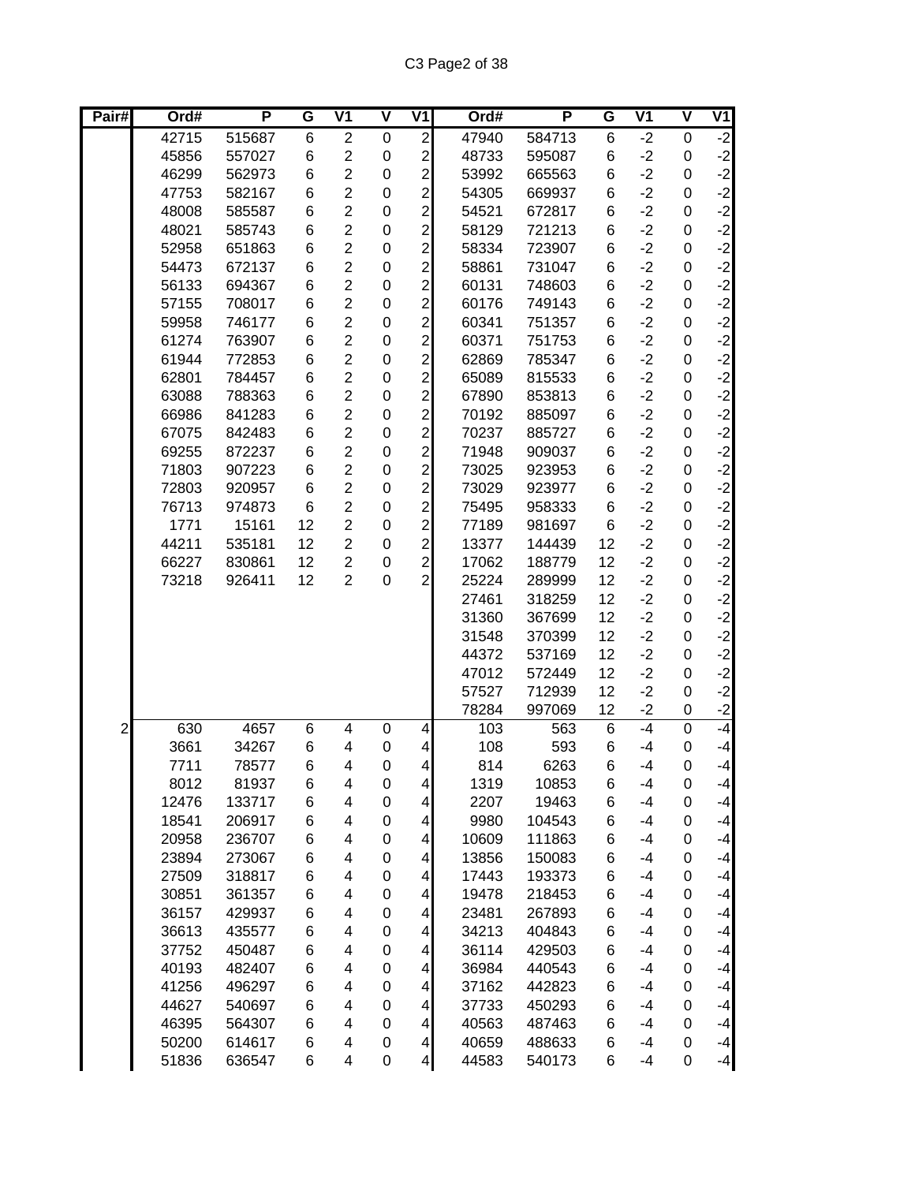| Pair# | Ord# | P | G | V1 | V | V1 | Ord# | P | G | V1 | V | V1 |
|---|---|---|---|---|---|---|---|---|---|---|---|---|
| | 42715 | 515687 | 6 | 2 | 0 | 2 | 47940 | 584713 | 6 | -2 | 0 | -2 |
| | 45856 | 557027 | 6 | 2 | 0 | 2 | 48733 | 595087 | 6 | -2 | 0 | -2 |
| | 46299 | 562973 | 6 | 2 | 0 | 2 | 53992 | 665563 | 6 | -2 | 0 | -2 |
| | 47753 | 582167 | 6 | 2 | 0 | 2 | 54305 | 669937 | 6 | -2 | 0 | -2 |
| | 48008 | 585587 | 6 | 2 | 0 | 2 | 54521 | 672817 | 6 | -2 | 0 | -2 |
| | 48021 | 585743 | 6 | 2 | 0 | 2 | 58129 | 721213 | 6 | -2 | 0 | -2 |
| | 52958 | 651863 | 6 | 2 | 0 | 2 | 58334 | 723907 | 6 | -2 | 0 | -2 |
| | 54473 | 672137 | 6 | 2 | 0 | 2 | 58861 | 731047 | 6 | -2 | 0 | -2 |
| | 56133 | 694367 | 6 | 2 | 0 | 2 | 60131 | 748603 | 6 | -2 | 0 | -2 |
| | 57155 | 708017 | 6 | 2 | 0 | 2 | 60176 | 749143 | 6 | -2 | 0 | -2 |
| | 59958 | 746177 | 6 | 2 | 0 | 2 | 60341 | 751357 | 6 | -2 | 0 | -2 |
| | 61274 | 763907 | 6 | 2 | 0 | 2 | 60371 | 751753 | 6 | -2 | 0 | -2 |
| | 61944 | 772853 | 6 | 2 | 0 | 2 | 62869 | 785347 | 6 | -2 | 0 | -2 |
| | 62801 | 784457 | 6 | 2 | 0 | 2 | 65089 | 815533 | 6 | -2 | 0 | -2 |
| | 63088 | 788363 | 6 | 2 | 0 | 2 | 67890 | 853813 | 6 | -2 | 0 | -2 |
| | 66986 | 841283 | 6 | 2 | 0 | 2 | 70192 | 885097 | 6 | -2 | 0 | -2 |
| | 67075 | 842483 | 6 | 2 | 0 | 2 | 70237 | 885727 | 6 | -2 | 0 | -2 |
| | 69255 | 872237 | 6 | 2 | 0 | 2 | 71948 | 909037 | 6 | -2 | 0 | -2 |
| | 71803 | 907223 | 6 | 2 | 0 | 2 | 73025 | 923953 | 6 | -2 | 0 | -2 |
| | 72803 | 920957 | 6 | 2 | 0 | 2 | 73029 | 923977 | 6 | -2 | 0 | -2 |
| | 76713 | 974873 | 6 | 2 | 0 | 2 | 75495 | 958333 | 6 | -2 | 0 | -2 |
| | 1771 | 15161 | 12 | 2 | 0 | 2 | 77189 | 981697 | 6 | -2 | 0 | -2 |
| | 44211 | 535181 | 12 | 2 | 0 | 2 | 13377 | 144439 | 12 | -2 | 0 | -2 |
| | 66227 | 830861 | 12 | 2 | 0 | 2 | 17062 | 188779 | 12 | -2 | 0 | -2 |
| | 73218 | 926411 | 12 | 2 | 0 | 2 | 25224 | 289999 | 12 | -2 | 0 | -2 |
| | | | | | | | 27461 | 318259 | 12 | -2 | 0 | -2 |
| | | | | | | | 31360 | 367699 | 12 | -2 | 0 | -2 |
| | | | | | | | 31548 | 370399 | 12 | -2 | 0 | -2 |
| | | | | | | | 44372 | 537169 | 12 | -2 | 0 | -2 |
| | | | | | | | 47012 | 572449 | 12 | -2 | 0 | -2 |
| | | | | | | | 57527 | 712939 | 12 | -2 | 0 | -2 |
| | | | | | | | 78284 | 997069 | 12 | -2 | 0 | -2 |
| 2 | 630 | 4657 | 6 | 4 | 0 | 4 | 103 | 563 | 6 | -4 | 0 | -4 |
| | 3661 | 34267 | 6 | 4 | 0 | 4 | 108 | 593 | 6 | -4 | 0 | -4 |
| | 7711 | 78577 | 6 | 4 | 0 | 4 | 814 | 6263 | 6 | -4 | 0 | -4 |
| | 8012 | 81937 | 6 | 4 | 0 | 4 | 1319 | 10853 | 6 | -4 | 0 | -4 |
| | 12476 | 133717 | 6 | 4 | 0 | 4 | 2207 | 19463 | 6 | -4 | 0 | -4 |
| | 18541 | 206917 | 6 | 4 | 0 | 4 | 9980 | 104543 | 6 | -4 | 0 | -4 |
| | 20958 | 236707 | 6 | 4 | 0 | 4 | 10609 | 111863 | 6 | -4 | 0 | -4 |
| | 23894 | 273067 | 6 | 4 | 0 | 4 | 13856 | 150083 | 6 | -4 | 0 | -4 |
| | 27509 | 318817 | 6 | 4 | 0 | 4 | 17443 | 193373 | 6 | -4 | 0 | -4 |
| | 30851 | 361357 | 6 | 4 | 0 | 4 | 19478 | 218453 | 6 | -4 | 0 | -4 |
| | 36157 | 429937 | 6 | 4 | 0 | 4 | 23481 | 267893 | 6 | -4 | 0 | -4 |
| | 36613 | 435577 | 6 | 4 | 0 | 4 | 34213 | 404843 | 6 | -4 | 0 | -4 |
| | 37752 | 450487 | 6 | 4 | 0 | 4 | 36114 | 429503 | 6 | -4 | 0 | -4 |
| | 40193 | 482407 | 6 | 4 | 0 | 4 | 36984 | 440543 | 6 | -4 | 0 | -4 |
| | 41256 | 496297 | 6 | 4 | 0 | 4 | 37162 | 442823 | 6 | -4 | 0 | -4 |
| | 44627 | 540697 | 6 | 4 | 0 | 4 | 37733 | 450293 | 6 | -4 | 0 | -4 |
| | 46395 | 564307 | 6 | 4 | 0 | 4 | 40563 | 487463 | 6 | -4 | 0 | -4 |
| | 50200 | 614617 | 6 | 4 | 0 | 4 | 40659 | 488633 | 6 | -4 | 0 | -4 |
| | 51836 | 636547 | 6 | 4 | 0 | 4 | 44583 | 540173 | 6 | -4 | 0 | -4 |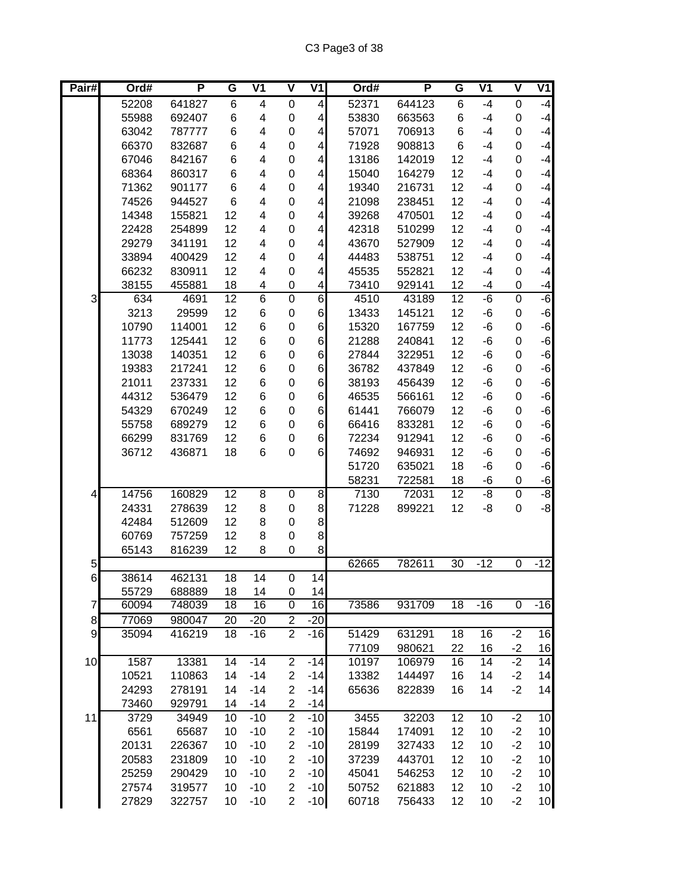| Pair# | Ord# | P | G | V1 | V | V1 | Ord# | P | G | V1 | V | V1 |
|---|---|---|---|---|---|---|---|---|---|---|---|---|
| | 52208 | 641827 | 6 | 4 | 0 | 4 | 52371 | 644123 | 6 | -4 | 0 | -4 |
| | 55988 | 692407 | 6 | 4 | 0 | 4 | 53830 | 663563 | 6 | -4 | 0 | -4 |
| | 63042 | 787777 | 6 | 4 | 0 | 4 | 57071 | 706913 | 6 | -4 | 0 | -4 |
| | 66370 | 832687 | 6 | 4 | 0 | 4 | 71928 | 908813 | 6 | -4 | 0 | -4 |
| | 67046 | 842167 | 6 | 4 | 0 | 4 | 13186 | 142019 | 12 | -4 | 0 | -4 |
| | 68364 | 860317 | 6 | 4 | 0 | 4 | 15040 | 164279 | 12 | -4 | 0 | -4 |
| | 71362 | 901177 | 6 | 4 | 0 | 4 | 19340 | 216731 | 12 | -4 | 0 | -4 |
| | 74526 | 944527 | 6 | 4 | 0 | 4 | 21098 | 238451 | 12 | -4 | 0 | -4 |
| | 14348 | 155821 | 12 | 4 | 0 | 4 | 39268 | 470501 | 12 | -4 | 0 | -4 |
| | 22428 | 254899 | 12 | 4 | 0 | 4 | 42318 | 510299 | 12 | -4 | 0 | -4 |
| | 29279 | 341191 | 12 | 4 | 0 | 4 | 43670 | 527909 | 12 | -4 | 0 | -4 |
| | 33894 | 400429 | 12 | 4 | 0 | 4 | 44483 | 538751 | 12 | -4 | 0 | -4 |
| | 66232 | 830911 | 12 | 4 | 0 | 4 | 45535 | 552821 | 12 | -4 | 0 | -4 |
| | 38155 | 455881 | 18 | 4 | 0 | 4 | 73410 | 929141 | 12 | -4 | 0 | -4 |
| 3 | 634 | 4691 | 12 | 6 | 0 | 6 | 4510 | 43189 | 12 | -6 | 0 | -6 |
| | 3213 | 29599 | 12 | 6 | 0 | 6 | 13433 | 145121 | 12 | -6 | 0 | -6 |
| | 10790 | 114001 | 12 | 6 | 0 | 6 | 15320 | 167759 | 12 | -6 | 0 | -6 |
| | 11773 | 125441 | 12 | 6 | 0 | 6 | 21288 | 240841 | 12 | -6 | 0 | -6 |
| | 13038 | 140351 | 12 | 6 | 0 | 6 | 27844 | 322951 | 12 | -6 | 0 | -6 |
| | 19383 | 217241 | 12 | 6 | 0 | 6 | 36782 | 437849 | 12 | -6 | 0 | -6 |
| | 21011 | 237331 | 12 | 6 | 0 | 6 | 38193 | 456439 | 12 | -6 | 0 | -6 |
| | 44312 | 536479 | 12 | 6 | 0 | 6 | 46535 | 566161 | 12 | -6 | 0 | -6 |
| | 54329 | 670249 | 12 | 6 | 0 | 6 | 61441 | 766079 | 12 | -6 | 0 | -6 |
| | 55758 | 689279 | 12 | 6 | 0 | 6 | 66416 | 833281 | 12 | -6 | 0 | -6 |
| | 66299 | 831769 | 12 | 6 | 0 | 6 | 72234 | 912941 | 12 | -6 | 0 | -6 |
| | 36712 | 436871 | 18 | 6 | 0 | 6 | 74692 | 946931 | 12 | -6 | 0 | -6 |
| | | | | | | | 51720 | 635021 | 18 | -6 | 0 | -6 |
| | | | | | | | 58231 | 722581 | 18 | -6 | 0 | -6 |
| 4 | 14756 | 160829 | 12 | 8 | 0 | 8 | 7130 | 72031 | 12 | -8 | 0 | -8 |
| | 24331 | 278639 | 12 | 8 | 0 | 8 | 71228 | 899221 | 12 | -8 | 0 | -8 |
| | 42484 | 512609 | 12 | 8 | 0 | 8 | | | | | | |
| | 60769 | 757259 | 12 | 8 | 0 | 8 | | | | | | |
| | 65143 | 816239 | 12 | 8 | 0 | 8 | | | | | | |
| 5 | | | | | | | 62665 | 782611 | 30 | -12 | 0 | -12 |
| 6 | 38614 | 462131 | 18 | 14 | 0 | 14 | | | | | | |
| | 55729 | 688889 | 18 | 14 | 0 | 14 | | | | | | |
| 7 | 60094 | 748039 | 18 | 16 | 0 | 16 | 73586 | 931709 | 18 | -16 | 0 | -16 |
| 8 | 77069 | 980047 | 20 | -20 | 2 | -20 | | | | | | |
| 9 | 35094 | 416219 | 18 | -16 | 2 | -16 | 51429 | 631291 | 18 | 16 | -2 | 16 |
| | | | | | | | 77109 | 980621 | 22 | 16 | -2 | 16 |
| 10 | 1587 | 13381 | 14 | -14 | 2 | -14 | 10197 | 106979 | 16 | 14 | -2 | 14 |
| | 10521 | 110863 | 14 | -14 | 2 | -14 | 13382 | 144497 | 16 | 14 | -2 | 14 |
| | 24293 | 278191 | 14 | -14 | 2 | -14 | 65636 | 822839 | 16 | 14 | -2 | 14 |
| | 73460 | 929791 | 14 | -14 | 2 | -14 | | | | | | |
| 11 | 3729 | 34949 | 10 | -10 | 2 | -10 | 3455 | 32203 | 12 | 10 | -2 | 10 |
| | 6561 | 65687 | 10 | -10 | 2 | -10 | 15844 | 174091 | 12 | 10 | -2 | 10 |
| | 20131 | 226367 | 10 | -10 | 2 | -10 | 28199 | 327433 | 12 | 10 | -2 | 10 |
| | 20583 | 231809 | 10 | -10 | 2 | -10 | 37239 | 443701 | 12 | 10 | -2 | 10 |
| | 25259 | 290429 | 10 | -10 | 2 | -10 | 45041 | 546253 | 12 | 10 | -2 | 10 |
| | 27574 | 319577 | 10 | -10 | 2 | -10 | 50752 | 621883 | 12 | 10 | -2 | 10 |
| | 27829 | 322757 | 10 | -10 | 2 | -10 | 60718 | 756433 | 12 | 10 | -2 | 10 |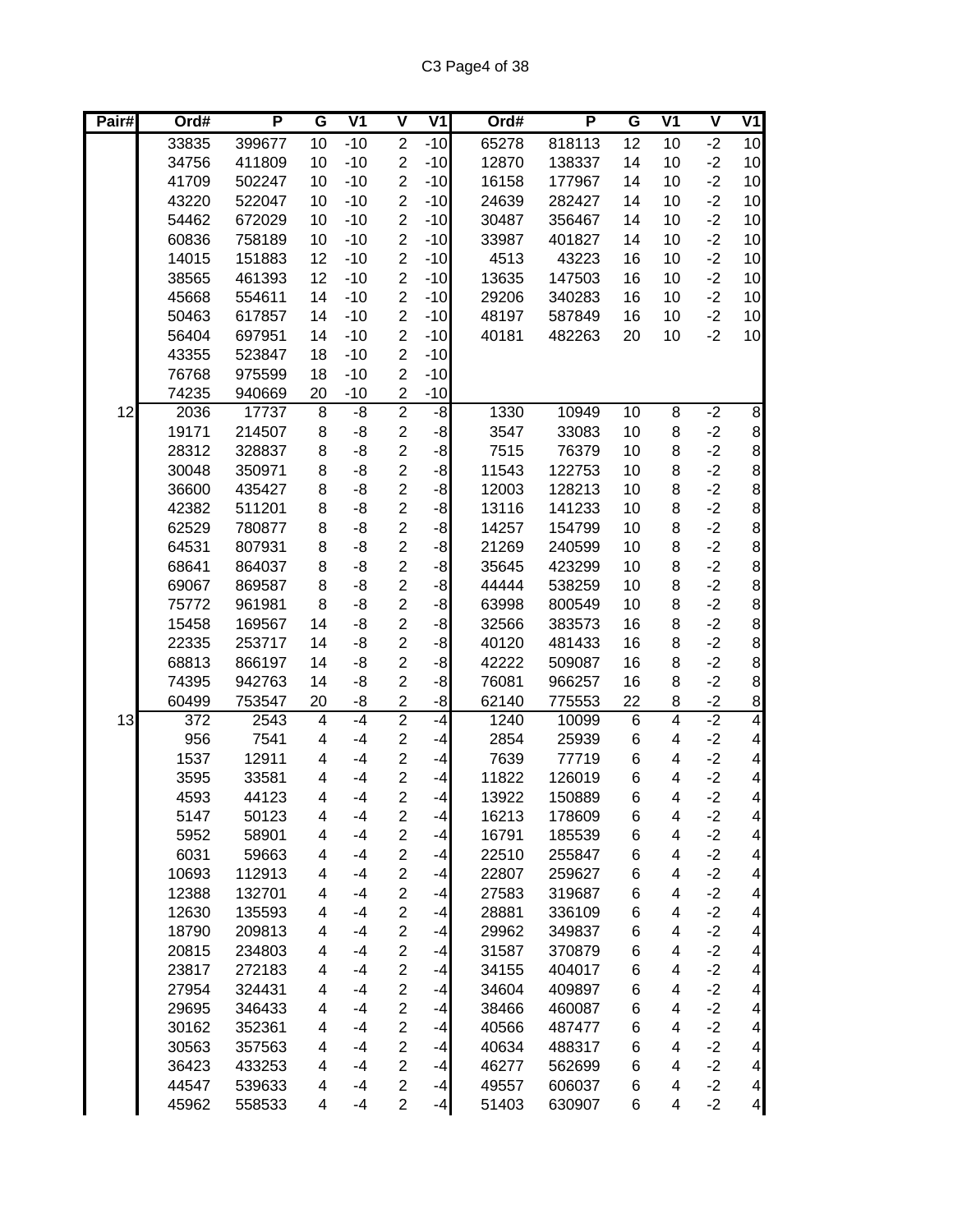| Pair# | Ord# | P | G | V1 | V | V1 | Ord# | P | G | V1 | V | V1 |
|---|---|---|---|---|---|---|---|---|---|---|---|---|
| | 33835 | 399677 | 10 | -10 | 2 | -10 | 65278 | 818113 | 12 | 10 | -2 | 10 |
| | 34756 | 411809 | 10 | -10 | 2 | -10 | 12870 | 138337 | 14 | 10 | -2 | 10 |
| | 41709 | 502247 | 10 | -10 | 2 | -10 | 16158 | 177967 | 14 | 10 | -2 | 10 |
| | 43220 | 522047 | 10 | -10 | 2 | -10 | 24639 | 282427 | 14 | 10 | -2 | 10 |
| | 54462 | 672029 | 10 | -10 | 2 | -10 | 30487 | 356467 | 14 | 10 | -2 | 10 |
| | 60836 | 758189 | 10 | -10 | 2 | -10 | 33987 | 401827 | 14 | 10 | -2 | 10 |
| | 14015 | 151883 | 12 | -10 | 2 | -10 | 4513 | 43223 | 16 | 10 | -2 | 10 |
| | 38565 | 461393 | 12 | -10 | 2 | -10 | 13635 | 147503 | 16 | 10 | -2 | 10 |
| | 45668 | 554611 | 14 | -10 | 2 | -10 | 29206 | 340283 | 16 | 10 | -2 | 10 |
| | 50463 | 617857 | 14 | -10 | 2 | -10 | 48197 | 587849 | 16 | 10 | -2 | 10 |
| | 56404 | 697951 | 14 | -10 | 2 | -10 | 40181 | 482263 | 20 | 10 | -2 | 10 |
| | 43355 | 523847 | 18 | -10 | 2 | -10 | | | | | | |
| | 76768 | 975599 | 18 | -10 | 2 | -10 | | | | | | |
| | 74235 | 940669 | 20 | -10 | 2 | -10 | | | | | | |
| 12 | 2036 | 17737 | 8 | -8 | 2 | -8 | 1330 | 10949 | 10 | 8 | -2 | 8 |
| | 19171 | 214507 | 8 | -8 | 2 | -8 | 3547 | 33083 | 10 | 8 | -2 | 8 |
| | 28312 | 328837 | 8 | -8 | 2 | -8 | 7515 | 76379 | 10 | 8 | -2 | 8 |
| | 30048 | 350971 | 8 | -8 | 2 | -8 | 11543 | 122753 | 10 | 8 | -2 | 8 |
| | 36600 | 435427 | 8 | -8 | 2 | -8 | 12003 | 128213 | 10 | 8 | -2 | 8 |
| | 42382 | 511201 | 8 | -8 | 2 | -8 | 13116 | 141233 | 10 | 8 | -2 | 8 |
| | 62529 | 780877 | 8 | -8 | 2 | -8 | 14257 | 154799 | 10 | 8 | -2 | 8 |
| | 64531 | 807931 | 8 | -8 | 2 | -8 | 21269 | 240599 | 10 | 8 | -2 | 8 |
| | 68641 | 864037 | 8 | -8 | 2 | -8 | 35645 | 423299 | 10 | 8 | -2 | 8 |
| | 69067 | 869587 | 8 | -8 | 2 | -8 | 44444 | 538259 | 10 | 8 | -2 | 8 |
| | 75772 | 961981 | 8 | -8 | 2 | -8 | 63998 | 800549 | 10 | 8 | -2 | 8 |
| | 15458 | 169567 | 14 | -8 | 2 | -8 | 32566 | 383573 | 16 | 8 | -2 | 8 |
| | 22335 | 253717 | 14 | -8 | 2 | -8 | 40120 | 481433 | 16 | 8 | -2 | 8 |
| | 68813 | 866197 | 14 | -8 | 2 | -8 | 42222 | 509087 | 16 | 8 | -2 | 8 |
| | 74395 | 942763 | 14 | -8 | 2 | -8 | 76081 | 966257 | 16 | 8 | -2 | 8 |
| | 60499 | 753547 | 20 | -8 | 2 | -8 | 62140 | 775553 | 22 | 8 | -2 | 8 |
| 13 | 372 | 2543 | 4 | -4 | 2 | -4 | 1240 | 10099 | 6 | 4 | -2 | 4 |
| | 956 | 7541 | 4 | -4 | 2 | -4 | 2854 | 25939 | 6 | 4 | -2 | 4 |
| | 1537 | 12911 | 4 | -4 | 2 | -4 | 7639 | 77719 | 6 | 4 | -2 | 4 |
| | 3595 | 33581 | 4 | -4 | 2 | -4 | 11822 | 126019 | 6 | 4 | -2 | 4 |
| | 4593 | 44123 | 4 | -4 | 2 | -4 | 13922 | 150889 | 6 | 4 | -2 | 4 |
| | 5147 | 50123 | 4 | -4 | 2 | -4 | 16213 | 178609 | 6 | 4 | -2 | 4 |
| | 5952 | 58901 | 4 | -4 | 2 | -4 | 16791 | 185539 | 6 | 4 | -2 | 4 |
| | 6031 | 59663 | 4 | -4 | 2 | -4 | 22510 | 255847 | 6 | 4 | -2 | 4 |
| | 10693 | 112913 | 4 | -4 | 2 | -4 | 22807 | 259627 | 6 | 4 | -2 | 4 |
| | 12388 | 132701 | 4 | -4 | 2 | -4 | 27583 | 319687 | 6 | 4 | -2 | 4 |
| | 12630 | 135593 | 4 | -4 | 2 | -4 | 28881 | 336109 | 6 | 4 | -2 | 4 |
| | 18790 | 209813 | 4 | -4 | 2 | -4 | 29962 | 349837 | 6 | 4 | -2 | 4 |
| | 20815 | 234803 | 4 | -4 | 2 | -4 | 31587 | 370879 | 6 | 4 | -2 | 4 |
| | 23817 | 272183 | 4 | -4 | 2 | -4 | 34155 | 404017 | 6 | 4 | -2 | 4 |
| | 27954 | 324431 | 4 | -4 | 2 | -4 | 34604 | 409897 | 6 | 4 | -2 | 4 |
| | 29695 | 346433 | 4 | -4 | 2 | -4 | 38466 | 460087 | 6 | 4 | -2 | 4 |
| | 30162 | 352361 | 4 | -4 | 2 | -4 | 40566 | 487477 | 6 | 4 | -2 | 4 |
| | 30563 | 357563 | 4 | -4 | 2 | -4 | 40634 | 488317 | 6 | 4 | -2 | 4 |
| | 36423 | 433253 | 4 | -4 | 2 | -4 | 46277 | 562699 | 6 | 4 | -2 | 4 |
| | 44547 | 539633 | 4 | -4 | 2 | -4 | 49557 | 606037 | 6 | 4 | -2 | 4 |
| | 45962 | 558533 | 4 | -4 | 2 | -4 | 51403 | 630907 | 6 | 4 | -2 | 4 |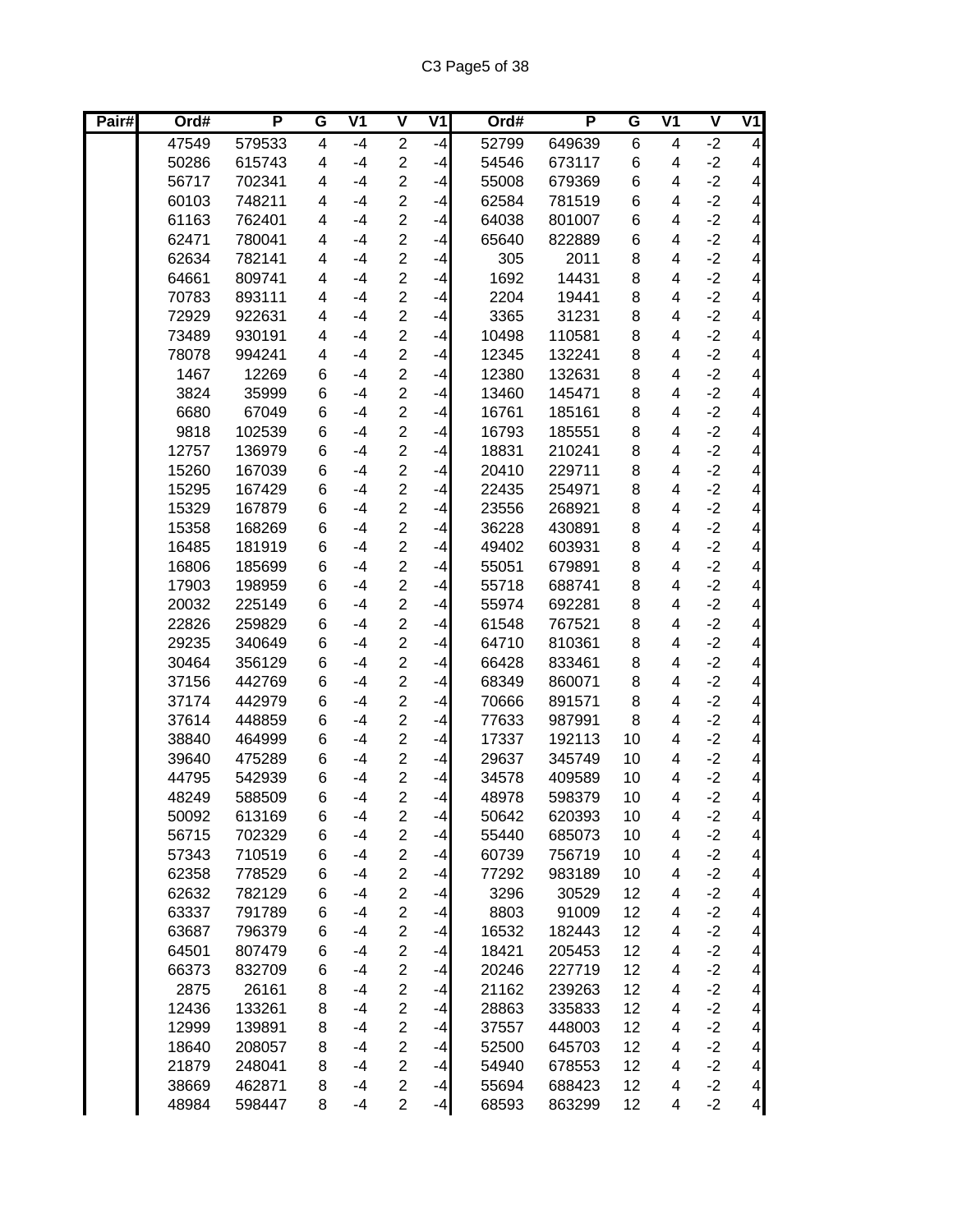| Pair# | Ord# | P | G | V1 | V | V1 | Ord# | P | G | V1 | V | V1 |
|---|---|---|---|---|---|---|---|---|---|---|---|---|
| | 47549 | 579533 | 4 | -4 | 2 | -4 | 52799 | 649639 | 6 | 4 | -2 | 4 |
| | 50286 | 615743 | 4 | -4 | 2 | -4 | 54546 | 673117 | 6 | 4 | -2 | 4 |
| | 56717 | 702341 | 4 | -4 | 2 | -4 | 55008 | 679369 | 6 | 4 | -2 | 4 |
| | 60103 | 748211 | 4 | -4 | 2 | -4 | 62584 | 781519 | 6 | 4 | -2 | 4 |
| | 61163 | 762401 | 4 | -4 | 2 | -4 | 64038 | 801007 | 6 | 4 | -2 | 4 |
| | 62471 | 780041 | 4 | -4 | 2 | -4 | 65640 | 822889 | 6 | 4 | -2 | 4 |
| | 62634 | 782141 | 4 | -4 | 2 | -4 | 305 | 2011 | 8 | 4 | -2 | 4 |
| | 64661 | 809741 | 4 | -4 | 2 | -4 | 1692 | 14431 | 8 | 4 | -2 | 4 |
| | 70783 | 893111 | 4 | -4 | 2 | -4 | 2204 | 19441 | 8 | 4 | -2 | 4 |
| | 72929 | 922631 | 4 | -4 | 2 | -4 | 3365 | 31231 | 8 | 4 | -2 | 4 |
| | 73489 | 930191 | 4 | -4 | 2 | -4 | 10498 | 110581 | 8 | 4 | -2 | 4 |
| | 78078 | 994241 | 4 | -4 | 2 | -4 | 12345 | 132241 | 8 | 4 | -2 | 4 |
| | 1467 | 12269 | 6 | -4 | 2 | -4 | 12380 | 132631 | 8 | 4 | -2 | 4 |
| | 3824 | 35999 | 6 | -4 | 2 | -4 | 13460 | 145471 | 8 | 4 | -2 | 4 |
| | 6680 | 67049 | 6 | -4 | 2 | -4 | 16761 | 185161 | 8 | 4 | -2 | 4 |
| | 9818 | 102539 | 6 | -4 | 2 | -4 | 16793 | 185551 | 8 | 4 | -2 | 4 |
| | 12757 | 136979 | 6 | -4 | 2 | -4 | 18831 | 210241 | 8 | 4 | -2 | 4 |
| | 15260 | 167039 | 6 | -4 | 2 | -4 | 20410 | 229711 | 8 | 4 | -2 | 4 |
| | 15295 | 167429 | 6 | -4 | 2 | -4 | 22435 | 254971 | 8 | 4 | -2 | 4 |
| | 15329 | 167879 | 6 | -4 | 2 | -4 | 23556 | 268921 | 8 | 4 | -2 | 4 |
| | 15358 | 168269 | 6 | -4 | 2 | -4 | 36228 | 430891 | 8 | 4 | -2 | 4 |
| | 16485 | 181919 | 6 | -4 | 2 | -4 | 49402 | 603931 | 8 | 4 | -2 | 4 |
| | 16806 | 185699 | 6 | -4 | 2 | -4 | 55051 | 679891 | 8 | 4 | -2 | 4 |
| | 17903 | 198959 | 6 | -4 | 2 | -4 | 55718 | 688741 | 8 | 4 | -2 | 4 |
| | 20032 | 225149 | 6 | -4 | 2 | -4 | 55974 | 692281 | 8 | 4 | -2 | 4 |
| | 22826 | 259829 | 6 | -4 | 2 | -4 | 61548 | 767521 | 8 | 4 | -2 | 4 |
| | 29235 | 340649 | 6 | -4 | 2 | -4 | 64710 | 810361 | 8 | 4 | -2 | 4 |
| | 30464 | 356129 | 6 | -4 | 2 | -4 | 66428 | 833461 | 8 | 4 | -2 | 4 |
| | 37156 | 442769 | 6 | -4 | 2 | -4 | 68349 | 860071 | 8 | 4 | -2 | 4 |
| | 37174 | 442979 | 6 | -4 | 2 | -4 | 70666 | 891571 | 8 | 4 | -2 | 4 |
| | 37614 | 448859 | 6 | -4 | 2 | -4 | 77633 | 987991 | 8 | 4 | -2 | 4 |
| | 38840 | 464999 | 6 | -4 | 2 | -4 | 17337 | 192113 | 10 | 4 | -2 | 4 |
| | 39640 | 475289 | 6 | -4 | 2 | -4 | 29637 | 345749 | 10 | 4 | -2 | 4 |
| | 44795 | 542939 | 6 | -4 | 2 | -4 | 34578 | 409589 | 10 | 4 | -2 | 4 |
| | 48249 | 588509 | 6 | -4 | 2 | -4 | 48978 | 598379 | 10 | 4 | -2 | 4 |
| | 50092 | 613169 | 6 | -4 | 2 | -4 | 50642 | 620393 | 10 | 4 | -2 | 4 |
| | 56715 | 702329 | 6 | -4 | 2 | -4 | 55440 | 685073 | 10 | 4 | -2 | 4 |
| | 57343 | 710519 | 6 | -4 | 2 | -4 | 60739 | 756719 | 10 | 4 | -2 | 4 |
| | 62358 | 778529 | 6 | -4 | 2 | -4 | 77292 | 983189 | 10 | 4 | -2 | 4 |
| | 62632 | 782129 | 6 | -4 | 2 | -4 | 3296 | 30529 | 12 | 4 | -2 | 4 |
| | 63337 | 791789 | 6 | -4 | 2 | -4 | 8803 | 91009 | 12 | 4 | -2 | 4 |
| | 63687 | 796379 | 6 | -4 | 2 | -4 | 16532 | 182443 | 12 | 4 | -2 | 4 |
| | 64501 | 807479 | 6 | -4 | 2 | -4 | 18421 | 205453 | 12 | 4 | -2 | 4 |
| | 66373 | 832709 | 6 | -4 | 2 | -4 | 20246 | 227719 | 12 | 4 | -2 | 4 |
| | 2875 | 26161 | 8 | -4 | 2 | -4 | 21162 | 239263 | 12 | 4 | -2 | 4 |
| | 12436 | 133261 | 8 | -4 | 2 | -4 | 28863 | 335833 | 12 | 4 | -2 | 4 |
| | 12999 | 139891 | 8 | -4 | 2 | -4 | 37557 | 448003 | 12 | 4 | -2 | 4 |
| | 18640 | 208057 | 8 | -4 | 2 | -4 | 52500 | 645703 | 12 | 4 | -2 | 4 |
| | 21879 | 248041 | 8 | -4 | 2 | -4 | 54940 | 678553 | 12 | 4 | -2 | 4 |
| | 38669 | 462871 | 8 | -4 | 2 | -4 | 55694 | 688423 | 12 | 4 | -2 | 4 |
| | 48984 | 598447 | 8 | -4 | 2 | -4 | 68593 | 863299 | 12 | 4 | -2 | 4 |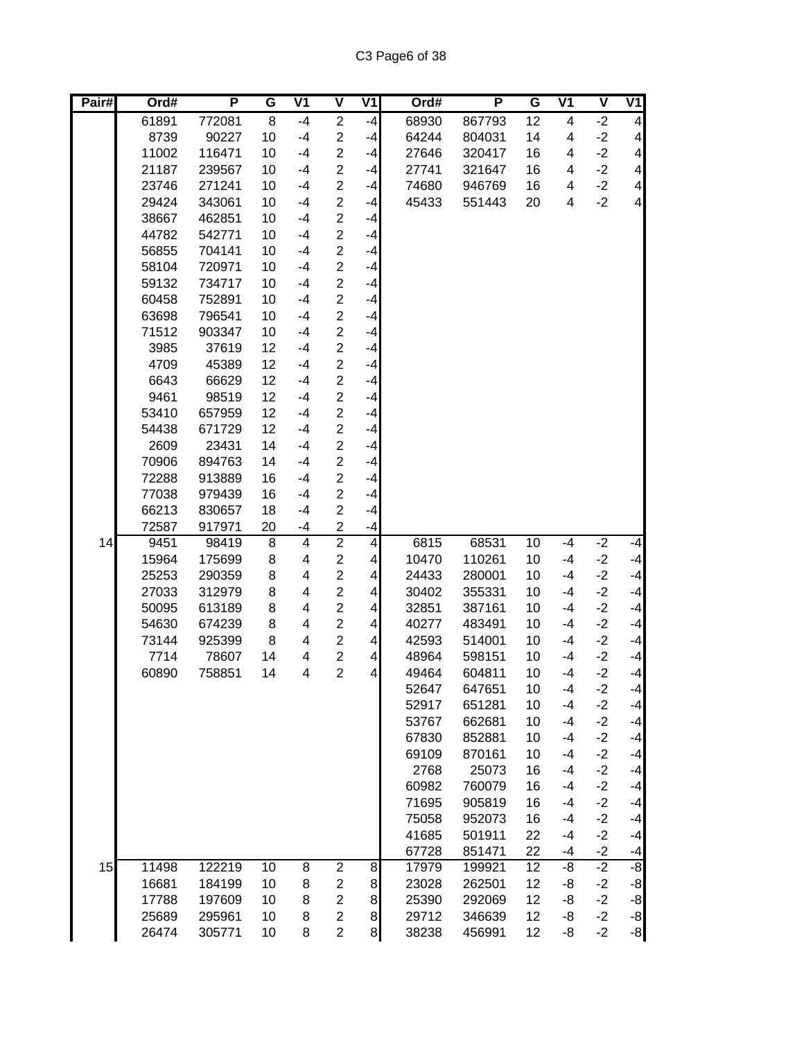| Pair# | Ord# | P | G | V1 | V | V1 | Ord# | P | G | V1 | V | V1 |
|---|---|---|---|---|---|---|---|---|---|---|---|---|
| | 61891 | 772081 | 8 | -4 | 2 | -4 | 68930 | 867793 | 12 | 4 | -2 | 4 |
| | 8739 | 90227 | 10 | -4 | 2 | -4 | 64244 | 804031 | 14 | 4 | -2 | 4 |
| | 11002 | 116471 | 10 | -4 | 2 | -4 | 27646 | 320417 | 16 | 4 | -2 | 4 |
| | 21187 | 239567 | 10 | -4 | 2 | -4 | 27741 | 321647 | 16 | 4 | -2 | 4 |
| | 23746 | 271241 | 10 | -4 | 2 | -4 | 74680 | 946769 | 16 | 4 | -2 | 4 |
| | 29424 | 343061 | 10 | -4 | 2 | -4 | 45433 | 551443 | 20 | 4 | -2 | 4 |
| | 38667 | 462851 | 10 | -4 | 2 | -4 | | | | | | |
| | 44782 | 542771 | 10 | -4 | 2 | -4 | | | | | | |
| | 56855 | 704141 | 10 | -4 | 2 | -4 | | | | | | |
| | 58104 | 720971 | 10 | -4 | 2 | -4 | | | | | | |
| | 59132 | 734717 | 10 | -4 | 2 | -4 | | | | | | |
| | 60458 | 752891 | 10 | -4 | 2 | -4 | | | | | | |
| | 63698 | 796541 | 10 | -4 | 2 | -4 | | | | | | |
| | 71512 | 903347 | 10 | -4 | 2 | -4 | | | | | | |
| | 3985 | 37619 | 12 | -4 | 2 | -4 | | | | | | |
| | 4709 | 45389 | 12 | -4 | 2 | -4 | | | | | | |
| | 6643 | 66629 | 12 | -4 | 2 | -4 | | | | | | |
| | 9461 | 98519 | 12 | -4 | 2 | -4 | | | | | | |
| | 53410 | 657959 | 12 | -4 | 2 | -4 | | | | | | |
| | 54438 | 671729 | 12 | -4 | 2 | -4 | | | | | | |
| | 2609 | 23431 | 14 | -4 | 2 | -4 | | | | | | |
| | 70906 | 894763 | 14 | -4 | 2 | -4 | | | | | | |
| | 72288 | 913889 | 16 | -4 | 2 | -4 | | | | | | |
| | 77038 | 979439 | 16 | -4 | 2 | -4 | | | | | | |
| | 66213 | 830657 | 18 | -4 | 2 | -4 | | | | | | |
| | 72587 | 917971 | 20 | -4 | 2 | -4 | | | | | | |
| 14 | 9451 | 98419 | 8 | 4 | 2 | 4 | 6815 | 68531 | 10 | -4 | -2 | -4 |
| | 15964 | 175699 | 8 | 4 | 2 | 4 | 10470 | 110261 | 10 | -4 | -2 | -4 |
| | 25253 | 290359 | 8 | 4 | 2 | 4 | 24433 | 280001 | 10 | -4 | -2 | -4 |
| | 27033 | 312979 | 8 | 4 | 2 | 4 | 30402 | 355331 | 10 | -4 | -2 | -4 |
| | 50095 | 613189 | 8 | 4 | 2 | 4 | 32851 | 387161 | 10 | -4 | -2 | -4 |
| | 54630 | 674239 | 8 | 4 | 2 | 4 | 40277 | 483491 | 10 | -4 | -2 | -4 |
| | 73144 | 925399 | 8 | 4 | 2 | 4 | 42593 | 514001 | 10 | -4 | -2 | -4 |
| | 7714 | 78607 | 14 | 4 | 2 | 4 | 48964 | 598151 | 10 | -4 | -2 | -4 |
| | 60890 | 758851 | 14 | 4 | 2 | 4 | 49464 | 604811 | 10 | -4 | -2 | -4 |
| | | | | | | | 52647 | 647651 | 10 | -4 | -2 | -4 |
| | | | | | | | 52917 | 651281 | 10 | -4 | -2 | -4 |
| | | | | | | | 53767 | 662681 | 10 | -4 | -2 | -4 |
| | | | | | | | 67830 | 852881 | 10 | -4 | -2 | -4 |
| | | | | | | | 69109 | 870161 | 10 | -4 | -2 | -4 |
| | | | | | | | 2768 | 25073 | 16 | -4 | -2 | -4 |
| | | | | | | | 60982 | 760079 | 16 | -4 | -2 | -4 |
| | | | | | | | 71695 | 905819 | 16 | -4 | -2 | -4 |
| | | | | | | | 75058 | 952073 | 16 | -4 | -2 | -4 |
| | | | | | | | 41685 | 501911 | 22 | -4 | -2 | -4 |
| | | | | | | | 67728 | 851471 | 22 | -4 | -2 | -4 |
| 15 | 11498 | 122219 | 10 | 8 | 2 | 8 | 17979 | 199921 | 12 | -8 | -2 | -8 |
| | 16681 | 184199 | 10 | 8 | 2 | 8 | 23028 | 262501 | 12 | -8 | -2 | -8 |
| | 17788 | 197609 | 10 | 8 | 2 | 8 | 25390 | 292069 | 12 | -8 | -2 | -8 |
| | 25689 | 295961 | 10 | 8 | 2 | 8 | 29712 | 346639 | 12 | -8 | -2 | -8 |
| | 26474 | 305771 | 10 | 8 | 2 | 8 | 38238 | 456991 | 12 | -8 | -2 | -8 |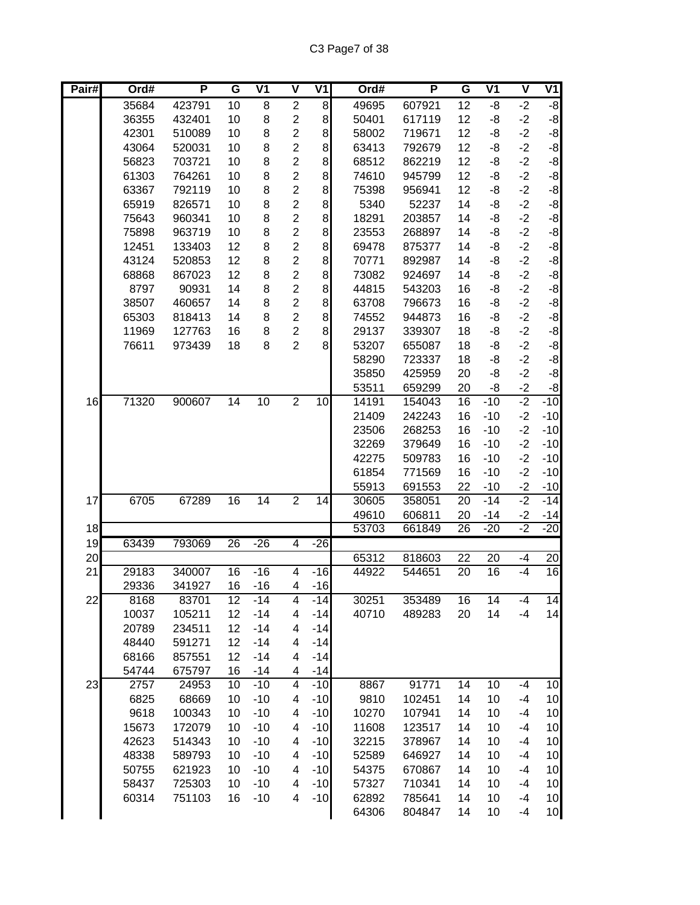| Pair# | Ord# | P | G | V1 | V | V1 | Ord# | P | G | V1 | V | V1 |
|---|---|---|---|---|---|---|---|---|---|---|---|---|
| | 35684 | 423791 | 10 | 8 | 2 | 8 | 49695 | 607921 | 12 | -8 | -2 | -8 |
| | 36355 | 432401 | 10 | 8 | 2 | 8 | 50401 | 617119 | 12 | -8 | -2 | -8 |
| | 42301 | 510089 | 10 | 8 | 2 | 8 | 58002 | 719671 | 12 | -8 | -2 | -8 |
| | 43064 | 520031 | 10 | 8 | 2 | 8 | 63413 | 792679 | 12 | -8 | -2 | -8 |
| | 56823 | 703721 | 10 | 8 | 2 | 8 | 68512 | 862219 | 12 | -8 | -2 | -8 |
| | 61303 | 764261 | 10 | 8 | 2 | 8 | 74610 | 945799 | 12 | -8 | -2 | -8 |
| | 63367 | 792119 | 10 | 8 | 2 | 8 | 75398 | 956941 | 12 | -8 | -2 | -8 |
| | 65919 | 826571 | 10 | 8 | 2 | 8 | 5340 | 52237 | 14 | -8 | -2 | -8 |
| | 75643 | 960341 | 10 | 8 | 2 | 8 | 18291 | 203857 | 14 | -8 | -2 | -8 |
| | 75898 | 963719 | 10 | 8 | 2 | 8 | 23553 | 268897 | 14 | -8 | -2 | -8 |
| | 12451 | 133403 | 12 | 8 | 2 | 8 | 69478 | 875377 | 14 | -8 | -2 | -8 |
| | 43124 | 520853 | 12 | 8 | 2 | 8 | 70771 | 892987 | 14 | -8 | -2 | -8 |
| | 68868 | 867023 | 12 | 8 | 2 | 8 | 73082 | 924697 | 14 | -8 | -2 | -8 |
| | 8797 | 90931 | 14 | 8 | 2 | 8 | 44815 | 543203 | 16 | -8 | -2 | -8 |
| | 38507 | 460657 | 14 | 8 | 2 | 8 | 63708 | 796673 | 16 | -8 | -2 | -8 |
| | 65303 | 818413 | 14 | 8 | 2 | 8 | 74552 | 944873 | 16 | -8 | -2 | -8 |
| | 11969 | 127763 | 16 | 8 | 2 | 8 | 29137 | 339307 | 18 | -8 | -2 | -8 |
| | 76611 | 973439 | 18 | 8 | 2 | 8 | 53207 | 655087 | 18 | -8 | -2 | -8 |
| | | | | | | | 58290 | 723337 | 18 | -8 | -2 | -8 |
| | | | | | | | 35850 | 425959 | 20 | -8 | -2 | -8 |
| | | | | | | | 53511 | 659299 | 20 | -8 | -2 | -8 |
| 16 | 71320 | 900607 | 14 | 10 | 2 | 10 | 14191 | 154043 | 16 | -10 | -2 | -10 |
| | | | | | | | 21409 | 242243 | 16 | -10 | -2 | -10 |
| | | | | | | | 23506 | 268253 | 16 | -10 | -2 | -10 |
| | | | | | | | 32269 | 379649 | 16 | -10 | -2 | -10 |
| | | | | | | | 42275 | 509783 | 16 | -10 | -2 | -10 |
| | | | | | | | 61854 | 771569 | 16 | -10 | -2 | -10 |
| | | | | | | | 55913 | 691553 | 22 | -10 | -2 | -10 |
| 17 | 6705 | 67289 | 16 | 14 | 2 | 14 | 30605 | 358051 | 20 | -14 | -2 | -14 |
| | | | | | | | 49610 | 606811 | 20 | -14 | -2 | -14 |
| 18 | | | | | | | 53703 | 661849 | 26 | -20 | -2 | -20 |
| 19 | 63439 | 793069 | 26 | -26 | 4 | -26 | | | | | | |
| 20 | | | | | | | 65312 | 818603 | 22 | 20 | -4 | 20 |
| 21 | 29183 | 340007 | 16 | -16 | 4 | -16 | 44922 | 544651 | 20 | 16 | -4 | 16 |
| | 29336 | 341927 | 16 | -16 | 4 | -16 | | | | | | |
| 22 | 8168 | 83701 | 12 | -14 | 4 | -14 | 30251 | 353489 | 16 | 14 | -4 | 14 |
| | 10037 | 105211 | 12 | -14 | 4 | -14 | 40710 | 489283 | 20 | 14 | -4 | 14 |
| | 20789 | 234511 | 12 | -14 | 4 | -14 | | | | | | |
| | 48440 | 591271 | 12 | -14 | 4 | -14 | | | | | | |
| | 68166 | 857551 | 12 | -14 | 4 | -14 | | | | | | |
| | 54744 | 675797 | 16 | -14 | 4 | -14 | | | | | | |
| 23 | 2757 | 24953 | 10 | -10 | 4 | -10 | 8867 | 91771 | 14 | 10 | -4 | 10 |
| | 6825 | 68669 | 10 | -10 | 4 | -10 | 9810 | 102451 | 14 | 10 | -4 | 10 |
| | 9618 | 100343 | 10 | -10 | 4 | -10 | 10270 | 107941 | 14 | 10 | -4 | 10 |
| | 15673 | 172079 | 10 | -10 | 4 | -10 | 11608 | 123517 | 14 | 10 | -4 | 10 |
| | 42623 | 514343 | 10 | -10 | 4 | -10 | 32215 | 378967 | 14 | 10 | -4 | 10 |
| | 48338 | 589793 | 10 | -10 | 4 | -10 | 52589 | 646927 | 14 | 10 | -4 | 10 |
| | 50755 | 621923 | 10 | -10 | 4 | -10 | 54375 | 670867 | 14 | 10 | -4 | 10 |
| | 58437 | 725303 | 10 | -10 | 4 | -10 | 57327 | 710341 | 14 | 10 | -4 | 10 |
| | 60314 | 751103 | 16 | -10 | 4 | -10 | 62892 | 785641 | 14 | 10 | -4 | 10 |
| | | | | | | | 64306 | 804847 | 14 | 10 | -4 | 10 |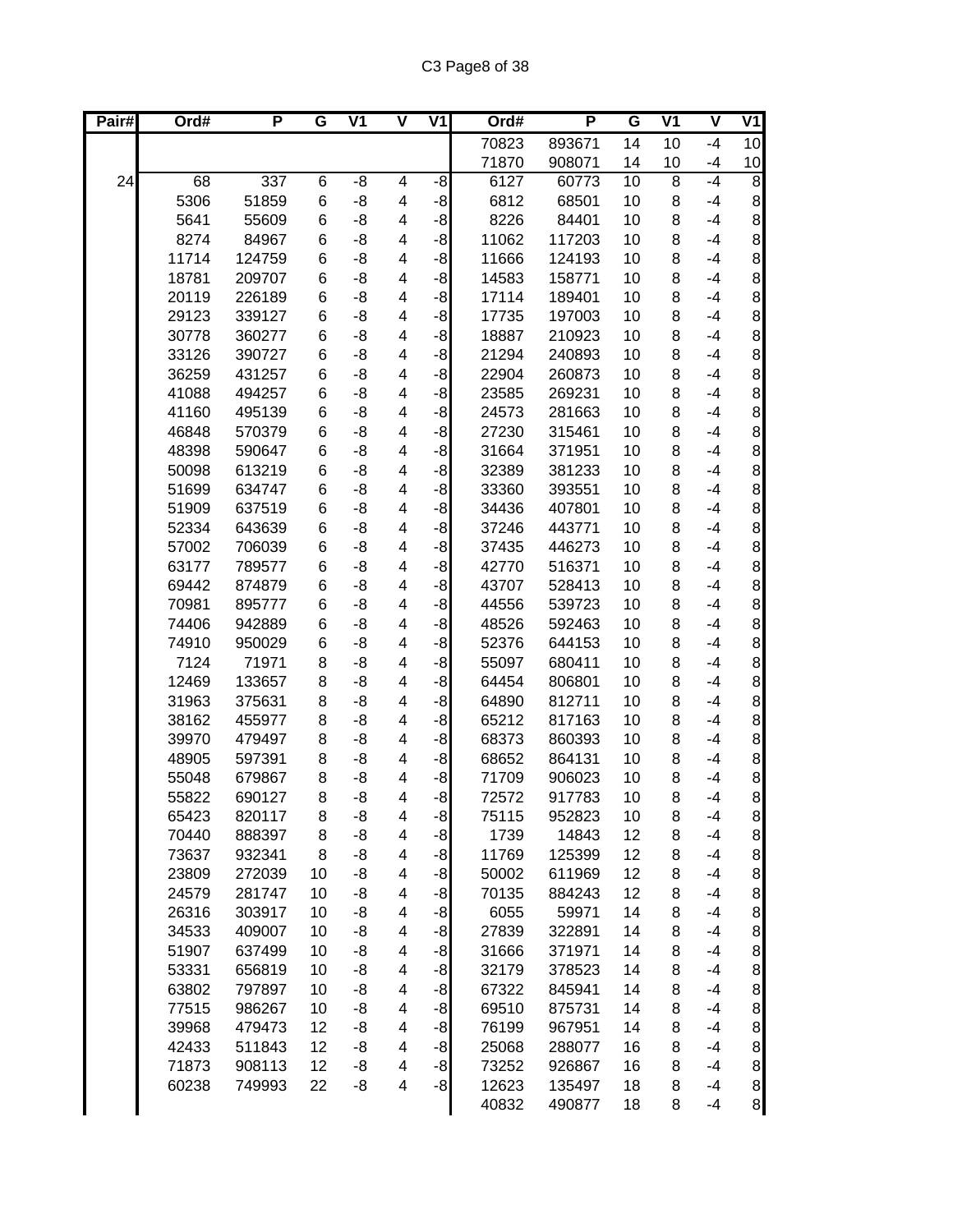| Pair# | Ord# | P | G | V1 | V | V1 | Ord# | P | G | V1 | V | V1 |
|---|---|---|---|---|---|---|---|---|---|---|---|---|
| | | | | | | | 70823 | 893671 | 14 | 10 | -4 | 10 |
| | | | | | | | 71870 | 908071 | 14 | 10 | -4 | 10 |
| 24 | 68 | 337 | 6 | -8 | 4 | -8 | 6127 | 60773 | 10 | 8 | -4 | 8 |
| | 5306 | 51859 | 6 | -8 | 4 | -8 | 6812 | 68501 | 10 | 8 | -4 | 8 |
| | 5641 | 55609 | 6 | -8 | 4 | -8 | 8226 | 84401 | 10 | 8 | -4 | 8 |
| | 8274 | 84967 | 6 | -8 | 4 | -8 | 11062 | 117203 | 10 | 8 | -4 | 8 |
| | 11714 | 124759 | 6 | -8 | 4 | -8 | 11666 | 124193 | 10 | 8 | -4 | 8 |
| | 18781 | 209707 | 6 | -8 | 4 | -8 | 14583 | 158771 | 10 | 8 | -4 | 8 |
| | 20119 | 226189 | 6 | -8 | 4 | -8 | 17114 | 189401 | 10 | 8 | -4 | 8 |
| | 29123 | 339127 | 6 | -8 | 4 | -8 | 17735 | 197003 | 10 | 8 | -4 | 8 |
| | 30778 | 360277 | 6 | -8 | 4 | -8 | 18887 | 210923 | 10 | 8 | -4 | 8 |
| | 33126 | 390727 | 6 | -8 | 4 | -8 | 21294 | 240893 | 10 | 8 | -4 | 8 |
| | 36259 | 431257 | 6 | -8 | 4 | -8 | 22904 | 260873 | 10 | 8 | -4 | 8 |
| | 41088 | 494257 | 6 | -8 | 4 | -8 | 23585 | 269231 | 10 | 8 | -4 | 8 |
| | 41160 | 495139 | 6 | -8 | 4 | -8 | 24573 | 281663 | 10 | 8 | -4 | 8 |
| | 46848 | 570379 | 6 | -8 | 4 | -8 | 27230 | 315461 | 10 | 8 | -4 | 8 |
| | 48398 | 590647 | 6 | -8 | 4 | -8 | 31664 | 371951 | 10 | 8 | -4 | 8 |
| | 50098 | 613219 | 6 | -8 | 4 | -8 | 32389 | 381233 | 10 | 8 | -4 | 8 |
| | 51699 | 634747 | 6 | -8 | 4 | -8 | 33360 | 393551 | 10 | 8 | -4 | 8 |
| | 51909 | 637519 | 6 | -8 | 4 | -8 | 34436 | 407801 | 10 | 8 | -4 | 8 |
| | 52334 | 643639 | 6 | -8 | 4 | -8 | 37246 | 443771 | 10 | 8 | -4 | 8 |
| | 57002 | 706039 | 6 | -8 | 4 | -8 | 37435 | 446273 | 10 | 8 | -4 | 8 |
| | 63177 | 789577 | 6 | -8 | 4 | -8 | 42770 | 516371 | 10 | 8 | -4 | 8 |
| | 69442 | 874879 | 6 | -8 | 4 | -8 | 43707 | 528413 | 10 | 8 | -4 | 8 |
| | 70981 | 895777 | 6 | -8 | 4 | -8 | 44556 | 539723 | 10 | 8 | -4 | 8 |
| | 74406 | 942889 | 6 | -8 | 4 | -8 | 48526 | 592463 | 10 | 8 | -4 | 8 |
| | 74910 | 950029 | 6 | -8 | 4 | -8 | 52376 | 644153 | 10 | 8 | -4 | 8 |
| | 7124 | 71971 | 8 | -8 | 4 | -8 | 55097 | 680411 | 10 | 8 | -4 | 8 |
| | 12469 | 133657 | 8 | -8 | 4 | -8 | 64454 | 806801 | 10 | 8 | -4 | 8 |
| | 31963 | 375631 | 8 | -8 | 4 | -8 | 64890 | 812711 | 10 | 8 | -4 | 8 |
| | 38162 | 455977 | 8 | -8 | 4 | -8 | 65212 | 817163 | 10 | 8 | -4 | 8 |
| | 39970 | 479497 | 8 | -8 | 4 | -8 | 68373 | 860393 | 10 | 8 | -4 | 8 |
| | 48905 | 597391 | 8 | -8 | 4 | -8 | 68652 | 864131 | 10 | 8 | -4 | 8 |
| | 55048 | 679867 | 8 | -8 | 4 | -8 | 71709 | 906023 | 10 | 8 | -4 | 8 |
| | 55822 | 690127 | 8 | -8 | 4 | -8 | 72572 | 917783 | 10 | 8 | -4 | 8 |
| | 65423 | 820117 | 8 | -8 | 4 | -8 | 75115 | 952823 | 10 | 8 | -4 | 8 |
| | 70440 | 888397 | 8 | -8 | 4 | -8 | 1739 | 14843 | 12 | 8 | -4 | 8 |
| | 73637 | 932341 | 8 | -8 | 4 | -8 | 11769 | 125399 | 12 | 8 | -4 | 8 |
| | 23809 | 272039 | 10 | -8 | 4 | -8 | 50002 | 611969 | 12 | 8 | -4 | 8 |
| | 24579 | 281747 | 10 | -8 | 4 | -8 | 70135 | 884243 | 12 | 8 | -4 | 8 |
| | 26316 | 303917 | 10 | -8 | 4 | -8 | 6055 | 59971 | 14 | 8 | -4 | 8 |
| | 34533 | 409007 | 10 | -8 | 4 | -8 | 27839 | 322891 | 14 | 8 | -4 | 8 |
| | 51907 | 637499 | 10 | -8 | 4 | -8 | 31666 | 371971 | 14 | 8 | -4 | 8 |
| | 53331 | 656819 | 10 | -8 | 4 | -8 | 32179 | 378523 | 14 | 8 | -4 | 8 |
| | 63802 | 797897 | 10 | -8 | 4 | -8 | 67322 | 845941 | 14 | 8 | -4 | 8 |
| | 77515 | 986267 | 10 | -8 | 4 | -8 | 69510 | 875731 | 14 | 8 | -4 | 8 |
| | 39968 | 479473 | 12 | -8 | 4 | -8 | 76199 | 967951 | 14 | 8 | -4 | 8 |
| | 42433 | 511843 | 12 | -8 | 4 | -8 | 25068 | 288077 | 16 | 8 | -4 | 8 |
| | 71873 | 908113 | 12 | -8 | 4 | -8 | 73252 | 926867 | 16 | 8 | -4 | 8 |
| | 60238 | 749993 | 22 | -8 | 4 | -8 | 12623 | 135497 | 18 | 8 | -4 | 8 |
| | | | | | | | 40832 | 490877 | 18 | 8 | -4 | 8 |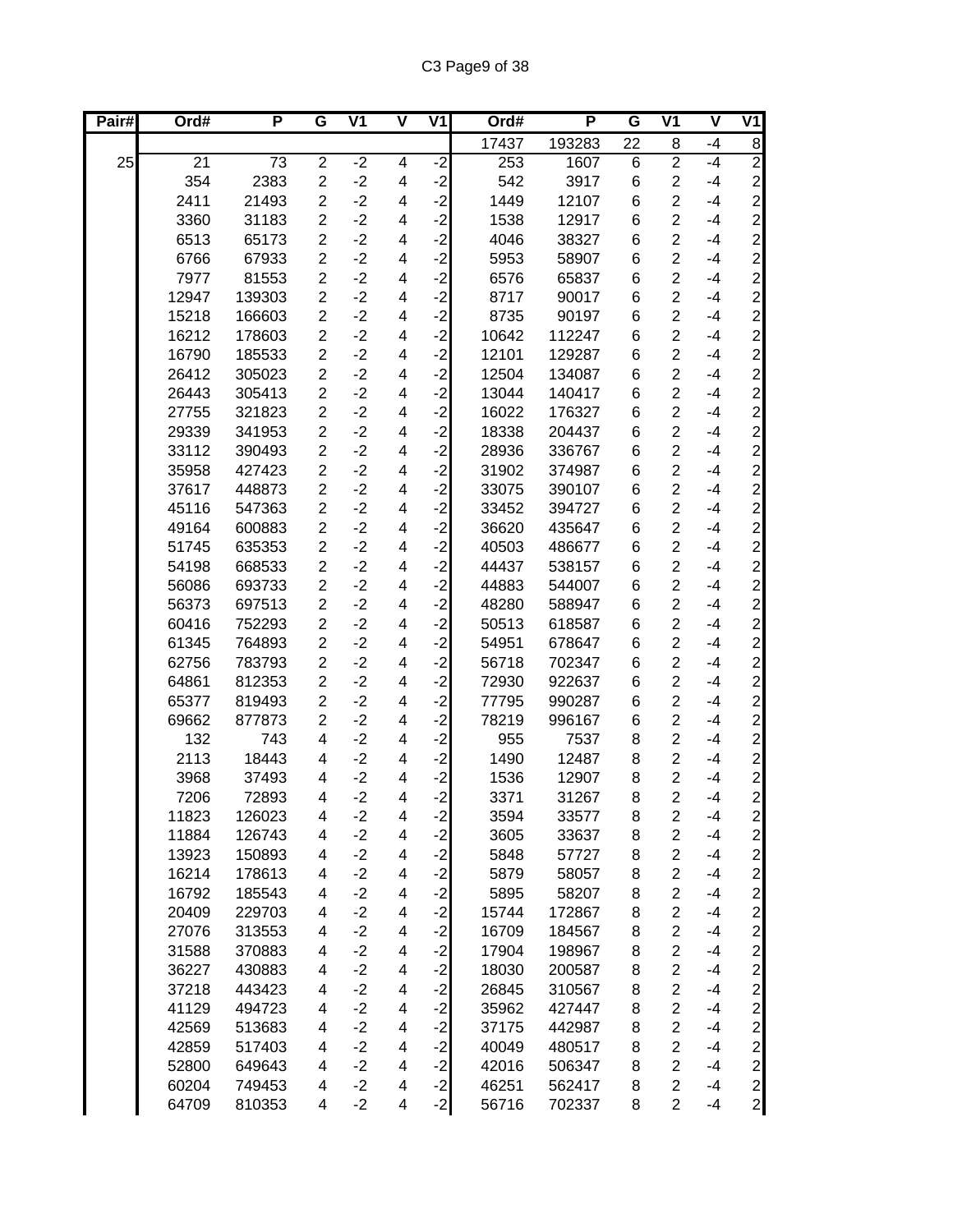| Pair# | Ord# | P | G | V1 | V | V1 | Ord# | P | G | V1 | V | V1 |
|---|---|---|---|---|---|---|---|---|---|---|---|---|
| | | | | | | | 17437 | 193283 | 22 | 8 | -4 | 8 |
| 25 | 21 | 73 | 2 | -2 | 4 | -2 | 253 | 1607 | 6 | 2 | -4 | 2 |
| | 354 | 2383 | 2 | -2 | 4 | -2 | 542 | 3917 | 6 | 2 | -4 | 2 |
| | 2411 | 21493 | 2 | -2 | 4 | -2 | 1449 | 12107 | 6 | 2 | -4 | 2 |
| | 3360 | 31183 | 2 | -2 | 4 | -2 | 1538 | 12917 | 6 | 2 | -4 | 2 |
| | 6513 | 65173 | 2 | -2 | 4 | -2 | 4046 | 38327 | 6 | 2 | -4 | 2 |
| | 6766 | 67933 | 2 | -2 | 4 | -2 | 5953 | 58907 | 6 | 2 | -4 | 2 |
| | 7977 | 81553 | 2 | -2 | 4 | -2 | 6576 | 65837 | 6 | 2 | -4 | 2 |
| | 12947 | 139303 | 2 | -2 | 4 | -2 | 8717 | 90017 | 6 | 2 | -4 | 2 |
| | 15218 | 166603 | 2 | -2 | 4 | -2 | 8735 | 90197 | 6 | 2 | -4 | 2 |
| | 16212 | 178603 | 2 | -2 | 4 | -2 | 10642 | 112247 | 6 | 2 | -4 | 2 |
| | 16790 | 185533 | 2 | -2 | 4 | -2 | 12101 | 129287 | 6 | 2 | -4 | 2 |
| | 26412 | 305023 | 2 | -2 | 4 | -2 | 12504 | 134087 | 6 | 2 | -4 | 2 |
| | 26443 | 305413 | 2 | -2 | 4 | -2 | 13044 | 140417 | 6 | 2 | -4 | 2 |
| | 27755 | 321823 | 2 | -2 | 4 | -2 | 16022 | 176327 | 6 | 2 | -4 | 2 |
| | 29339 | 341953 | 2 | -2 | 4 | -2 | 18338 | 204437 | 6 | 2 | -4 | 2 |
| | 33112 | 390493 | 2 | -2 | 4 | -2 | 28936 | 336767 | 6 | 2 | -4 | 2 |
| | 35958 | 427423 | 2 | -2 | 4 | -2 | 31902 | 374987 | 6 | 2 | -4 | 2 |
| | 37617 | 448873 | 2 | -2 | 4 | -2 | 33075 | 390107 | 6 | 2 | -4 | 2 |
| | 45116 | 547363 | 2 | -2 | 4 | -2 | 33452 | 394727 | 6 | 2 | -4 | 2 |
| | 49164 | 600883 | 2 | -2 | 4 | -2 | 36620 | 435647 | 6 | 2 | -4 | 2 |
| | 51745 | 635353 | 2 | -2 | 4 | -2 | 40503 | 486677 | 6 | 2 | -4 | 2 |
| | 54198 | 668533 | 2 | -2 | 4 | -2 | 44437 | 538157 | 6 | 2 | -4 | 2 |
| | 56086 | 693733 | 2 | -2 | 4 | -2 | 44883 | 544007 | 6 | 2 | -4 | 2 |
| | 56373 | 697513 | 2 | -2 | 4 | -2 | 48280 | 588947 | 6 | 2 | -4 | 2 |
| | 60416 | 752293 | 2 | -2 | 4 | -2 | 50513 | 618587 | 6 | 2 | -4 | 2 |
| | 61345 | 764893 | 2 | -2 | 4 | -2 | 54951 | 678647 | 6 | 2 | -4 | 2 |
| | 62756 | 783793 | 2 | -2 | 4 | -2 | 56718 | 702347 | 6 | 2 | -4 | 2 |
| | 64861 | 812353 | 2 | -2 | 4 | -2 | 72930 | 922637 | 6 | 2 | -4 | 2 |
| | 65377 | 819493 | 2 | -2 | 4 | -2 | 77795 | 990287 | 6 | 2 | -4 | 2 |
| | 69662 | 877873 | 2 | -2 | 4 | -2 | 78219 | 996167 | 6 | 2 | -4 | 2 |
| | 132 | 743 | 4 | -2 | 4 | -2 | 955 | 7537 | 8 | 2 | -4 | 2 |
| | 2113 | 18443 | 4 | -2 | 4 | -2 | 1490 | 12487 | 8 | 2 | -4 | 2 |
| | 3968 | 37493 | 4 | -2 | 4 | -2 | 1536 | 12907 | 8 | 2 | -4 | 2 |
| | 7206 | 72893 | 4 | -2 | 4 | -2 | 3371 | 31267 | 8 | 2 | -4 | 2 |
| | 11823 | 126023 | 4 | -2 | 4 | -2 | 3594 | 33577 | 8 | 2 | -4 | 2 |
| | 11884 | 126743 | 4 | -2 | 4 | -2 | 3605 | 33637 | 8 | 2 | -4 | 2 |
| | 13923 | 150893 | 4 | -2 | 4 | -2 | 5848 | 57727 | 8 | 2 | -4 | 2 |
| | 16214 | 178613 | 4 | -2 | 4 | -2 | 5879 | 58057 | 8 | 2 | -4 | 2 |
| | 16792 | 185543 | 4 | -2 | 4 | -2 | 5895 | 58207 | 8 | 2 | -4 | 2 |
| | 20409 | 229703 | 4 | -2 | 4 | -2 | 15744 | 172867 | 8 | 2 | -4 | 2 |
| | 27076 | 313553 | 4 | -2 | 4 | -2 | 16709 | 184567 | 8 | 2 | -4 | 2 |
| | 31588 | 370883 | 4 | -2 | 4 | -2 | 17904 | 198967 | 8 | 2 | -4 | 2 |
| | 36227 | 430883 | 4 | -2 | 4 | -2 | 18030 | 200587 | 8 | 2 | -4 | 2 |
| | 37218 | 443423 | 4 | -2 | 4 | -2 | 26845 | 310567 | 8 | 2 | -4 | 2 |
| | 41129 | 494723 | 4 | -2 | 4 | -2 | 35962 | 427447 | 8 | 2 | -4 | 2 |
| | 42569 | 513683 | 4 | -2 | 4 | -2 | 37175 | 442987 | 8 | 2 | -4 | 2 |
| | 42859 | 517403 | 4 | -2 | 4 | -2 | 40049 | 480517 | 8 | 2 | -4 | 2 |
| | 52800 | 649643 | 4 | -2 | 4 | -2 | 42016 | 506347 | 8 | 2 | -4 | 2 |
| | 60204 | 749453 | 4 | -2 | 4 | -2 | 46251 | 562417 | 8 | 2 | -4 | 2 |
| | 64709 | 810353 | 4 | -2 | 4 | -2 | 56716 | 702337 | 8 | 2 | -4 | 2 |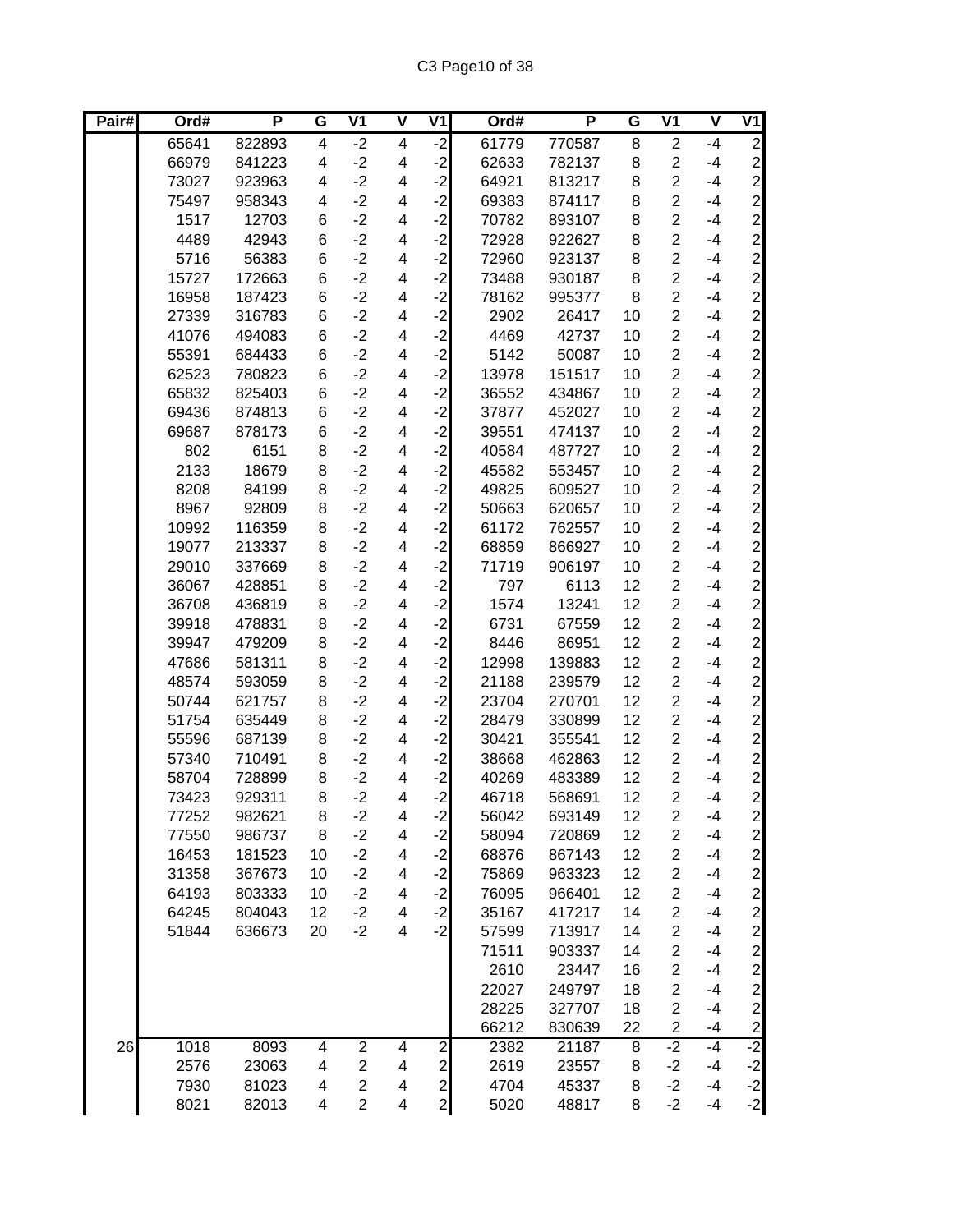| Pair# | Ord# | P | G | V1 | V | V1 | Ord# | P | G | V1 | V | V1 |
|---|---|---|---|---|---|---|---|---|---|---|---|---|
| | 65641 | 822893 | 4 | -2 | 4 | -2 | 61779 | 770587 | 8 | 2 | -4 | 2 |
| | 66979 | 841223 | 4 | -2 | 4 | -2 | 62633 | 782137 | 8 | 2 | -4 | 2 |
| | 73027 | 923963 | 4 | -2 | 4 | -2 | 64921 | 813217 | 8 | 2 | -4 | 2 |
| | 75497 | 958343 | 4 | -2 | 4 | -2 | 69383 | 874117 | 8 | 2 | -4 | 2 |
| | 1517 | 12703 | 6 | -2 | 4 | -2 | 70782 | 893107 | 8 | 2 | -4 | 2 |
| | 4489 | 42943 | 6 | -2 | 4 | -2 | 72928 | 922627 | 8 | 2 | -4 | 2 |
| | 5716 | 56383 | 6 | -2 | 4 | -2 | 72960 | 923137 | 8 | 2 | -4 | 2 |
| | 15727 | 172663 | 6 | -2 | 4 | -2 | 73488 | 930187 | 8 | 2 | -4 | 2 |
| | 16958 | 187423 | 6 | -2 | 4 | -2 | 78162 | 995377 | 8 | 2 | -4 | 2 |
| | 27339 | 316783 | 6 | -2 | 4 | -2 | 2902 | 26417 | 10 | 2 | -4 | 2 |
| | 41076 | 494083 | 6 | -2 | 4 | -2 | 4469 | 42737 | 10 | 2 | -4 | 2 |
| | 55391 | 684433 | 6 | -2 | 4 | -2 | 5142 | 50087 | 10 | 2 | -4 | 2 |
| | 62523 | 780823 | 6 | -2 | 4 | -2 | 13978 | 151517 | 10 | 2 | -4 | 2 |
| | 65832 | 825403 | 6 | -2 | 4 | -2 | 36552 | 434867 | 10 | 2 | -4 | 2 |
| | 69436 | 874813 | 6 | -2 | 4 | -2 | 37877 | 452027 | 10 | 2 | -4 | 2 |
| | 69687 | 878173 | 6 | -2 | 4 | -2 | 39551 | 474137 | 10 | 2 | -4 | 2 |
| | 802 | 6151 | 8 | -2 | 4 | -2 | 40584 | 487727 | 10 | 2 | -4 | 2 |
| | 2133 | 18679 | 8 | -2 | 4 | -2 | 45582 | 553457 | 10 | 2 | -4 | 2 |
| | 8208 | 84199 | 8 | -2 | 4 | -2 | 49825 | 609527 | 10 | 2 | -4 | 2 |
| | 8967 | 92809 | 8 | -2 | 4 | -2 | 50663 | 620657 | 10 | 2 | -4 | 2 |
| | 10992 | 116359 | 8 | -2 | 4 | -2 | 61172 | 762557 | 10 | 2 | -4 | 2 |
| | 19077 | 213337 | 8 | -2 | 4 | -2 | 68859 | 866927 | 10 | 2 | -4 | 2 |
| | 29010 | 337669 | 8 | -2 | 4 | -2 | 71719 | 906197 | 10 | 2 | -4 | 2 |
| | 36067 | 428851 | 8 | -2 | 4 | -2 | 797 | 6113 | 12 | 2 | -4 | 2 |
| | 36708 | 436819 | 8 | -2 | 4 | -2 | 1574 | 13241 | 12 | 2 | -4 | 2 |
| | 39918 | 478831 | 8 | -2 | 4 | -2 | 6731 | 67559 | 12 | 2 | -4 | 2 |
| | 39947 | 479209 | 8 | -2 | 4 | -2 | 8446 | 86951 | 12 | 2 | -4 | 2 |
| | 47686 | 581311 | 8 | -2 | 4 | -2 | 12998 | 139883 | 12 | 2 | -4 | 2 |
| | 48574 | 593059 | 8 | -2 | 4 | -2 | 21188 | 239579 | 12 | 2 | -4 | 2 |
| | 50744 | 621757 | 8 | -2 | 4 | -2 | 23704 | 270701 | 12 | 2 | -4 | 2 |
| | 51754 | 635449 | 8 | -2 | 4 | -2 | 28479 | 330899 | 12 | 2 | -4 | 2 |
| | 55596 | 687139 | 8 | -2 | 4 | -2 | 30421 | 355541 | 12 | 2 | -4 | 2 |
| | 57340 | 710491 | 8 | -2 | 4 | -2 | 38668 | 462863 | 12 | 2 | -4 | 2 |
| | 58704 | 728899 | 8 | -2 | 4 | -2 | 40269 | 483389 | 12 | 2 | -4 | 2 |
| | 73423 | 929311 | 8 | -2 | 4 | -2 | 46718 | 568691 | 12 | 2 | -4 | 2 |
| | 77252 | 982621 | 8 | -2 | 4 | -2 | 56042 | 693149 | 12 | 2 | -4 | 2 |
| | 77550 | 986737 | 8 | -2 | 4 | -2 | 58094 | 720869 | 12 | 2 | -4 | 2 |
| | 16453 | 181523 | 10 | -2 | 4 | -2 | 68876 | 867143 | 12 | 2 | -4 | 2 |
| | 31358 | 367673 | 10 | -2 | 4 | -2 | 75869 | 963323 | 12 | 2 | -4 | 2 |
| | 64193 | 803333 | 10 | -2 | 4 | -2 | 76095 | 966401 | 12 | 2 | -4 | 2 |
| | 64245 | 804043 | 12 | -2 | 4 | -2 | 35167 | 417217 | 14 | 2 | -4 | 2 |
| | 51844 | 636673 | 20 | -2 | 4 | -2 | 57599 | 713917 | 14 | 2 | -4 | 2 |
| | | | | | | | 71511 | 903337 | 14 | 2 | -4 | 2 |
| | | | | | | | 2610 | 23447 | 16 | 2 | -4 | 2 |
| | | | | | | | 22027 | 249797 | 18 | 2 | -4 | 2 |
| | | | | | | | 28225 | 327707 | 18 | 2 | -4 | 2 |
| | | | | | | | 66212 | 830639 | 22 | 2 | -4 | 2 |
| 26 | 1018 | 8093 | 4 | 2 | 4 | 2 | 2382 | 21187 | 8 | -2 | -4 | -2 |
| | 2576 | 23063 | 4 | 2 | 4 | 2 | 2619 | 23557 | 8 | -2 | -4 | -2 |
| | 7930 | 81023 | 4 | 2 | 4 | 2 | 4704 | 45337 | 8 | -2 | -4 | -2 |
| | 8021 | 82013 | 4 | 2 | 4 | 2 | 5020 | 48817 | 8 | -2 | -4 | -2 |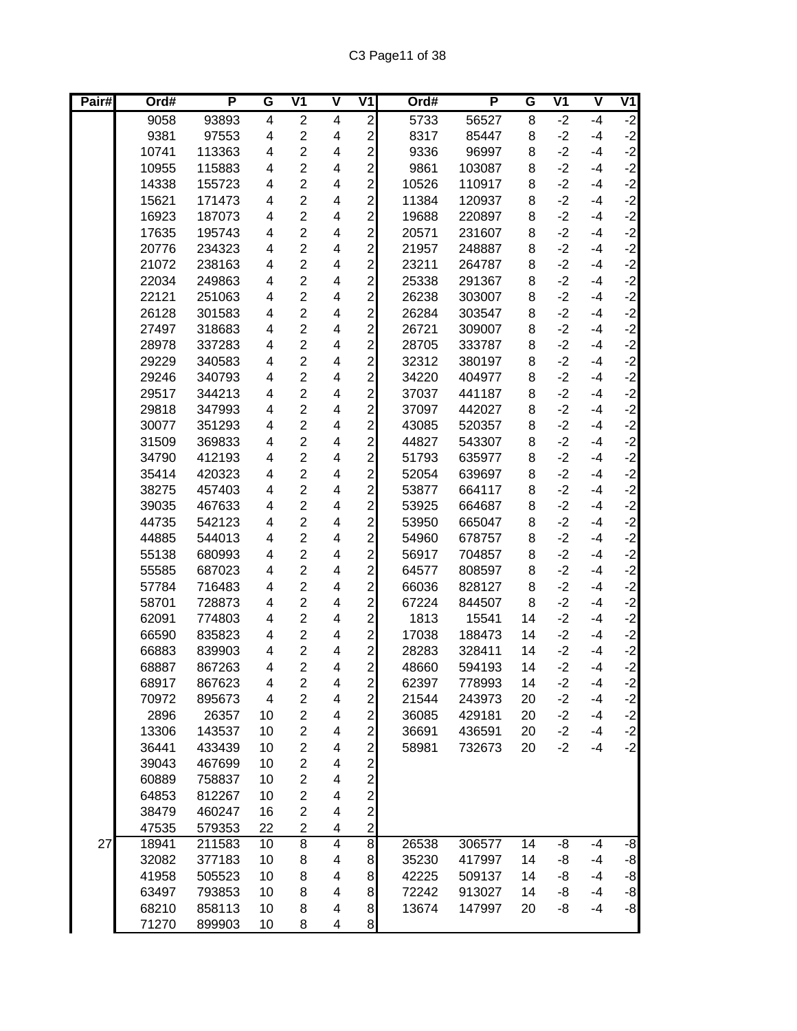| Pair# | Ord# | P | G | V1 | V | V1 | Ord# | P | G | V1 | V | V1 |
|---|---|---|---|---|---|---|---|---|---|---|---|---|
| | 9058 | 93893 | 4 | 2 | 4 | 2 | 5733 | 56527 | 8 | -2 | -4 | -2 |
| | 9381 | 97553 | 4 | 2 | 4 | 2 | 8317 | 85447 | 8 | -2 | -4 | -2 |
| | 10741 | 113363 | 4 | 2 | 4 | 2 | 9336 | 96997 | 8 | -2 | -4 | -2 |
| | 10955 | 115883 | 4 | 2 | 4 | 2 | 9861 | 103087 | 8 | -2 | -4 | -2 |
| | 14338 | 155723 | 4 | 2 | 4 | 2 | 10526 | 110917 | 8 | -2 | -4 | -2 |
| | 15621 | 171473 | 4 | 2 | 4 | 2 | 11384 | 120937 | 8 | -2 | -4 | -2 |
| | 16923 | 187073 | 4 | 2 | 4 | 2 | 19688 | 220897 | 8 | -2 | -4 | -2 |
| | 17635 | 195743 | 4 | 2 | 4 | 2 | 20571 | 231607 | 8 | -2 | -4 | -2 |
| | 20776 | 234323 | 4 | 2 | 4 | 2 | 21957 | 248887 | 8 | -2 | -4 | -2 |
| | 21072 | 238163 | 4 | 2 | 4 | 2 | 23211 | 264787 | 8 | -2 | -4 | -2 |
| | 22034 | 249863 | 4 | 2 | 4 | 2 | 25338 | 291367 | 8 | -2 | -4 | -2 |
| | 22121 | 251063 | 4 | 2 | 4 | 2 | 26238 | 303007 | 8 | -2 | -4 | -2 |
| | 26128 | 301583 | 4 | 2 | 4 | 2 | 26284 | 303547 | 8 | -2 | -4 | -2 |
| | 27497 | 318683 | 4 | 2 | 4 | 2 | 26721 | 309007 | 8 | -2 | -4 | -2 |
| | 28978 | 337283 | 4 | 2 | 4 | 2 | 28705 | 333787 | 8 | -2 | -4 | -2 |
| | 29229 | 340583 | 4 | 2 | 4 | 2 | 32312 | 380197 | 8 | -2 | -4 | -2 |
| | 29246 | 340793 | 4 | 2 | 4 | 2 | 34220 | 404977 | 8 | -2 | -4 | -2 |
| | 29517 | 344213 | 4 | 2 | 4 | 2 | 37037 | 441187 | 8 | -2 | -4 | -2 |
| | 29818 | 347993 | 4 | 2 | 4 | 2 | 37097 | 442027 | 8 | -2 | -4 | -2 |
| | 30077 | 351293 | 4 | 2 | 4 | 2 | 43085 | 520357 | 8 | -2 | -4 | -2 |
| | 31509 | 369833 | 4 | 2 | 4 | 2 | 44827 | 543307 | 8 | -2 | -4 | -2 |
| | 34790 | 412193 | 4 | 2 | 4 | 2 | 51793 | 635977 | 8 | -2 | -4 | -2 |
| | 35414 | 420323 | 4 | 2 | 4 | 2 | 52054 | 639697 | 8 | -2 | -4 | -2 |
| | 38275 | 457403 | 4 | 2 | 4 | 2 | 53877 | 664117 | 8 | -2 | -4 | -2 |
| | 39035 | 467633 | 4 | 2 | 4 | 2 | 53925 | 664687 | 8 | -2 | -4 | -2 |
| | 44735 | 542123 | 4 | 2 | 4 | 2 | 53950 | 665047 | 8 | -2 | -4 | -2 |
| | 44885 | 544013 | 4 | 2 | 4 | 2 | 54960 | 678757 | 8 | -2 | -4 | -2 |
| | 55138 | 680993 | 4 | 2 | 4 | 2 | 56917 | 704857 | 8 | -2 | -4 | -2 |
| | 55585 | 687023 | 4 | 2 | 4 | 2 | 64577 | 808597 | 8 | -2 | -4 | -2 |
| | 57784 | 716483 | 4 | 2 | 4 | 2 | 66036 | 828127 | 8 | -2 | -4 | -2 |
| | 58701 | 728873 | 4 | 2 | 4 | 2 | 67224 | 844507 | 8 | -2 | -4 | -2 |
| | 62091 | 774803 | 4 | 2 | 4 | 2 | 1813 | 15541 | 14 | -2 | -4 | -2 |
| | 66590 | 835823 | 4 | 2 | 4 | 2 | 17038 | 188473 | 14 | -2 | -4 | -2 |
| | 66883 | 839903 | 4 | 2 | 4 | 2 | 28283 | 328411 | 14 | -2 | -4 | -2 |
| | 68887 | 867263 | 4 | 2 | 4 | 2 | 48660 | 594193 | 14 | -2 | -4 | -2 |
| | 68917 | 867623 | 4 | 2 | 4 | 2 | 62397 | 778993 | 14 | -2 | -4 | -2 |
| | 70972 | 895673 | 4 | 2 | 4 | 2 | 21544 | 243973 | 20 | -2 | -4 | -2 |
| | 2896 | 26357 | 10 | 2 | 4 | 2 | 36085 | 429181 | 20 | -2 | -4 | -2 |
| | 13306 | 143537 | 10 | 2 | 4 | 2 | 36691 | 436591 | 20 | -2 | -4 | -2 |
| | 36441 | 433439 | 10 | 2 | 4 | 2 | 58981 | 732673 | 20 | -2 | -4 | -2 |
| | 39043 | 467699 | 10 | 2 | 4 | 2 | | | | | | |
| | 60889 | 758837 | 10 | 2 | 4 | 2 | | | | | | |
| | 64853 | 812267 | 10 | 2 | 4 | 2 | | | | | | |
| | 38479 | 460247 | 16 | 2 | 4 | 2 | | | | | | |
| | 47535 | 579353 | 22 | 2 | 4 | 2 | | | | | | |
| 27 | 18941 | 211583 | 10 | 8 | 4 | 8 | 26538 | 306577 | 14 | -8 | -4 | -8 |
| | 32082 | 377183 | 10 | 8 | 4 | 8 | 35230 | 417997 | 14 | -8 | -4 | -8 |
| | 41958 | 505523 | 10 | 8 | 4 | 8 | 42225 | 509137 | 14 | -8 | -4 | -8 |
| | 63497 | 793853 | 10 | 8 | 4 | 8 | 72242 | 913027 | 14 | -8 | -4 | -8 |
| | 68210 | 858113 | 10 | 8 | 4 | 8 | 13674 | 147997 | 20 | -8 | -4 | -8 |
| | 71270 | 899903 | 10 | 8 | 4 | 8 | | | | | | |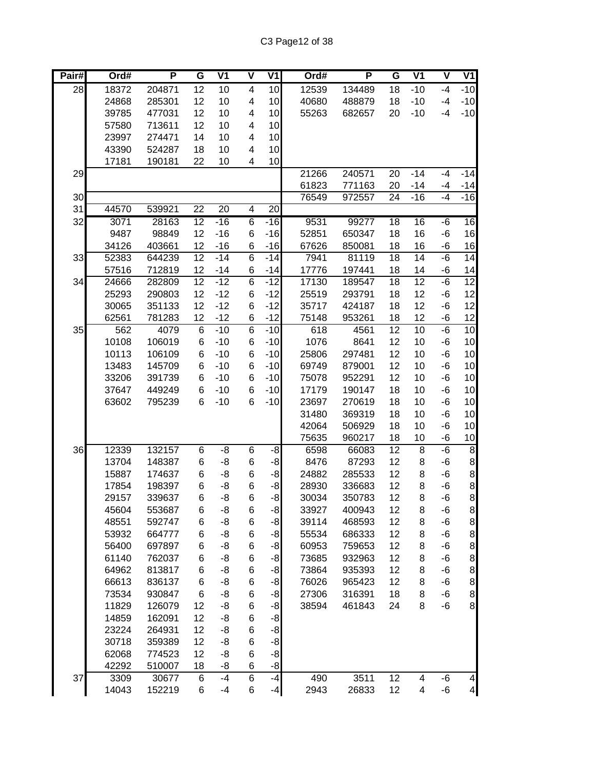| Pair# | Ord# | P | G | V1 | V | V1 | Ord# | P | G | V1 | V | V1 |
|---|---|---|---|---|---|---|---|---|---|---|---|---|
| 28 | 18372 | 204871 | 12 | 10 | 4 | 10 | 12539 | 134489 | 18 | -10 | -4 | -10 |
| | 24868 | 285301 | 12 | 10 | 4 | 10 | 40680 | 488879 | 18 | -10 | -4 | -10 |
| | 39785 | 477031 | 12 | 10 | 4 | 10 | 55263 | 682657 | 20 | -10 | -4 | -10 |
| | 57580 | 713611 | 12 | 10 | 4 | 10 | | | | | | |
| | 23997 | 274471 | 14 | 10 | 4 | 10 | | | | | | |
| | 43390 | 524287 | 18 | 10 | 4 | 10 | | | | | | |
| | 17181 | 190181 | 22 | 10 | 4 | 10 | | | | | | |
| 29 | | | | | | | 21266 | 240571 | 20 | -14 | -4 | -14 |
| | | | | | | | 61823 | 771163 | 20 | -14 | -4 | -14 |
| 30 | | | | | | | 76549 | 972557 | 24 | -16 | -4 | -16 |
| 31 | 44570 | 539921 | 22 | 20 | 4 | 20 | | | | | | |
| 32 | 3071 | 28163 | 12 | -16 | 6 | -16 | 9531 | 99277 | 18 | 16 | -6 | 16 |
| | 9487 | 98849 | 12 | -16 | 6 | -16 | 52851 | 650347 | 18 | 16 | -6 | 16 |
| | 34126 | 403661 | 12 | -16 | 6 | -16 | 67626 | 850081 | 18 | 16 | -6 | 16 |
| 33 | 52383 | 644239 | 12 | -14 | 6 | -14 | 7941 | 81119 | 18 | 14 | -6 | 14 |
| | 57516 | 712819 | 12 | -14 | 6 | -14 | 17776 | 197441 | 18 | 14 | -6 | 14 |
| 34 | 24666 | 282809 | 12 | -12 | 6 | -12 | 17130 | 189547 | 18 | 12 | -6 | 12 |
| | 25293 | 290803 | 12 | -12 | 6 | -12 | 25519 | 293791 | 18 | 12 | -6 | 12 |
| | 30065 | 351133 | 12 | -12 | 6 | -12 | 35717 | 424187 | 18 | 12 | -6 | 12 |
| | 62561 | 781283 | 12 | -12 | 6 | -12 | 75148 | 953261 | 18 | 12 | -6 | 12 |
| 35 | 562 | 4079 | 6 | -10 | 6 | -10 | 618 | 4561 | 12 | 10 | -6 | 10 |
| | 10108 | 106019 | 6 | -10 | 6 | -10 | 1076 | 8641 | 12 | 10 | -6 | 10 |
| | 10113 | 106109 | 6 | -10 | 6 | -10 | 25806 | 297481 | 12 | 10 | -6 | 10 |
| | 13483 | 145709 | 6 | -10 | 6 | -10 | 69749 | 879001 | 12 | 10 | -6 | 10 |
| | 33206 | 391739 | 6 | -10 | 6 | -10 | 75078 | 952291 | 12 | 10 | -6 | 10 |
| | 37647 | 449249 | 6 | -10 | 6 | -10 | 17179 | 190147 | 18 | 10 | -6 | 10 |
| | 63602 | 795239 | 6 | -10 | 6 | -10 | 23697 | 270619 | 18 | 10 | -6 | 10 |
| | | | | | | | 31480 | 369319 | 18 | 10 | -6 | 10 |
| | | | | | | | 42064 | 506929 | 18 | 10 | -6 | 10 |
| | | | | | | | 75635 | 960217 | 18 | 10 | -6 | 10 |
| 36 | 12339 | 132157 | 6 | -8 | 6 | -8 | 6598 | 66083 | 12 | 8 | -6 | 8 |
| | 13704 | 148387 | 6 | -8 | 6 | -8 | 8476 | 87293 | 12 | 8 | -6 | 8 |
| | 15887 | 174637 | 6 | -8 | 6 | -8 | 24882 | 285533 | 12 | 8 | -6 | 8 |
| | 17854 | 198397 | 6 | -8 | 6 | -8 | 28930 | 336683 | 12 | 8 | -6 | 8 |
| | 29157 | 339637 | 6 | -8 | 6 | -8 | 30034 | 350783 | 12 | 8 | -6 | 8 |
| | 45604 | 553687 | 6 | -8 | 6 | -8 | 33927 | 400943 | 12 | 8 | -6 | 8 |
| | 48551 | 592747 | 6 | -8 | 6 | -8 | 39114 | 468593 | 12 | 8 | -6 | 8 |
| | 53932 | 664777 | 6 | -8 | 6 | -8 | 55534 | 686333 | 12 | 8 | -6 | 8 |
| | 56400 | 697897 | 6 | -8 | 6 | -8 | 60953 | 759653 | 12 | 8 | -6 | 8 |
| | 61140 | 762037 | 6 | -8 | 6 | -8 | 73685 | 932963 | 12 | 8 | -6 | 8 |
| | 64962 | 813817 | 6 | -8 | 6 | -8 | 73864 | 935393 | 12 | 8 | -6 | 8 |
| | 66613 | 836137 | 6 | -8 | 6 | -8 | 76026 | 965423 | 12 | 8 | -6 | 8 |
| | 73534 | 930847 | 6 | -8 | 6 | -8 | 27306 | 316391 | 18 | 8 | -6 | 8 |
| | 11829 | 126079 | 12 | -8 | 6 | -8 | 38594 | 461843 | 24 | 8 | -6 | 8 |
| | 14859 | 162091 | 12 | -8 | 6 | -8 | | | | | | |
| | 23224 | 264931 | 12 | -8 | 6 | -8 | | | | | | |
| | 30718 | 359389 | 12 | -8 | 6 | -8 | | | | | | |
| | 62068 | 774523 | 12 | -8 | 6 | -8 | | | | | | |
| | 42292 | 510007 | 18 | -8 | 6 | -8 | | | | | | |
| 37 | 3309 | 30677 | 6 | -4 | 6 | -4 | 490 | 3511 | 12 | 4 | -6 | 4 |
| | 14043 | 152219 | 6 | -4 | 6 | -4 | 2943 | 26833 | 12 | 4 | -6 | 4 |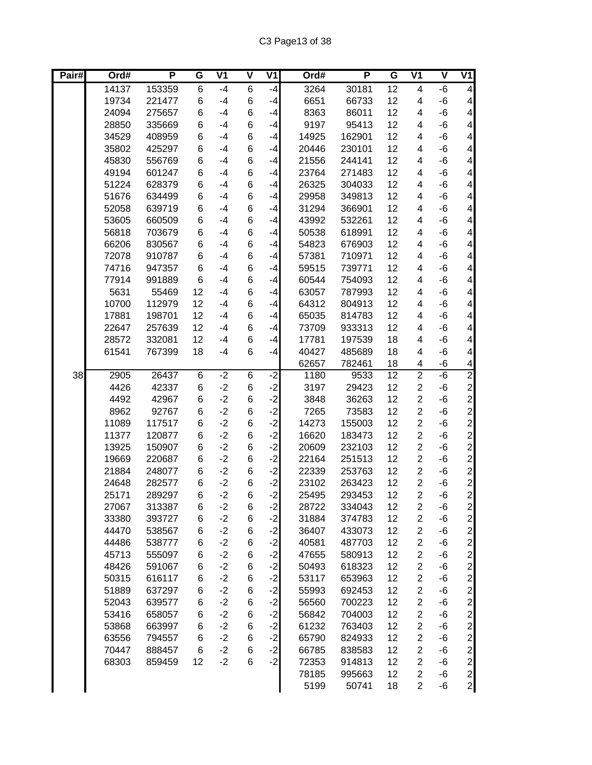| Pair# | Ord# | P | G | V1 | V | V1 | Ord# | P | G | V1 | V | V1 |
|---|---|---|---|---|---|---|---|---|---|---|---|---|
| | 14137 | 153359 | 6 | -4 | 6 | -4 | 3264 | 30181 | 12 | 4 | -6 | 4 |
| | 19734 | 221477 | 6 | -4 | 6 | -4 | 6651 | 66733 | 12 | 4 | -6 | 4 |
| | 24094 | 275657 | 6 | -4 | 6 | -4 | 8363 | 86011 | 12 | 4 | -6 | 4 |
| | 28850 | 335669 | 6 | -4 | 6 | -4 | 9197 | 95413 | 12 | 4 | -6 | 4 |
| | 34529 | 408959 | 6 | -4 | 6 | -4 | 14925 | 162901 | 12 | 4 | -6 | 4 |
| | 35802 | 425297 | 6 | -4 | 6 | -4 | 20446 | 230101 | 12 | 4 | -6 | 4 |
| | 45830 | 556769 | 6 | -4 | 6 | -4 | 21556 | 244141 | 12 | 4 | -6 | 4 |
| | 49194 | 601247 | 6 | -4 | 6 | -4 | 23764 | 271483 | 12 | 4 | -6 | 4 |
| | 51224 | 628379 | 6 | -4 | 6 | -4 | 26325 | 304033 | 12 | 4 | -6 | 4 |
| | 51676 | 634499 | 6 | -4 | 6 | -4 | 29958 | 349813 | 12 | 4 | -6 | 4 |
| | 52058 | 639719 | 6 | -4 | 6 | -4 | 31294 | 366901 | 12 | 4 | -6 | 4 |
| | 53605 | 660509 | 6 | -4 | 6 | -4 | 43992 | 532261 | 12 | 4 | -6 | 4 |
| | 56818 | 703679 | 6 | -4 | 6 | -4 | 50538 | 618991 | 12 | 4 | -6 | 4 |
| | 66206 | 830567 | 6 | -4 | 6 | -4 | 54823 | 676903 | 12 | 4 | -6 | 4 |
| | 72078 | 910787 | 6 | -4 | 6 | -4 | 57381 | 710971 | 12 | 4 | -6 | 4 |
| | 74716 | 947357 | 6 | -4 | 6 | -4 | 59515 | 739771 | 12 | 4 | -6 | 4 |
| | 77914 | 991889 | 6 | -4 | 6 | -4 | 60544 | 754093 | 12 | 4 | -6 | 4 |
| | 5631 | 55469 | 12 | -4 | 6 | -4 | 63057 | 787993 | 12 | 4 | -6 | 4 |
| | 10700 | 112979 | 12 | -4 | 6 | -4 | 64312 | 804913 | 12 | 4 | -6 | 4 |
| | 17881 | 198701 | 12 | -4 | 6 | -4 | 65035 | 814783 | 12 | 4 | -6 | 4 |
| | 22647 | 257639 | 12 | -4 | 6 | -4 | 73709 | 933313 | 12 | 4 | -6 | 4 |
| | 28572 | 332081 | 12 | -4 | 6 | -4 | 17781 | 197539 | 18 | 4 | -6 | 4 |
| | 61541 | 767399 | 18 | -4 | 6 | -4 | 40427 | 485689 | 18 | 4 | -6 | 4 |
| | | | | | | | 62657 | 782461 | 18 | 4 | -6 | 4 |
| 38 | 2905 | 26437 | 6 | -2 | 6 | -2 | 1180 | 9533 | 12 | 2 | -6 | 2 |
| | 4426 | 42337 | 6 | -2 | 6 | -2 | 3197 | 29423 | 12 | 2 | -6 | 2 |
| | 4492 | 42967 | 6 | -2 | 6 | -2 | 3848 | 36263 | 12 | 2 | -6 | 2 |
| | 8962 | 92767 | 6 | -2 | 6 | -2 | 7265 | 73583 | 12 | 2 | -6 | 2 |
| | 11089 | 117517 | 6 | -2 | 6 | -2 | 14273 | 155003 | 12 | 2 | -6 | 2 |
| | 11377 | 120877 | 6 | -2 | 6 | -2 | 16620 | 183473 | 12 | 2 | -6 | 2 |
| | 13925 | 150907 | 6 | -2 | 6 | -2 | 20609 | 232103 | 12 | 2 | -6 | 2 |
| | 19669 | 220687 | 6 | -2 | 6 | -2 | 22164 | 251513 | 12 | 2 | -6 | 2 |
| | 21884 | 248077 | 6 | -2 | 6 | -2 | 22339 | 253763 | 12 | 2 | -6 | 2 |
| | 24648 | 282577 | 6 | -2 | 6 | -2 | 23102 | 263423 | 12 | 2 | -6 | 2 |
| | 25171 | 289297 | 6 | -2 | 6 | -2 | 25495 | 293453 | 12 | 2 | -6 | 2 |
| | 27067 | 313387 | 6 | -2 | 6 | -2 | 28722 | 334043 | 12 | 2 | -6 | 2 |
| | 33380 | 393727 | 6 | -2 | 6 | -2 | 31884 | 374783 | 12 | 2 | -6 | 2 |
| | 44470 | 538567 | 6 | -2 | 6 | -2 | 36407 | 433073 | 12 | 2 | -6 | 2 |
| | 44486 | 538777 | 6 | -2 | 6 | -2 | 40581 | 487703 | 12 | 2 | -6 | 2 |
| | 45713 | 555097 | 6 | -2 | 6 | -2 | 47655 | 580913 | 12 | 2 | -6 | 2 |
| | 48426 | 591067 | 6 | -2 | 6 | -2 | 50493 | 618323 | 12 | 2 | -6 | 2 |
| | 50315 | 616117 | 6 | -2 | 6 | -2 | 53117 | 653963 | 12 | 2 | -6 | 2 |
| | 51889 | 637297 | 6 | -2 | 6 | -2 | 55993 | 692453 | 12 | 2 | -6 | 2 |
| | 52043 | 639577 | 6 | -2 | 6 | -2 | 56560 | 700223 | 12 | 2 | -6 | 2 |
| | 53416 | 658057 | 6 | -2 | 6 | -2 | 56842 | 704003 | 12 | 2 | -6 | 2 |
| | 53868 | 663997 | 6 | -2 | 6 | -2 | 61232 | 763403 | 12 | 2 | -6 | 2 |
| | 63556 | 794557 | 6 | -2 | 6 | -2 | 65790 | 824933 | 12 | 2 | -6 | 2 |
| | 70447 | 888457 | 6 | -2 | 6 | -2 | 66785 | 838583 | 12 | 2 | -6 | 2 |
| | 68303 | 859459 | 12 | -2 | 6 | -2 | 72353 | 914813 | 12 | 2 | -6 | 2 |
| | | | | | | | 78185 | 995663 | 12 | 2 | -6 | 2 |
| | | | | | | | 5199 | 50741 | 18 | 2 | -6 | 2 |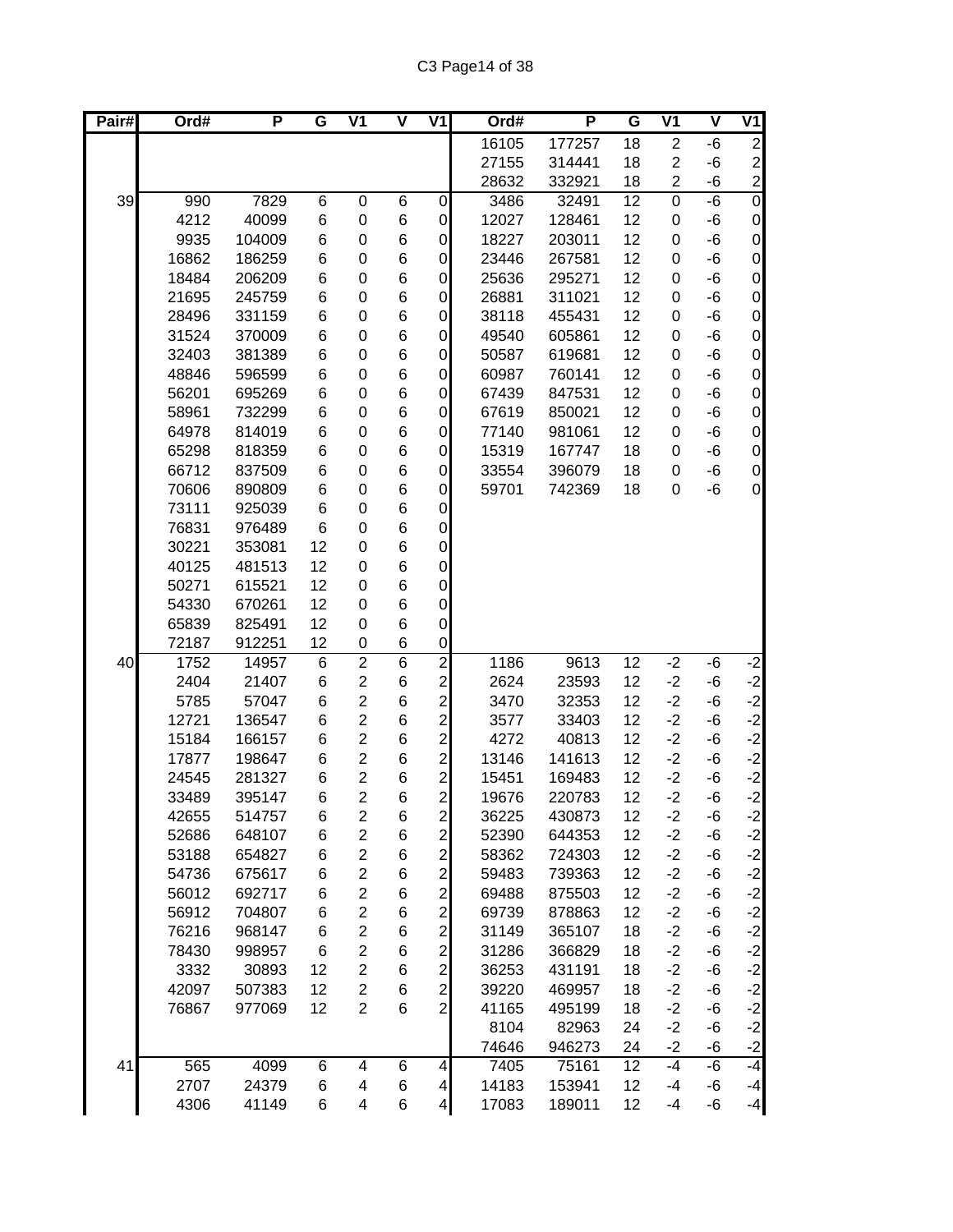| Pair# | Ord# | P | G | V1 | V | V1 | Ord# | P | G | V1 | V | V1 |
|---|---|---|---|---|---|---|---|---|---|---|---|---|
| | | | | | | | 16105 | 177257 | 18 | 2 | -6 | 2 |
| | | | | | | | 27155 | 314441 | 18 | 2 | -6 | 2 |
| | | | | | | | 28632 | 332921 | 18 | 2 | -6 | 2 |
| 39 | 990 | 7829 | 6 | 0 | 6 | 0 | 3486 | 32491 | 12 | 0 | -6 | 0 |
| | 4212 | 40099 | 6 | 0 | 6 | 0 | 12027 | 128461 | 12 | 0 | -6 | 0 |
| | 9935 | 104009 | 6 | 0 | 6 | 0 | 18227 | 203011 | 12 | 0 | -6 | 0 |
| | 16862 | 186259 | 6 | 0 | 6 | 0 | 23446 | 267581 | 12 | 0 | -6 | 0 |
| | 18484 | 206209 | 6 | 0 | 6 | 0 | 25636 | 295271 | 12 | 0 | -6 | 0 |
| | 21695 | 245759 | 6 | 0 | 6 | 0 | 26881 | 311021 | 12 | 0 | -6 | 0 |
| | 28496 | 331159 | 6 | 0 | 6 | 0 | 38118 | 455431 | 12 | 0 | -6 | 0 |
| | 31524 | 370009 | 6 | 0 | 6 | 0 | 49540 | 605861 | 12 | 0 | -6 | 0 |
| | 32403 | 381389 | 6 | 0 | 6 | 0 | 50587 | 619681 | 12 | 0 | -6 | 0 |
| | 48846 | 596599 | 6 | 0 | 6 | 0 | 60987 | 760141 | 12 | 0 | -6 | 0 |
| | 56201 | 695269 | 6 | 0 | 6 | 0 | 67439 | 847531 | 12 | 0 | -6 | 0 |
| | 58961 | 732299 | 6 | 0 | 6 | 0 | 67619 | 850021 | 12 | 0 | -6 | 0 |
| | 64978 | 814019 | 6 | 0 | 6 | 0 | 77140 | 981061 | 12 | 0 | -6 | 0 |
| | 65298 | 818359 | 6 | 0 | 6 | 0 | 15319 | 167747 | 18 | 0 | -6 | 0 |
| | 66712 | 837509 | 6 | 0 | 6 | 0 | 33554 | 396079 | 18 | 0 | -6 | 0 |
| | 70606 | 890809 | 6 | 0 | 6 | 0 | 59701 | 742369 | 18 | 0 | -6 | 0 |
| | 73111 | 925039 | 6 | 0 | 6 | 0 | | | | | | |
| | 76831 | 976489 | 6 | 0 | 6 | 0 | | | | | | |
| | 30221 | 353081 | 12 | 0 | 6 | 0 | | | | | | |
| | 40125 | 481513 | 12 | 0 | 6 | 0 | | | | | | |
| | 50271 | 615521 | 12 | 0 | 6 | 0 | | | | | | |
| | 54330 | 670261 | 12 | 0 | 6 | 0 | | | | | | |
| | 65839 | 825491 | 12 | 0 | 6 | 0 | | | | | | |
| | 72187 | 912251 | 12 | 0 | 6 | 0 | | | | | | |
| 40 | 1752 | 14957 | 6 | 2 | 6 | 2 | 1186 | 9613 | 12 | -2 | -6 | -2 |
| | 2404 | 21407 | 6 | 2 | 6 | 2 | 2624 | 23593 | 12 | -2 | -6 | -2 |
| | 5785 | 57047 | 6 | 2 | 6 | 2 | 3470 | 32353 | 12 | -2 | -6 | -2 |
| | 12721 | 136547 | 6 | 2 | 6 | 2 | 3577 | 33403 | 12 | -2 | -6 | -2 |
| | 15184 | 166157 | 6 | 2 | 6 | 2 | 4272 | 40813 | 12 | -2 | -6 | -2 |
| | 17877 | 198647 | 6 | 2 | 6 | 2 | 13146 | 141613 | 12 | -2 | -6 | -2 |
| | 24545 | 281327 | 6 | 2 | 6 | 2 | 15451 | 169483 | 12 | -2 | -6 | -2 |
| | 33489 | 395147 | 6 | 2 | 6 | 2 | 19676 | 220783 | 12 | -2 | -6 | -2 |
| | 42655 | 514757 | 6 | 2 | 6 | 2 | 36225 | 430873 | 12 | -2 | -6 | -2 |
| | 52686 | 648107 | 6 | 2 | 6 | 2 | 52390 | 644353 | 12 | -2 | -6 | -2 |
| | 53188 | 654827 | 6 | 2 | 6 | 2 | 58362 | 724303 | 12 | -2 | -6 | -2 |
| | 54736 | 675617 | 6 | 2 | 6 | 2 | 59483 | 739363 | 12 | -2 | -6 | -2 |
| | 56012 | 692717 | 6 | 2 | 6 | 2 | 69488 | 875503 | 12 | -2 | -6 | -2 |
| | 56912 | 704807 | 6 | 2 | 6 | 2 | 69739 | 878863 | 12 | -2 | -6 | -2 |
| | 76216 | 968147 | 6 | 2 | 6 | 2 | 31149 | 365107 | 18 | -2 | -6 | -2 |
| | 78430 | 998957 | 6 | 2 | 6 | 2 | 31286 | 366829 | 18 | -2 | -6 | -2 |
| | 3332 | 30893 | 12 | 2 | 6 | 2 | 36253 | 431191 | 18 | -2 | -6 | -2 |
| | 42097 | 507383 | 12 | 2 | 6 | 2 | 39220 | 469957 | 18 | -2 | -6 | -2 |
| | 76867 | 977069 | 12 | 2 | 6 | 2 | 41165 | 495199 | 18 | -2 | -6 | -2 |
| | | | | | | | 8104 | 82963 | 24 | -2 | -6 | -2 |
| | | | | | | | 74646 | 946273 | 24 | -2 | -6 | -2 |
| 41 | 565 | 4099 | 6 | 4 | 6 | 4 | 7405 | 75161 | 12 | -4 | -6 | -4 |
| | 2707 | 24379 | 6 | 4 | 6 | 4 | 14183 | 153941 | 12 | -4 | -6 | -4 |
| | 4306 | 41149 | 6 | 4 | 6 | 4 | 17083 | 189011 | 12 | -4 | -6 | -4 |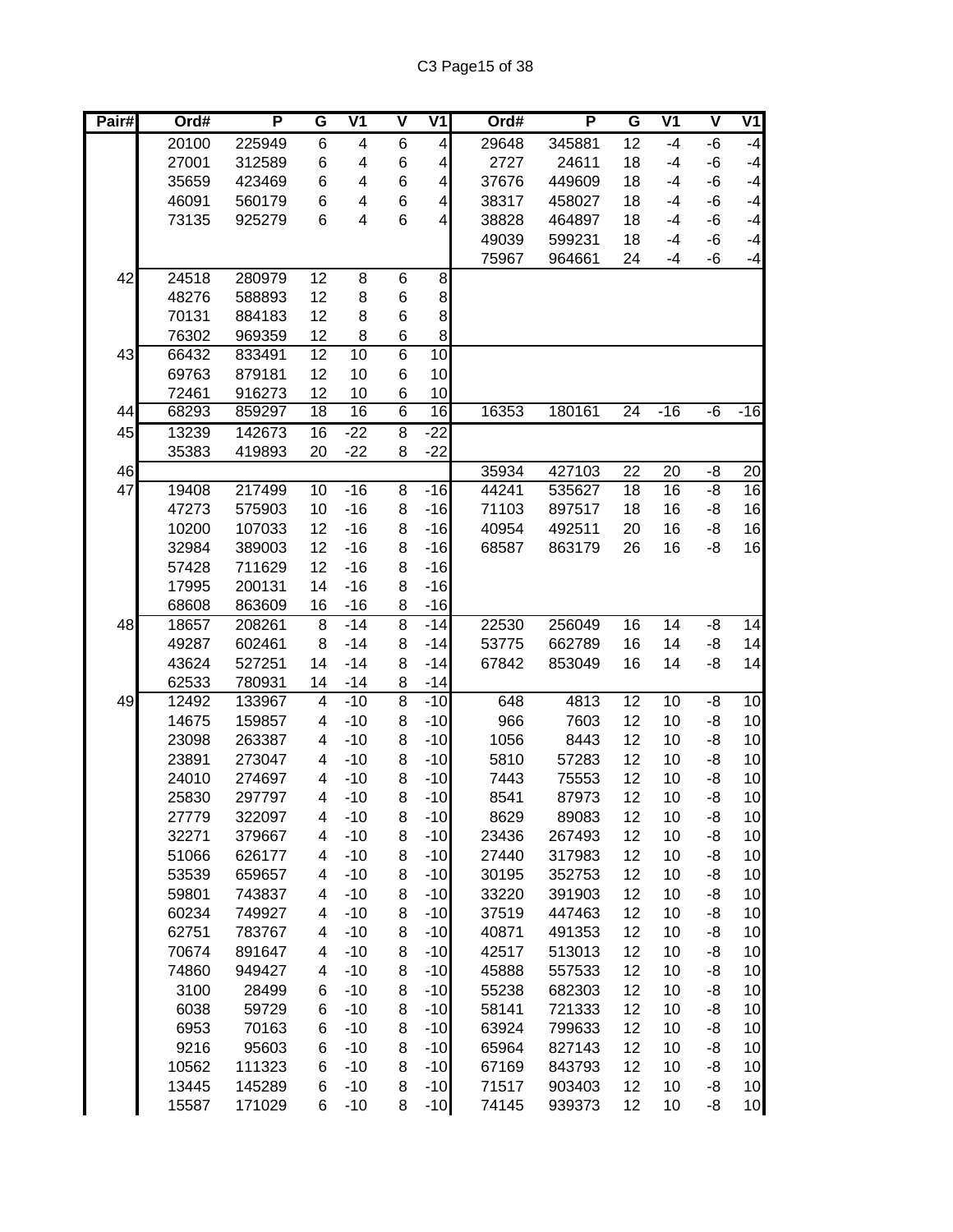| Pair# | Ord# | P | G | V1 | V | V1 | Ord# | P | G | V1 | V | V1 |
|---|---|---|---|---|---|---|---|---|---|---|---|---|
| | 20100 | 225949 | 6 | 4 | 6 | 4 | 29648 | 345881 | 12 | -4 | -6 | -4 |
| | 27001 | 312589 | 6 | 4 | 6 | 4 | 2727 | 24611 | 18 | -4 | -6 | -4 |
| | 35659 | 423469 | 6 | 4 | 6 | 4 | 37676 | 449609 | 18 | -4 | -6 | -4 |
| | 46091 | 560179 | 6 | 4 | 6 | 4 | 38317 | 458027 | 18 | -4 | -6 | -4 |
| | 73135 | 925279 | 6 | 4 | 6 | 4 | 38828 | 464897 | 18 | -4 | -6 | -4 |
| | | | | | | | 49039 | 599231 | 18 | -4 | -6 | -4 |
| | | | | | | | 75967 | 964661 | 24 | -4 | -6 | -4 |
| 42 | 24518 | 280979 | 12 | 8 | 6 | 8 | | | | | | |
| | 48276 | 588893 | 12 | 8 | 6 | 8 | | | | | | |
| | 70131 | 884183 | 12 | 8 | 6 | 8 | | | | | | |
| | 76302 | 969359 | 12 | 8 | 6 | 8 | | | | | | |
| 43 | 66432 | 833491 | 12 | 10 | 6 | 10 | | | | | | |
| | 69763 | 879181 | 12 | 10 | 6 | 10 | | | | | | |
| | 72461 | 916273 | 12 | 10 | 6 | 10 | | | | | | |
| 44 | 68293 | 859297 | 18 | 16 | 6 | 16 | 16353 | 180161 | 24 | -16 | -6 | -16 |
| 45 | 13239 | 142673 | 16 | -22 | 8 | -22 | | | | | | |
| | 35383 | 419893 | 20 | -22 | 8 | -22 | | | | | | |
| 46 | | | | | | | 35934 | 427103 | 22 | 20 | -8 | 20 |
| 47 | 19408 | 217499 | 10 | -16 | 8 | -16 | 44241 | 535627 | 18 | 16 | -8 | 16 |
| | 47273 | 575903 | 10 | -16 | 8 | -16 | 71103 | 897517 | 18 | 16 | -8 | 16 |
| | 10200 | 107033 | 12 | -16 | 8 | -16 | 40954 | 492511 | 20 | 16 | -8 | 16 |
| | 32984 | 389003 | 12 | -16 | 8 | -16 | 68587 | 863179 | 26 | 16 | -8 | 16 |
| | 57428 | 711629 | 12 | -16 | 8 | -16 | | | | | | |
| | 17995 | 200131 | 14 | -16 | 8 | -16 | | | | | | |
| | 68608 | 863609 | 16 | -16 | 8 | -16 | | | | | | |
| 48 | 18657 | 208261 | 8 | -14 | 8 | -14 | 22530 | 256049 | 16 | 14 | -8 | 14 |
| | 49287 | 602461 | 8 | -14 | 8 | -14 | 53775 | 662789 | 16 | 14 | -8 | 14 |
| | 43624 | 527251 | 14 | -14 | 8 | -14 | 67842 | 853049 | 16 | 14 | -8 | 14 |
| | 62533 | 780931 | 14 | -14 | 8 | -14 | | | | | | |
| 49 | 12492 | 133967 | 4 | -10 | 8 | -10 | 648 | 4813 | 12 | 10 | -8 | 10 |
| | 14675 | 159857 | 4 | -10 | 8 | -10 | 966 | 7603 | 12 | 10 | -8 | 10 |
| | 23098 | 263387 | 4 | -10 | 8 | -10 | 1056 | 8443 | 12 | 10 | -8 | 10 |
| | 23891 | 273047 | 4 | -10 | 8 | -10 | 5810 | 57283 | 12 | 10 | -8 | 10 |
| | 24010 | 274697 | 4 | -10 | 8 | -10 | 7443 | 75553 | 12 | 10 | -8 | 10 |
| | 25830 | 297797 | 4 | -10 | 8 | -10 | 8541 | 87973 | 12 | 10 | -8 | 10 |
| | 27779 | 322097 | 4 | -10 | 8 | -10 | 8629 | 89083 | 12 | 10 | -8 | 10 |
| | 32271 | 379667 | 4 | -10 | 8 | -10 | 23436 | 267493 | 12 | 10 | -8 | 10 |
| | 51066 | 626177 | 4 | -10 | 8 | -10 | 27440 | 317983 | 12 | 10 | -8 | 10 |
| | 53539 | 659657 | 4 | -10 | 8 | -10 | 30195 | 352753 | 12 | 10 | -8 | 10 |
| | 59801 | 743837 | 4 | -10 | 8 | -10 | 33220 | 391903 | 12 | 10 | -8 | 10 |
| | 60234 | 749927 | 4 | -10 | 8 | -10 | 37519 | 447463 | 12 | 10 | -8 | 10 |
| | 62751 | 783767 | 4 | -10 | 8 | -10 | 40871 | 491353 | 12 | 10 | -8 | 10 |
| | 70674 | 891647 | 4 | -10 | 8 | -10 | 42517 | 513013 | 12 | 10 | -8 | 10 |
| | 74860 | 949427 | 4 | -10 | 8 | -10 | 45888 | 557533 | 12 | 10 | -8 | 10 |
| | 3100 | 28499 | 6 | -10 | 8 | -10 | 55238 | 682303 | 12 | 10 | -8 | 10 |
| | 6038 | 59729 | 6 | -10 | 8 | -10 | 58141 | 721333 | 12 | 10 | -8 | 10 |
| | 6953 | 70163 | 6 | -10 | 8 | -10 | 63924 | 799633 | 12 | 10 | -8 | 10 |
| | 9216 | 95603 | 6 | -10 | 8 | -10 | 65964 | 827143 | 12 | 10 | -8 | 10 |
| | 10562 | 111323 | 6 | -10 | 8 | -10 | 67169 | 843793 | 12 | 10 | -8 | 10 |
| | 13445 | 145289 | 6 | -10 | 8 | -10 | 71517 | 903403 | 12 | 10 | -8 | 10 |
| | 15587 | 171029 | 6 | -10 | 8 | -10 | 74145 | 939373 | 12 | 10 | -8 | 10 |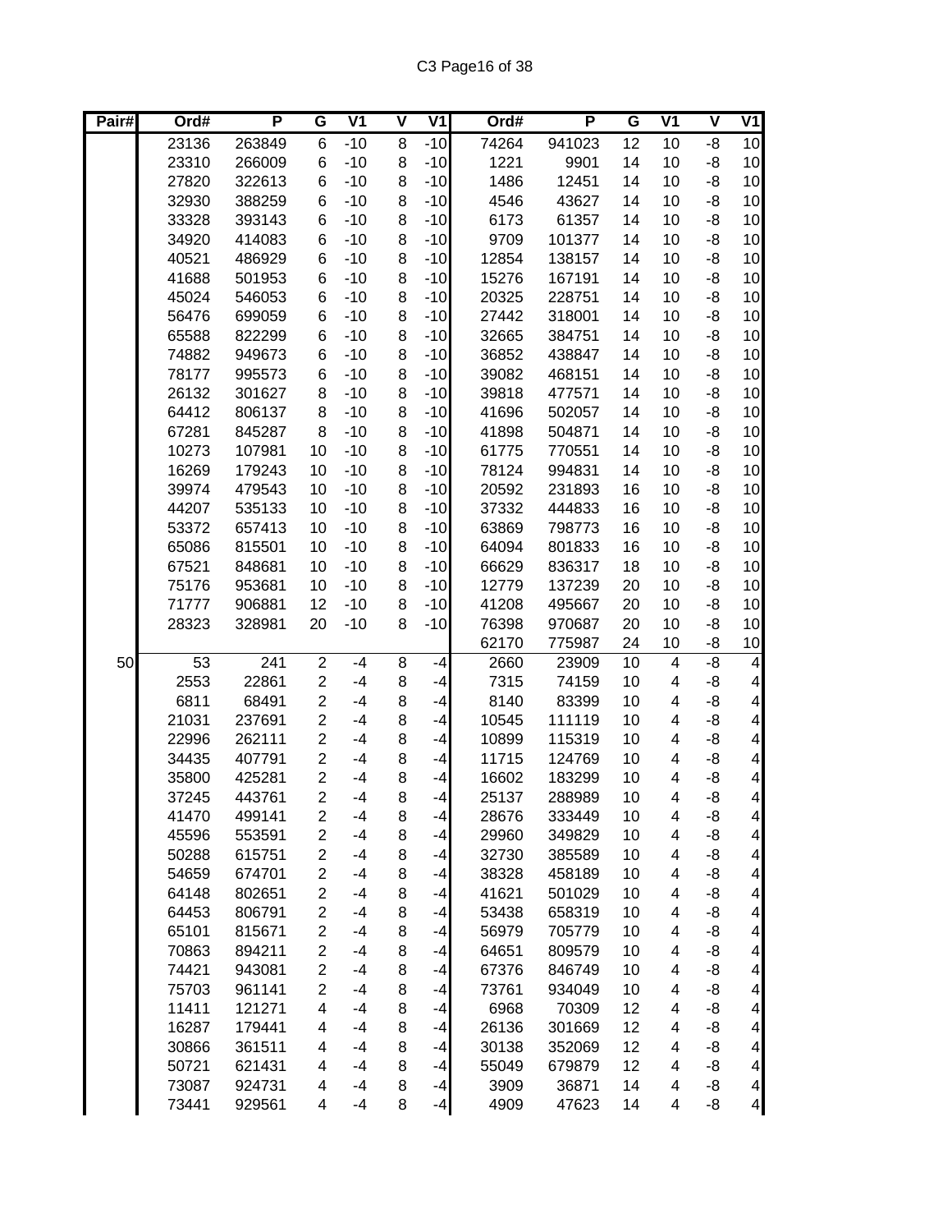| Pair# | Ord# | P | G | V1 | V | V1 | Ord# | P | G | V1 | V | V1 |
|---|---|---|---|---|---|---|---|---|---|---|---|---|
| | 23136 | 263849 | 6 | -10 | 8 | -10 | 74264 | 941023 | 12 | 10 | -8 | 10 |
| | 23310 | 266009 | 6 | -10 | 8 | -10 | 1221 | 9901 | 14 | 10 | -8 | 10 |
| | 27820 | 322613 | 6 | -10 | 8 | -10 | 1486 | 12451 | 14 | 10 | -8 | 10 |
| | 32930 | 388259 | 6 | -10 | 8 | -10 | 4546 | 43627 | 14 | 10 | -8 | 10 |
| | 33328 | 393143 | 6 | -10 | 8 | -10 | 6173 | 61357 | 14 | 10 | -8 | 10 |
| | 34920 | 414083 | 6 | -10 | 8 | -10 | 9709 | 101377 | 14 | 10 | -8 | 10 |
| | 40521 | 486929 | 6 | -10 | 8 | -10 | 12854 | 138157 | 14 | 10 | -8 | 10 |
| | 41688 | 501953 | 6 | -10 | 8 | -10 | 15276 | 167191 | 14 | 10 | -8 | 10 |
| | 45024 | 546053 | 6 | -10 | 8 | -10 | 20325 | 228751 | 14 | 10 | -8 | 10 |
| | 56476 | 699059 | 6 | -10 | 8 | -10 | 27442 | 318001 | 14 | 10 | -8 | 10 |
| | 65588 | 822299 | 6 | -10 | 8 | -10 | 32665 | 384751 | 14 | 10 | -8 | 10 |
| | 74882 | 949673 | 6 | -10 | 8 | -10 | 36852 | 438847 | 14 | 10 | -8 | 10 |
| | 78177 | 995573 | 6 | -10 | 8 | -10 | 39082 | 468151 | 14 | 10 | -8 | 10 |
| | 26132 | 301627 | 8 | -10 | 8 | -10 | 39818 | 477571 | 14 | 10 | -8 | 10 |
| | 64412 | 806137 | 8 | -10 | 8 | -10 | 41696 | 502057 | 14 | 10 | -8 | 10 |
| | 67281 | 845287 | 8 | -10 | 8 | -10 | 41898 | 504871 | 14 | 10 | -8 | 10 |
| | 10273 | 107981 | 10 | -10 | 8 | -10 | 61775 | 770551 | 14 | 10 | -8 | 10 |
| | 16269 | 179243 | 10 | -10 | 8 | -10 | 78124 | 994831 | 14 | 10 | -8 | 10 |
| | 39974 | 479543 | 10 | -10 | 8 | -10 | 20592 | 231893 | 16 | 10 | -8 | 10 |
| | 44207 | 535133 | 10 | -10 | 8 | -10 | 37332 | 444833 | 16 | 10 | -8 | 10 |
| | 53372 | 657413 | 10 | -10 | 8 | -10 | 63869 | 798773 | 16 | 10 | -8 | 10 |
| | 65086 | 815501 | 10 | -10 | 8 | -10 | 64094 | 801833 | 16 | 10 | -8 | 10 |
| | 67521 | 848681 | 10 | -10 | 8 | -10 | 66629 | 836317 | 18 | 10 | -8 | 10 |
| | 75176 | 953681 | 10 | -10 | 8 | -10 | 12779 | 137239 | 20 | 10 | -8 | 10 |
| | 71777 | 906881 | 12 | -10 | 8 | -10 | 41208 | 495667 | 20 | 10 | -8 | 10 |
| | 28323 | 328981 | 20 | -10 | 8 | -10 | 76398 | 970687 | 20 | 10 | -8 | 10 |
| | | | | | | | 62170 | 775987 | 24 | 10 | -8 | 10 |
| 50 | 53 | 241 | 2 | -4 | 8 | -4 | 2660 | 23909 | 10 | 4 | -8 | 4 |
| | 2553 | 22861 | 2 | -4 | 8 | -4 | 7315 | 74159 | 10 | 4 | -8 | 4 |
| | 6811 | 68491 | 2 | -4 | 8 | -4 | 8140 | 83399 | 10 | 4 | -8 | 4 |
| | 21031 | 237691 | 2 | -4 | 8 | -4 | 10545 | 111119 | 10 | 4 | -8 | 4 |
| | 22996 | 262111 | 2 | -4 | 8 | -4 | 10899 | 115319 | 10 | 4 | -8 | 4 |
| | 34435 | 407791 | 2 | -4 | 8 | -4 | 11715 | 124769 | 10 | 4 | -8 | 4 |
| | 35800 | 425281 | 2 | -4 | 8 | -4 | 16602 | 183299 | 10 | 4 | -8 | 4 |
| | 37245 | 443761 | 2 | -4 | 8 | -4 | 25137 | 288989 | 10 | 4 | -8 | 4 |
| | 41470 | 499141 | 2 | -4 | 8 | -4 | 28676 | 333449 | 10 | 4 | -8 | 4 |
| | 45596 | 553591 | 2 | -4 | 8 | -4 | 29960 | 349829 | 10 | 4 | -8 | 4 |
| | 50288 | 615751 | 2 | -4 | 8 | -4 | 32730 | 385589 | 10 | 4 | -8 | 4 |
| | 54659 | 674701 | 2 | -4 | 8 | -4 | 38328 | 458189 | 10 | 4 | -8 | 4 |
| | 64148 | 802651 | 2 | -4 | 8 | -4 | 41621 | 501029 | 10 | 4 | -8 | 4 |
| | 64453 | 806791 | 2 | -4 | 8 | -4 | 53438 | 658319 | 10 | 4 | -8 | 4 |
| | 65101 | 815671 | 2 | -4 | 8 | -4 | 56979 | 705779 | 10 | 4 | -8 | 4 |
| | 70863 | 894211 | 2 | -4 | 8 | -4 | 64651 | 809579 | 10 | 4 | -8 | 4 |
| | 74421 | 943081 | 2 | -4 | 8 | -4 | 67376 | 846749 | 10 | 4 | -8 | 4 |
| | 75703 | 961141 | 2 | -4 | 8 | -4 | 73761 | 934049 | 10 | 4 | -8 | 4 |
| | 11411 | 121271 | 4 | -4 | 8 | -4 | 6968 | 70309 | 12 | 4 | -8 | 4 |
| | 16287 | 179441 | 4 | -4 | 8 | -4 | 26136 | 301669 | 12 | 4 | -8 | 4 |
| | 30866 | 361511 | 4 | -4 | 8 | -4 | 30138 | 352069 | 12 | 4 | -8 | 4 |
| | 50721 | 621431 | 4 | -4 | 8 | -4 | 55049 | 679879 | 12 | 4 | -8 | 4 |
| | 73087 | 924731 | 4 | -4 | 8 | -4 | 3909 | 36871 | 14 | 4 | -8 | 4 |
| | 73441 | 929561 | 4 | -4 | 8 | -4 | 4909 | 47623 | 14 | 4 | -8 | 4 |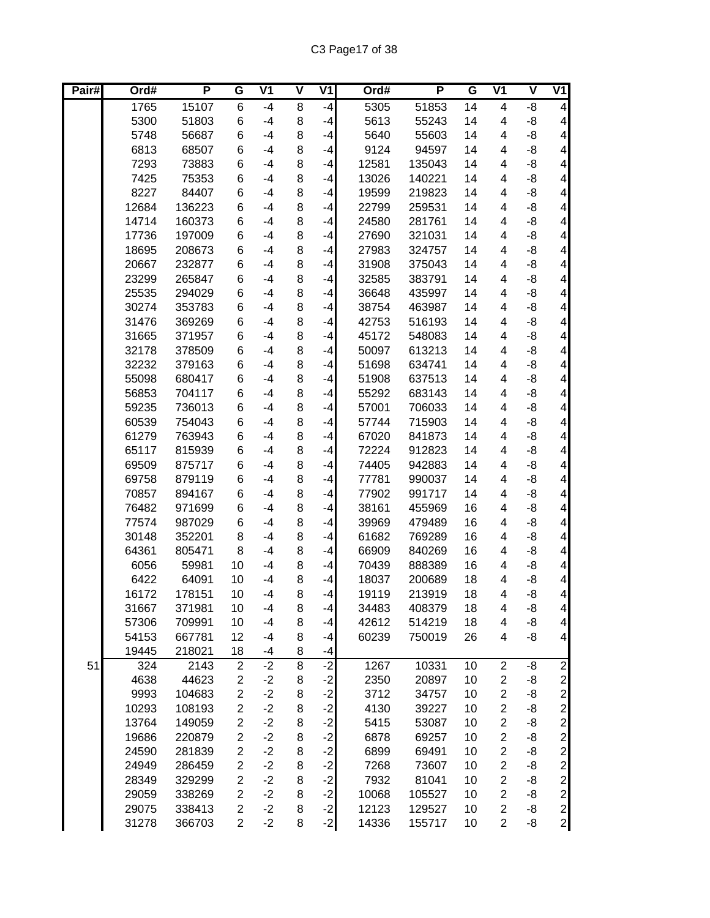| Pair# | Ord# | P | G | V1 | V | V1 | Ord# | P | G | V1 | V | V1 |
|---|---|---|---|---|---|---|---|---|---|---|---|---|
| | 1765 | 15107 | 6 | -4 | 8 | -4 | 5305 | 51853 | 14 | 4 | -8 | 4 |
| | 5300 | 51803 | 6 | -4 | 8 | -4 | 5613 | 55243 | 14 | 4 | -8 | 4 |
| | 5748 | 56687 | 6 | -4 | 8 | -4 | 5640 | 55603 | 14 | 4 | -8 | 4 |
| | 6813 | 68507 | 6 | -4 | 8 | -4 | 9124 | 94597 | 14 | 4 | -8 | 4 |
| | 7293 | 73883 | 6 | -4 | 8 | -4 | 12581 | 135043 | 14 | 4 | -8 | 4 |
| | 7425 | 75353 | 6 | -4 | 8 | -4 | 13026 | 140221 | 14 | 4 | -8 | 4 |
| | 8227 | 84407 | 6 | -4 | 8 | -4 | 19599 | 219823 | 14 | 4 | -8 | 4 |
| | 12684 | 136223 | 6 | -4 | 8 | -4 | 22799 | 259531 | 14 | 4 | -8 | 4 |
| | 14714 | 160373 | 6 | -4 | 8 | -4 | 24580 | 281761 | 14 | 4 | -8 | 4 |
| | 17736 | 197009 | 6 | -4 | 8 | -4 | 27690 | 321031 | 14 | 4 | -8 | 4 |
| | 18695 | 208673 | 6 | -4 | 8 | -4 | 27983 | 324757 | 14 | 4 | -8 | 4 |
| | 20667 | 232877 | 6 | -4 | 8 | -4 | 31908 | 375043 | 14 | 4 | -8 | 4 |
| | 23299 | 265847 | 6 | -4 | 8 | -4 | 32585 | 383791 | 14 | 4 | -8 | 4 |
| | 25535 | 294029 | 6 | -4 | 8 | -4 | 36648 | 435997 | 14 | 4 | -8 | 4 |
| | 30274 | 353783 | 6 | -4 | 8 | -4 | 38754 | 463987 | 14 | 4 | -8 | 4 |
| | 31476 | 369269 | 6 | -4 | 8 | -4 | 42753 | 516193 | 14 | 4 | -8 | 4 |
| | 31665 | 371957 | 6 | -4 | 8 | -4 | 45172 | 548083 | 14 | 4 | -8 | 4 |
| | 32178 | 378509 | 6 | -4 | 8 | -4 | 50097 | 613213 | 14 | 4 | -8 | 4 |
| | 32232 | 379163 | 6 | -4 | 8 | -4 | 51698 | 634741 | 14 | 4 | -8 | 4 |
| | 55098 | 680417 | 6 | -4 | 8 | -4 | 51908 | 637513 | 14 | 4 | -8 | 4 |
| | 56853 | 704117 | 6 | -4 | 8 | -4 | 55292 | 683143 | 14 | 4 | -8 | 4 |
| | 59235 | 736013 | 6 | -4 | 8 | -4 | 57001 | 706033 | 14 | 4 | -8 | 4 |
| | 60539 | 754043 | 6 | -4 | 8 | -4 | 57744 | 715903 | 14 | 4 | -8 | 4 |
| | 61279 | 763943 | 6 | -4 | 8 | -4 | 67020 | 841873 | 14 | 4 | -8 | 4 |
| | 65117 | 815939 | 6 | -4 | 8 | -4 | 72224 | 912823 | 14 | 4 | -8 | 4 |
| | 69509 | 875717 | 6 | -4 | 8 | -4 | 74405 | 942883 | 14 | 4 | -8 | 4 |
| | 69758 | 879119 | 6 | -4 | 8 | -4 | 77781 | 990037 | 14 | 4 | -8 | 4 |
| | 70857 | 894167 | 6 | -4 | 8 | -4 | 77902 | 991717 | 14 | 4 | -8 | 4 |
| | 76482 | 971699 | 6 | -4 | 8 | -4 | 38161 | 455969 | 16 | 4 | -8 | 4 |
| | 77574 | 987029 | 6 | -4 | 8 | -4 | 39969 | 479489 | 16 | 4 | -8 | 4 |
| | 30148 | 352201 | 8 | -4 | 8 | -4 | 61682 | 769289 | 16 | 4 | -8 | 4 |
| | 64361 | 805471 | 8 | -4 | 8 | -4 | 66909 | 840269 | 16 | 4 | -8 | 4 |
| | 6056 | 59981 | 10 | -4 | 8 | -4 | 70439 | 888389 | 16 | 4 | -8 | 4 |
| | 6422 | 64091 | 10 | -4 | 8 | -4 | 18037 | 200689 | 18 | 4 | -8 | 4 |
| | 16172 | 178151 | 10 | -4 | 8 | -4 | 19119 | 213919 | 18 | 4 | -8 | 4 |
| | 31667 | 371981 | 10 | -4 | 8 | -4 | 34483 | 408379 | 18 | 4 | -8 | 4 |
| | 57306 | 709991 | 10 | -4 | 8 | -4 | 42612 | 514219 | 18 | 4 | -8 | 4 |
| | 54153 | 667781 | 12 | -4 | 8 | -4 | 60239 | 750019 | 26 | 4 | -8 | 4 |
| | 19445 | 218021 | 18 | -4 | 8 | -4 | | | | | | |
| 51 | 324 | 2143 | 2 | -2 | 8 | -2 | 1267 | 10331 | 10 | 2 | -8 | 2 |
| | 4638 | 44623 | 2 | -2 | 8 | -2 | 2350 | 20897 | 10 | 2 | -8 | 2 |
| | 9993 | 104683 | 2 | -2 | 8 | -2 | 3712 | 34757 | 10 | 2 | -8 | 2 |
| | 10293 | 108193 | 2 | -2 | 8 | -2 | 4130 | 39227 | 10 | 2 | -8 | 2 |
| | 13764 | 149059 | 2 | -2 | 8 | -2 | 5415 | 53087 | 10 | 2 | -8 | 2 |
| | 19686 | 220879 | 2 | -2 | 8 | -2 | 6878 | 69257 | 10 | 2 | -8 | 2 |
| | 24590 | 281839 | 2 | -2 | 8 | -2 | 6899 | 69491 | 10 | 2 | -8 | 2 |
| | 24949 | 286459 | 2 | -2 | 8 | -2 | 7268 | 73607 | 10 | 2 | -8 | 2 |
| | 28349 | 329299 | 2 | -2 | 8 | -2 | 7932 | 81041 | 10 | 2 | -8 | 2 |
| | 29059 | 338269 | 2 | -2 | 8 | -2 | 10068 | 105527 | 10 | 2 | -8 | 2 |
| | 29075 | 338413 | 2 | -2 | 8 | -2 | 12123 | 129527 | 10 | 2 | -8 | 2 |
| | 31278 | 366703 | 2 | -2 | 8 | -2 | 14336 | 155717 | 10 | 2 | -8 | 2 |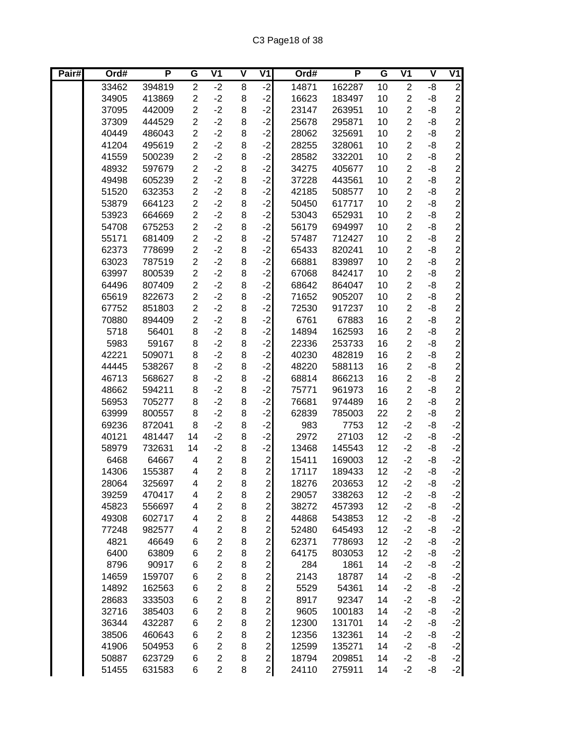| Pair# | Ord# | P | G | V1 | V | V1 | Ord# | P | G | V1 | V | V1 |
|---|---|---|---|---|---|---|---|---|---|---|---|---|
| | 33462 | 394819 | 2 | -2 | 8 | -2 | 14871 | 162287 | 10 | 2 | -8 | 2 |
| | 34905 | 413869 | 2 | -2 | 8 | -2 | 16623 | 183497 | 10 | 2 | -8 | 2 |
| | 37095 | 442009 | 2 | -2 | 8 | -2 | 23147 | 263951 | 10 | 2 | -8 | 2 |
| | 37309 | 444529 | 2 | -2 | 8 | -2 | 25678 | 295871 | 10 | 2 | -8 | 2 |
| | 40449 | 486043 | 2 | -2 | 8 | -2 | 28062 | 325691 | 10 | 2 | -8 | 2 |
| | 41204 | 495619 | 2 | -2 | 8 | -2 | 28255 | 328061 | 10 | 2 | -8 | 2 |
| | 41559 | 500239 | 2 | -2 | 8 | -2 | 28582 | 332201 | 10 | 2 | -8 | 2 |
| | 48932 | 597679 | 2 | -2 | 8 | -2 | 34275 | 405677 | 10 | 2 | -8 | 2 |
| | 49498 | 605239 | 2 | -2 | 8 | -2 | 37228 | 443561 | 10 | 2 | -8 | 2 |
| | 51520 | 632353 | 2 | -2 | 8 | -2 | 42185 | 508577 | 10 | 2 | -8 | 2 |
| | 53879 | 664123 | 2 | -2 | 8 | -2 | 50450 | 617717 | 10 | 2 | -8 | 2 |
| | 53923 | 664669 | 2 | -2 | 8 | -2 | 53043 | 652931 | 10 | 2 | -8 | 2 |
| | 54708 | 675253 | 2 | -2 | 8 | -2 | 56179 | 694997 | 10 | 2 | -8 | 2 |
| | 55171 | 681409 | 2 | -2 | 8 | -2 | 57487 | 712427 | 10 | 2 | -8 | 2 |
| | 62373 | 778699 | 2 | -2 | 8 | -2 | 65433 | 820241 | 10 | 2 | -8 | 2 |
| | 63023 | 787519 | 2 | -2 | 8 | -2 | 66881 | 839897 | 10 | 2 | -8 | 2 |
| | 63997 | 800539 | 2 | -2 | 8 | -2 | 67068 | 842417 | 10 | 2 | -8 | 2 |
| | 64496 | 807409 | 2 | -2 | 8 | -2 | 68642 | 864047 | 10 | 2 | -8 | 2 |
| | 65619 | 822673 | 2 | -2 | 8 | -2 | 71652 | 905207 | 10 | 2 | -8 | 2 |
| | 67752 | 851803 | 2 | -2 | 8 | -2 | 72530 | 917237 | 10 | 2 | -8 | 2 |
| | 70880 | 894409 | 2 | -2 | 8 | -2 | 6761 | 67883 | 16 | 2 | -8 | 2 |
| | 5718 | 56401 | 8 | -2 | 8 | -2 | 14894 | 162593 | 16 | 2 | -8 | 2 |
| | 5983 | 59167 | 8 | -2 | 8 | -2 | 22336 | 253733 | 16 | 2 | -8 | 2 |
| | 42221 | 509071 | 8 | -2 | 8 | -2 | 40230 | 482819 | 16 | 2 | -8 | 2 |
| | 44445 | 538267 | 8 | -2 | 8 | -2 | 48220 | 588113 | 16 | 2 | -8 | 2 |
| | 46713 | 568627 | 8 | -2 | 8 | -2 | 68814 | 866213 | 16 | 2 | -8 | 2 |
| | 48662 | 594211 | 8 | -2 | 8 | -2 | 75771 | 961973 | 16 | 2 | -8 | 2 |
| | 56953 | 705277 | 8 | -2 | 8 | -2 | 76681 | 974489 | 16 | 2 | -8 | 2 |
| | 63999 | 800557 | 8 | -2 | 8 | -2 | 62839 | 785003 | 22 | 2 | -8 | 2 |
| | 69236 | 872041 | 8 | -2 | 8 | -2 | 983 | 7753 | 12 | -2 | -8 | -2 |
| | 40121 | 481447 | 14 | -2 | 8 | -2 | 2972 | 27103 | 12 | -2 | -8 | -2 |
| | 58979 | 732631 | 14 | -2 | 8 | -2 | 13468 | 145543 | 12 | -2 | -8 | -2 |
| | 6468 | 64667 | 4 | 2 | 8 | 2 | 15411 | 169003 | 12 | -2 | -8 | -2 |
| | 14306 | 155387 | 4 | 2 | 8 | 2 | 17117 | 189433 | 12 | -2 | -8 | -2 |
| | 28064 | 325697 | 4 | 2 | 8 | 2 | 18276 | 203653 | 12 | -2 | -8 | -2 |
| | 39259 | 470417 | 4 | 2 | 8 | 2 | 29057 | 338263 | 12 | -2 | -8 | -2 |
| | 45823 | 556697 | 4 | 2 | 8 | 2 | 38272 | 457393 | 12 | -2 | -8 | -2 |
| | 49308 | 602717 | 4 | 2 | 8 | 2 | 44868 | 543853 | 12 | -2 | -8 | -2 |
| | 77248 | 982577 | 4 | 2 | 8 | 2 | 52480 | 645493 | 12 | -2 | -8 | -2 |
| | 4821 | 46649 | 6 | 2 | 8 | 2 | 62371 | 778693 | 12 | -2 | -8 | -2 |
| | 6400 | 63809 | 6 | 2 | 8 | 2 | 64175 | 803053 | 12 | -2 | -8 | -2 |
| | 8796 | 90917 | 6 | 2 | 8 | 2 | 284 | 1861 | 14 | -2 | -8 | -2 |
| | 14659 | 159707 | 6 | 2 | 8 | 2 | 2143 | 18787 | 14 | -2 | -8 | -2 |
| | 14892 | 162563 | 6 | 2 | 8 | 2 | 5529 | 54361 | 14 | -2 | -8 | -2 |
| | 28683 | 333503 | 6 | 2 | 8 | 2 | 8917 | 92347 | 14 | -2 | -8 | -2 |
| | 32716 | 385403 | 6 | 2 | 8 | 2 | 9605 | 100183 | 14 | -2 | -8 | -2 |
| | 36344 | 432287 | 6 | 2 | 8 | 2 | 12300 | 131701 | 14 | -2 | -8 | -2 |
| | 38506 | 460643 | 6 | 2 | 8 | 2 | 12356 | 132361 | 14 | -2 | -8 | -2 |
| | 41906 | 504953 | 6 | 2 | 8 | 2 | 12599 | 135271 | 14 | -2 | -8 | -2 |
| | 50887 | 623729 | 6 | 2 | 8 | 2 | 18794 | 209851 | 14 | -2 | -8 | -2 |
| | 51455 | 631583 | 6 | 2 | 8 | 2 | 24110 | 275911 | 14 | -2 | -8 | -2 |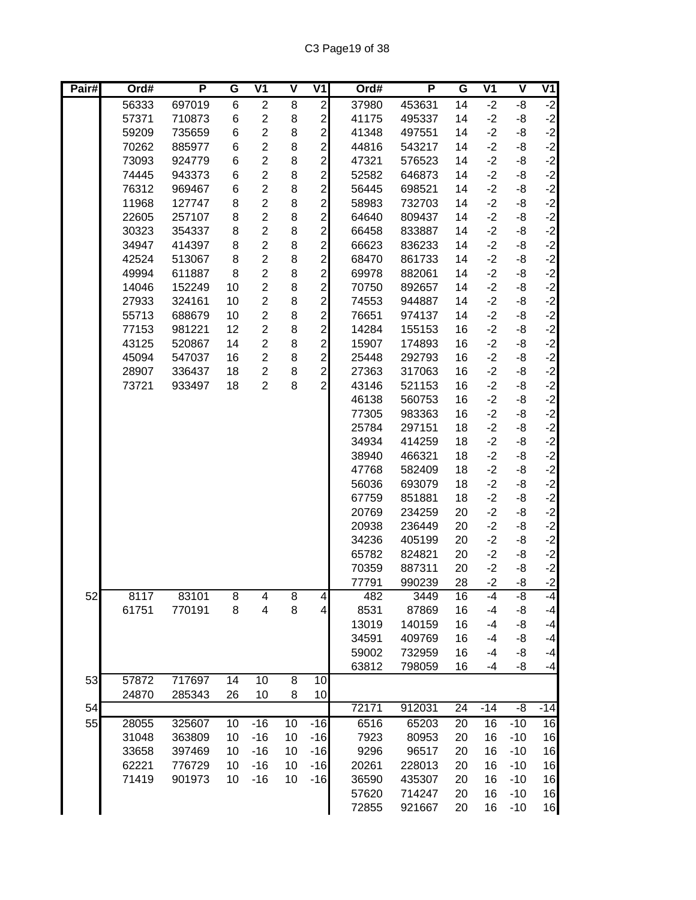| Pair# | Ord# | P | G | V1 | V | V1 | Ord# | P | G | V1 | V | V1 |
|---|---|---|---|---|---|---|---|---|---|---|---|---|
| | 56333 | 697019 | 6 | 2 | 8 | 2 | 37980 | 453631 | 14 | -2 | -8 | -2 |
| | 57371 | 710873 | 6 | 2 | 8 | 2 | 41175 | 495337 | 14 | -2 | -8 | -2 |
| | 59209 | 735659 | 6 | 2 | 8 | 2 | 41348 | 497551 | 14 | -2 | -8 | -2 |
| | 70262 | 885977 | 6 | 2 | 8 | 2 | 44816 | 543217 | 14 | -2 | -8 | -2 |
| | 73093 | 924779 | 6 | 2 | 8 | 2 | 47321 | 576523 | 14 | -2 | -8 | -2 |
| | 74445 | 943373 | 6 | 2 | 8 | 2 | 52582 | 646873 | 14 | -2 | -8 | -2 |
| | 76312 | 969467 | 6 | 2 | 8 | 2 | 56445 | 698521 | 14 | -2 | -8 | -2 |
| | 11968 | 127747 | 8 | 2 | 8 | 2 | 58983 | 732703 | 14 | -2 | -8 | -2 |
| | 22605 | 257107 | 8 | 2 | 8 | 2 | 64640 | 809437 | 14 | -2 | -8 | -2 |
| | 30323 | 354337 | 8 | 2 | 8 | 2 | 66458 | 833887 | 14 | -2 | -8 | -2 |
| | 34947 | 414397 | 8 | 2 | 8 | 2 | 66623 | 836233 | 14 | -2 | -8 | -2 |
| | 42524 | 513067 | 8 | 2 | 8 | 2 | 68470 | 861733 | 14 | -2 | -8 | -2 |
| | 49994 | 611887 | 8 | 2 | 8 | 2 | 69978 | 882061 | 14 | -2 | -8 | -2 |
| | 14046 | 152249 | 10 | 2 | 8 | 2 | 70750 | 892657 | 14 | -2 | -8 | -2 |
| | 27933 | 324161 | 10 | 2 | 8 | 2 | 74553 | 944887 | 14 | -2 | -8 | -2 |
| | 55713 | 688679 | 10 | 2 | 8 | 2 | 76651 | 974137 | 14 | -2 | -8 | -2 |
| | 77153 | 981221 | 12 | 2 | 8 | 2 | 14284 | 155153 | 16 | -2 | -8 | -2 |
| | 43125 | 520867 | 14 | 2 | 8 | 2 | 15907 | 174893 | 16 | -2 | -8 | -2 |
| | 45094 | 547037 | 16 | 2 | 8 | 2 | 25448 | 292793 | 16 | -2 | -8 | -2 |
| | 28907 | 336437 | 18 | 2 | 8 | 2 | 27363 | 317063 | 16 | -2 | -8 | -2 |
| | 73721 | 933497 | 18 | 2 | 8 | 2 | 43146 | 521153 | 16 | -2 | -8 | -2 |
| | | | | | | | 46138 | 560753 | 16 | -2 | -8 | -2 |
| | | | | | | | 77305 | 983363 | 16 | -2 | -8 | -2 |
| | | | | | | | 25784 | 297151 | 18 | -2 | -8 | -2 |
| | | | | | | | 34934 | 414259 | 18 | -2 | -8 | -2 |
| | | | | | | | 38940 | 466321 | 18 | -2 | -8 | -2 |
| | | | | | | | 47768 | 582409 | 18 | -2 | -8 | -2 |
| | | | | | | | 56036 | 693079 | 18 | -2 | -8 | -2 |
| | | | | | | | 67759 | 851881 | 18 | -2 | -8 | -2 |
| | | | | | | | 20769 | 234259 | 20 | -2 | -8 | -2 |
| | | | | | | | 20938 | 236449 | 20 | -2 | -8 | -2 |
| | | | | | | | 34236 | 405199 | 20 | -2 | -8 | -2 |
| | | | | | | | 65782 | 824821 | 20 | -2 | -8 | -2 |
| | | | | | | | 70359 | 887311 | 20 | -2 | -8 | -2 |
| | | | | | | | 77791 | 990239 | 28 | -2 | -8 | -2 |
| 52 | 8117 | 83101 | 8 | 4 | 8 | 4 | 482 | 3449 | 16 | -4 | -8 | -4 |
| | 61751 | 770191 | 8 | 4 | 8 | 4 | 8531 | 87869 | 16 | -4 | -8 | -4 |
| | | | | | | | 13019 | 140159 | 16 | -4 | -8 | -4 |
| | | | | | | | 34591 | 409769 | 16 | -4 | -8 | -4 |
| | | | | | | | 59002 | 732959 | 16 | -4 | -8 | -4 |
| | | | | | | | 63812 | 798059 | 16 | -4 | -8 | -4 |
| 53 | 57872 | 717697 | 14 | 10 | 8 | 10 | | | | | | |
| | 24870 | 285343 | 26 | 10 | 8 | 10 | | | | | | |
| 54 | | | | | | | 72171 | 912031 | 24 | -14 | -8 | -14 |
| 55 | 28055 | 325607 | 10 | -16 | 10 | -16 | 6516 | 65203 | 20 | 16 | -10 | 16 |
| | 31048 | 363809 | 10 | -16 | 10 | -16 | 7923 | 80953 | 20 | 16 | -10 | 16 |
| | 33658 | 397469 | 10 | -16 | 10 | -16 | 9296 | 96517 | 20 | 16 | -10 | 16 |
| | 62221 | 776729 | 10 | -16 | 10 | -16 | 20261 | 228013 | 20 | 16 | -10 | 16 |
| | 71419 | 901973 | 10 | -16 | 10 | -16 | 36590 | 435307 | 20 | 16 | -10 | 16 |
| | | | | | | | 57620 | 714247 | 20 | 16 | -10 | 16 |
| | | | | | | | 72855 | 921667 | 20 | 16 | -10 | 16 |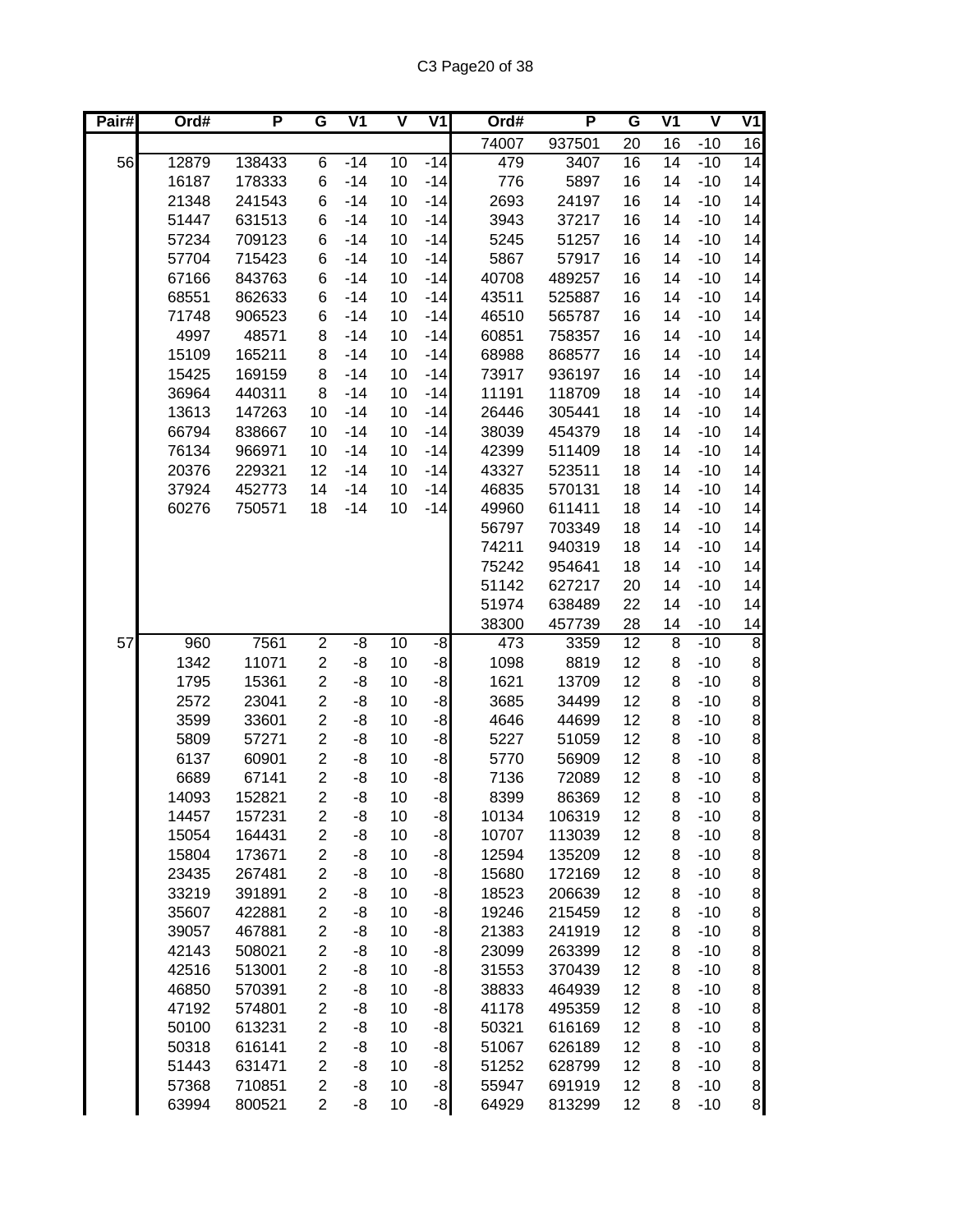| Pair# | Ord# | P | G | V1 | V | V1 | Ord# | P | G | V1 | V | V1 |
|---|---|---|---|---|---|---|---|---|---|---|---|---|
| | | | | | | | 74007 | 937501 | 20 | 16 | -10 | 16 |
| 56 | 12879 | 138433 | 6 | -14 | 10 | -14 | 479 | 3407 | 16 | 14 | -10 | 14 |
| | 16187 | 178333 | 6 | -14 | 10 | -14 | 776 | 5897 | 16 | 14 | -10 | 14 |
| | 21348 | 241543 | 6 | -14 | 10 | -14 | 2693 | 24197 | 16 | 14 | -10 | 14 |
| | 51447 | 631513 | 6 | -14 | 10 | -14 | 3943 | 37217 | 16 | 14 | -10 | 14 |
| | 57234 | 709123 | 6 | -14 | 10 | -14 | 5245 | 51257 | 16 | 14 | -10 | 14 |
| | 57704 | 715423 | 6 | -14 | 10 | -14 | 5867 | 57917 | 16 | 14 | -10 | 14 |
| | 67166 | 843763 | 6 | -14 | 10 | -14 | 40708 | 489257 | 16 | 14 | -10 | 14 |
| | 68551 | 862633 | 6 | -14 | 10 | -14 | 43511 | 525887 | 16 | 14 | -10 | 14 |
| | 71748 | 906523 | 6 | -14 | 10 | -14 | 46510 | 565787 | 16 | 14 | -10 | 14 |
| | 4997 | 48571 | 8 | -14 | 10 | -14 | 60851 | 758357 | 16 | 14 | -10 | 14 |
| | 15109 | 165211 | 8 | -14 | 10 | -14 | 68988 | 868577 | 16 | 14 | -10 | 14 |
| | 15425 | 169159 | 8 | -14 | 10 | -14 | 73917 | 936197 | 16 | 14 | -10 | 14 |
| | 36964 | 440311 | 8 | -14 | 10 | -14 | 11191 | 118709 | 18 | 14 | -10 | 14 |
| | 13613 | 147263 | 10 | -14 | 10 | -14 | 26446 | 305441 | 18 | 14 | -10 | 14 |
| | 66794 | 838667 | 10 | -14 | 10 | -14 | 38039 | 454379 | 18 | 14 | -10 | 14 |
| | 76134 | 966971 | 10 | -14 | 10 | -14 | 42399 | 511409 | 18 | 14 | -10 | 14 |
| | 20376 | 229321 | 12 | -14 | 10 | -14 | 43327 | 523511 | 18 | 14 | -10 | 14 |
| | 37924 | 452773 | 14 | -14 | 10 | -14 | 46835 | 570131 | 18 | 14 | -10 | 14 |
| | 60276 | 750571 | 18 | -14 | 10 | -14 | 49960 | 611411 | 18 | 14 | -10 | 14 |
| | | | | | | | 56797 | 703349 | 18 | 14 | -10 | 14 |
| | | | | | | | 74211 | 940319 | 18 | 14 | -10 | 14 |
| | | | | | | | 75242 | 954641 | 18 | 14 | -10 | 14 |
| | | | | | | | 51142 | 627217 | 20 | 14 | -10 | 14 |
| | | | | | | | 51974 | 638489 | 22 | 14 | -10 | 14 |
| | | | | | | | 38300 | 457739 | 28 | 14 | -10 | 14 |
| 57 | 960 | 7561 | 2 | -8 | 10 | -8 | 473 | 3359 | 12 | 8 | -10 | 8 |
| | 1342 | 11071 | 2 | -8 | 10 | -8 | 1098 | 8819 | 12 | 8 | -10 | 8 |
| | 1795 | 15361 | 2 | -8 | 10 | -8 | 1621 | 13709 | 12 | 8 | -10 | 8 |
| | 2572 | 23041 | 2 | -8 | 10 | -8 | 3685 | 34499 | 12 | 8 | -10 | 8 |
| | 3599 | 33601 | 2 | -8 | 10 | -8 | 4646 | 44699 | 12 | 8 | -10 | 8 |
| | 5809 | 57271 | 2 | -8 | 10 | -8 | 5227 | 51059 | 12 | 8 | -10 | 8 |
| | 6137 | 60901 | 2 | -8 | 10 | -8 | 5770 | 56909 | 12 | 8 | -10 | 8 |
| | 6689 | 67141 | 2 | -8 | 10 | -8 | 7136 | 72089 | 12 | 8 | -10 | 8 |
| | 14093 | 152821 | 2 | -8 | 10 | -8 | 8399 | 86369 | 12 | 8 | -10 | 8 |
| | 14457 | 157231 | 2 | -8 | 10 | -8 | 10134 | 106319 | 12 | 8 | -10 | 8 |
| | 15054 | 164431 | 2 | -8 | 10 | -8 | 10707 | 113039 | 12 | 8 | -10 | 8 |
| | 15804 | 173671 | 2 | -8 | 10 | -8 | 12594 | 135209 | 12 | 8 | -10 | 8 |
| | 23435 | 267481 | 2 | -8 | 10 | -8 | 15680 | 172169 | 12 | 8 | -10 | 8 |
| | 33219 | 391891 | 2 | -8 | 10 | -8 | 18523 | 206639 | 12 | 8 | -10 | 8 |
| | 35607 | 422881 | 2 | -8 | 10 | -8 | 19246 | 215459 | 12 | 8 | -10 | 8 |
| | 39057 | 467881 | 2 | -8 | 10 | -8 | 21383 | 241919 | 12 | 8 | -10 | 8 |
| | 42143 | 508021 | 2 | -8 | 10 | -8 | 23099 | 263399 | 12 | 8 | -10 | 8 |
| | 42516 | 513001 | 2 | -8 | 10 | -8 | 31553 | 370439 | 12 | 8 | -10 | 8 |
| | 46850 | 570391 | 2 | -8 | 10 | -8 | 38833 | 464939 | 12 | 8 | -10 | 8 |
| | 47192 | 574801 | 2 | -8 | 10 | -8 | 41178 | 495359 | 12 | 8 | -10 | 8 |
| | 50100 | 613231 | 2 | -8 | 10 | -8 | 50321 | 616169 | 12 | 8 | -10 | 8 |
| | 50318 | 616141 | 2 | -8 | 10 | -8 | 51067 | 626189 | 12 | 8 | -10 | 8 |
| | 51443 | 631471 | 2 | -8 | 10 | -8 | 51252 | 628799 | 12 | 8 | -10 | 8 |
| | 57368 | 710851 | 2 | -8 | 10 | -8 | 55947 | 691919 | 12 | 8 | -10 | 8 |
| | 63994 | 800521 | 2 | -8 | 10 | -8 | 64929 | 813299 | 12 | 8 | -10 | 8 |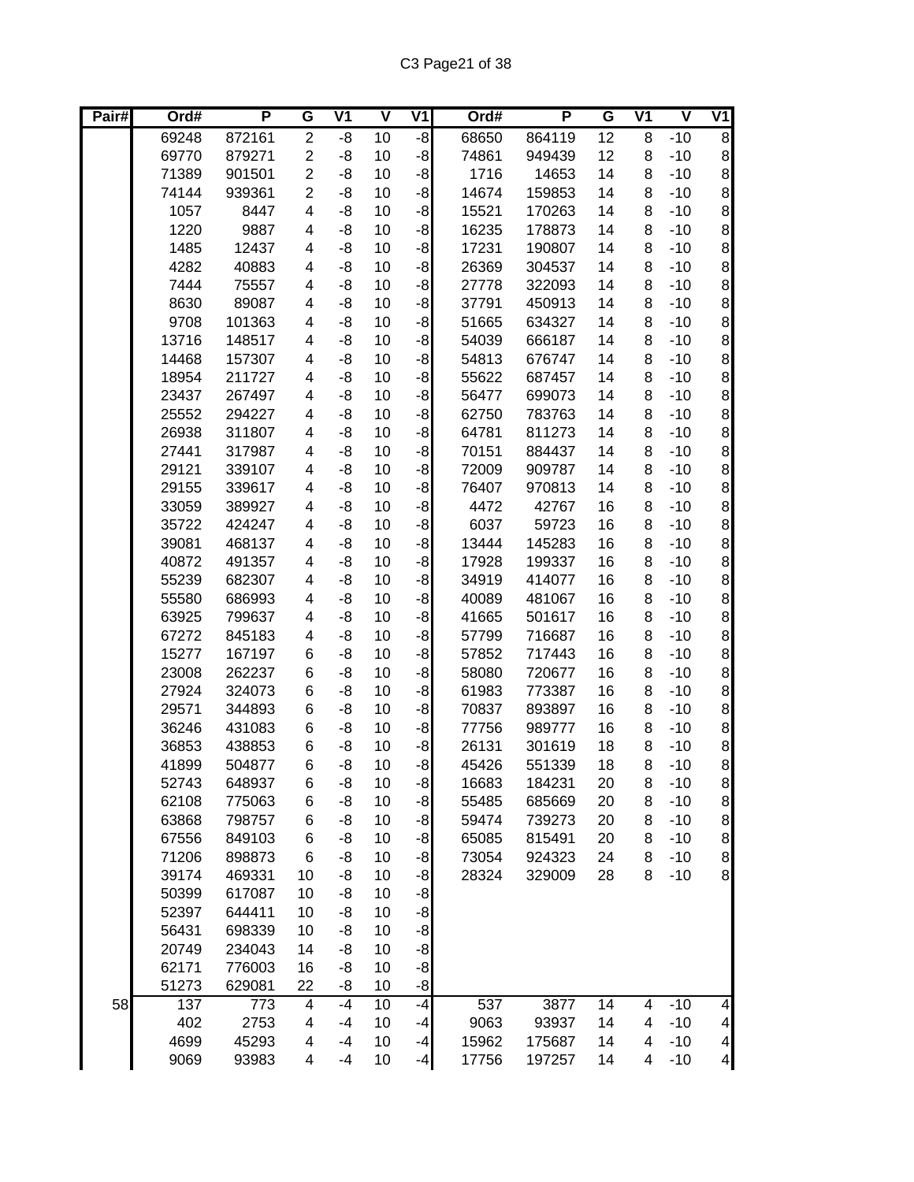| Pair# | Ord# | P | G | V1 | V | V1 | Ord# | P | G | V1 | V | V1 |
|---|---|---|---|---|---|---|---|---|---|---|---|---|
| | 69248 | 872161 | 2 | -8 | 10 | -8 | 68650 | 864119 | 12 | 8 | -10 | 8 |
| | 69770 | 879271 | 2 | -8 | 10 | -8 | 74861 | 949439 | 12 | 8 | -10 | 8 |
| | 71389 | 901501 | 2 | -8 | 10 | -8 | 1716 | 14653 | 14 | 8 | -10 | 8 |
| | 74144 | 939361 | 2 | -8 | 10 | -8 | 14674 | 159853 | 14 | 8 | -10 | 8 |
| | 1057 | 8447 | 4 | -8 | 10 | -8 | 15521 | 170263 | 14 | 8 | -10 | 8 |
| | 1220 | 9887 | 4 | -8 | 10 | -8 | 16235 | 178873 | 14 | 8 | -10 | 8 |
| | 1485 | 12437 | 4 | -8 | 10 | -8 | 17231 | 190807 | 14 | 8 | -10 | 8 |
| | 4282 | 40883 | 4 | -8 | 10 | -8 | 26369 | 304537 | 14 | 8 | -10 | 8 |
| | 7444 | 75557 | 4 | -8 | 10 | -8 | 27778 | 322093 | 14 | 8 | -10 | 8 |
| | 8630 | 89087 | 4 | -8 | 10 | -8 | 37791 | 450913 | 14 | 8 | -10 | 8 |
| | 9708 | 101363 | 4 | -8 | 10 | -8 | 51665 | 634327 | 14 | 8 | -10 | 8 |
| | 13716 | 148517 | 4 | -8 | 10 | -8 | 54039 | 666187 | 14 | 8 | -10 | 8 |
| | 14468 | 157307 | 4 | -8 | 10 | -8 | 54813 | 676747 | 14 | 8 | -10 | 8 |
| | 18954 | 211727 | 4 | -8 | 10 | -8 | 55622 | 687457 | 14 | 8 | -10 | 8 |
| | 23437 | 267497 | 4 | -8 | 10 | -8 | 56477 | 699073 | 14 | 8 | -10 | 8 |
| | 25552 | 294227 | 4 | -8 | 10 | -8 | 62750 | 783763 | 14 | 8 | -10 | 8 |
| | 26938 | 311807 | 4 | -8 | 10 | -8 | 64781 | 811273 | 14 | 8 | -10 | 8 |
| | 27441 | 317987 | 4 | -8 | 10 | -8 | 70151 | 884437 | 14 | 8 | -10 | 8 |
| | 29121 | 339107 | 4 | -8 | 10 | -8 | 72009 | 909787 | 14 | 8 | -10 | 8 |
| | 29155 | 339617 | 4 | -8 | 10 | -8 | 76407 | 970813 | 14 | 8 | -10 | 8 |
| | 33059 | 389927 | 4 | -8 | 10 | -8 | 4472 | 42767 | 16 | 8 | -10 | 8 |
| | 35722 | 424247 | 4 | -8 | 10 | -8 | 6037 | 59723 | 16 | 8 | -10 | 8 |
| | 39081 | 468137 | 4 | -8 | 10 | -8 | 13444 | 145283 | 16 | 8 | -10 | 8 |
| | 40872 | 491357 | 4 | -8 | 10 | -8 | 17928 | 199337 | 16 | 8 | -10 | 8 |
| | 55239 | 682307 | 4 | -8 | 10 | -8 | 34919 | 414077 | 16 | 8 | -10 | 8 |
| | 55580 | 686993 | 4 | -8 | 10 | -8 | 40089 | 481067 | 16 | 8 | -10 | 8 |
| | 63925 | 799637 | 4 | -8 | 10 | -8 | 41665 | 501617 | 16 | 8 | -10 | 8 |
| | 67272 | 845183 | 4 | -8 | 10 | -8 | 57799 | 716687 | 16 | 8 | -10 | 8 |
| | 15277 | 167197 | 6 | -8 | 10 | -8 | 57852 | 717443 | 16 | 8 | -10 | 8 |
| | 23008 | 262237 | 6 | -8 | 10 | -8 | 58080 | 720677 | 16 | 8 | -10 | 8 |
| | 27924 | 324073 | 6 | -8 | 10 | -8 | 61983 | 773387 | 16 | 8 | -10 | 8 |
| | 29571 | 344893 | 6 | -8 | 10 | -8 | 70837 | 893897 | 16 | 8 | -10 | 8 |
| | 36246 | 431083 | 6 | -8 | 10 | -8 | 77756 | 989777 | 16 | 8 | -10 | 8 |
| | 36853 | 438853 | 6 | -8 | 10 | -8 | 26131 | 301619 | 18 | 8 | -10 | 8 |
| | 41899 | 504877 | 6 | -8 | 10 | -8 | 45426 | 551339 | 18 | 8 | -10 | 8 |
| | 52743 | 648937 | 6 | -8 | 10 | -8 | 16683 | 184231 | 20 | 8 | -10 | 8 |
| | 62108 | 775063 | 6 | -8 | 10 | -8 | 55485 | 685669 | 20 | 8 | -10 | 8 |
| | 63868 | 798757 | 6 | -8 | 10 | -8 | 59474 | 739273 | 20 | 8 | -10 | 8 |
| | 67556 | 849103 | 6 | -8 | 10 | -8 | 65085 | 815491 | 20 | 8 | -10 | 8 |
| | 71206 | 898873 | 6 | -8 | 10 | -8 | 73054 | 924323 | 24 | 8 | -10 | 8 |
| | 39174 | 469331 | 10 | -8 | 10 | -8 | 28324 | 329009 | 28 | 8 | -10 | 8 |
| | 50399 | 617087 | 10 | -8 | 10 | -8 | | | | | | |
| | 52397 | 644411 | 10 | -8 | 10 | -8 | | | | | | |
| | 56431 | 698339 | 10 | -8 | 10 | -8 | | | | | | |
| | 20749 | 234043 | 14 | -8 | 10 | -8 | | | | | | |
| | 62171 | 776003 | 16 | -8 | 10 | -8 | | | | | | |
| | 51273 | 629081 | 22 | -8 | 10 | -8 | | | | | | |
| 58 | 137 | 773 | 4 | -4 | 10 | -4 | 537 | 3877 | 14 | 4 | -10 | 4 |
| | 402 | 2753 | 4 | -4 | 10 | -4 | 9063 | 93937 | 14 | 4 | -10 | 4 |
| | 4699 | 45293 | 4 | -4 | 10 | -4 | 15962 | 175687 | 14 | 4 | -10 | 4 |
| | 9069 | 93983 | 4 | -4 | 10 | -4 | 17756 | 197257 | 14 | 4 | -10 | 4 |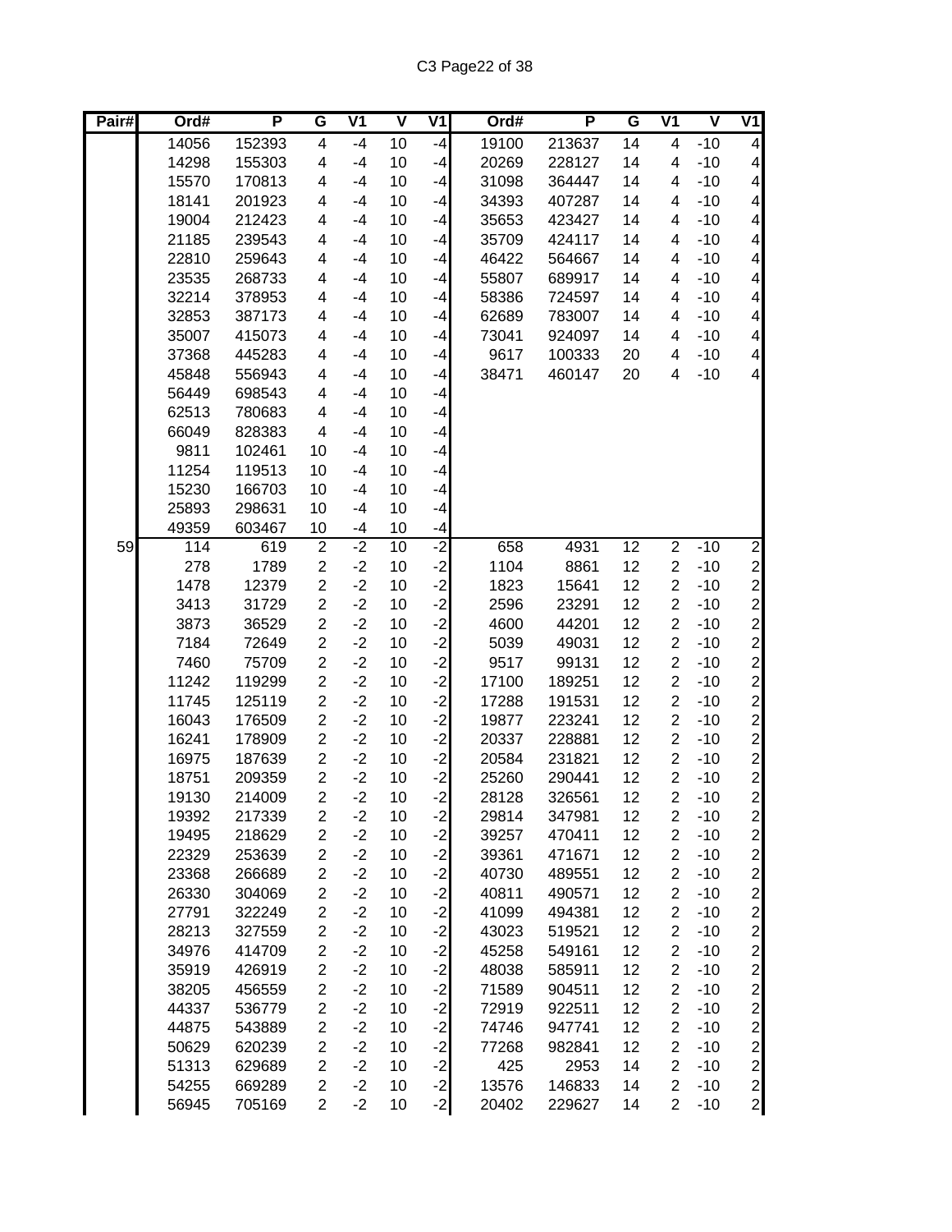| Pair# | Ord# | P | G | V1 | V | V1 | Ord# | P | G | V1 | V | V1 |
|---|---|---|---|---|---|---|---|---|---|---|---|---|
| | 14056 | 152393 | 4 | -4 | 10 | -4 | 19100 | 213637 | 14 | 4 | -10 | 4 |
| | 14298 | 155303 | 4 | -4 | 10 | -4 | 20269 | 228127 | 14 | 4 | -10 | 4 |
| | 15570 | 170813 | 4 | -4 | 10 | -4 | 31098 | 364447 | 14 | 4 | -10 | 4 |
| | 18141 | 201923 | 4 | -4 | 10 | -4 | 34393 | 407287 | 14 | 4 | -10 | 4 |
| | 19004 | 212423 | 4 | -4 | 10 | -4 | 35653 | 423427 | 14 | 4 | -10 | 4 |
| | 21185 | 239543 | 4 | -4 | 10 | -4 | 35709 | 424117 | 14 | 4 | -10 | 4 |
| | 22810 | 259643 | 4 | -4 | 10 | -4 | 46422 | 564667 | 14 | 4 | -10 | 4 |
| | 23535 | 268733 | 4 | -4 | 10 | -4 | 55807 | 689917 | 14 | 4 | -10 | 4 |
| | 32214 | 378953 | 4 | -4 | 10 | -4 | 58386 | 724597 | 14 | 4 | -10 | 4 |
| | 32853 | 387173 | 4 | -4 | 10 | -4 | 62689 | 783007 | 14 | 4 | -10 | 4 |
| | 35007 | 415073 | 4 | -4 | 10 | -4 | 73041 | 924097 | 14 | 4 | -10 | 4 |
| | 37368 | 445283 | 4 | -4 | 10 | -4 | 9617 | 100333 | 20 | 4 | -10 | 4 |
| | 45848 | 556943 | 4 | -4 | 10 | -4 | 38471 | 460147 | 20 | 4 | -10 | 4 |
| | 56449 | 698543 | 4 | -4 | 10 | -4 | | | | | | |
| | 62513 | 780683 | 4 | -4 | 10 | -4 | | | | | | |
| | 66049 | 828383 | 4 | -4 | 10 | -4 | | | | | | |
| | 9811 | 102461 | 10 | -4 | 10 | -4 | | | | | | |
| | 11254 | 119513 | 10 | -4 | 10 | -4 | | | | | | |
| | 15230 | 166703 | 10 | -4 | 10 | -4 | | | | | | |
| | 25893 | 298631 | 10 | -4 | 10 | -4 | | | | | | |
| | 49359 | 603467 | 10 | -4 | 10 | -4 | | | | | | |
| 59 | 114 | 619 | 2 | -2 | 10 | -2 | 658 | 4931 | 12 | 2 | -10 | 2 |
| | 278 | 1789 | 2 | -2 | 10 | -2 | 1104 | 8861 | 12 | 2 | -10 | 2 |
| | 1478 | 12379 | 2 | -2 | 10 | -2 | 1823 | 15641 | 12 | 2 | -10 | 2 |
| | 3413 | 31729 | 2 | -2 | 10 | -2 | 2596 | 23291 | 12 | 2 | -10 | 2 |
| | 3873 | 36529 | 2 | -2 | 10 | -2 | 4600 | 44201 | 12 | 2 | -10 | 2 |
| | 7184 | 72649 | 2 | -2 | 10 | -2 | 5039 | 49031 | 12 | 2 | -10 | 2 |
| | 7460 | 75709 | 2 | -2 | 10 | -2 | 9517 | 99131 | 12 | 2 | -10 | 2 |
| | 11242 | 119299 | 2 | -2 | 10 | -2 | 17100 | 189251 | 12 | 2 | -10 | 2 |
| | 11745 | 125119 | 2 | -2 | 10 | -2 | 17288 | 191531 | 12 | 2 | -10 | 2 |
| | 16043 | 176509 | 2 | -2 | 10 | -2 | 19877 | 223241 | 12 | 2 | -10 | 2 |
| | 16241 | 178909 | 2 | -2 | 10 | -2 | 20337 | 228881 | 12 | 2 | -10 | 2 |
| | 16975 | 187639 | 2 | -2 | 10 | -2 | 20584 | 231821 | 12 | 2 | -10 | 2 |
| | 18751 | 209359 | 2 | -2 | 10 | -2 | 25260 | 290441 | 12 | 2 | -10 | 2 |
| | 19130 | 214009 | 2 | -2 | 10 | -2 | 28128 | 326561 | 12 | 2 | -10 | 2 |
| | 19392 | 217339 | 2 | -2 | 10 | -2 | 29814 | 347981 | 12 | 2 | -10 | 2 |
| | 19495 | 218629 | 2 | -2 | 10 | -2 | 39257 | 470411 | 12 | 2 | -10 | 2 |
| | 22329 | 253639 | 2 | -2 | 10 | -2 | 39361 | 471671 | 12 | 2 | -10 | 2 |
| | 23368 | 266689 | 2 | -2 | 10 | -2 | 40730 | 489551 | 12 | 2 | -10 | 2 |
| | 26330 | 304069 | 2 | -2 | 10 | -2 | 40811 | 490571 | 12 | 2 | -10 | 2 |
| | 27791 | 322249 | 2 | -2 | 10 | -2 | 41099 | 494381 | 12 | 2 | -10 | 2 |
| | 28213 | 327559 | 2 | -2 | 10 | -2 | 43023 | 519521 | 12 | 2 | -10 | 2 |
| | 34976 | 414709 | 2 | -2 | 10 | -2 | 45258 | 549161 | 12 | 2 | -10 | 2 |
| | 35919 | 426919 | 2 | -2 | 10 | -2 | 48038 | 585911 | 12 | 2 | -10 | 2 |
| | 38205 | 456559 | 2 | -2 | 10 | -2 | 71589 | 904511 | 12 | 2 | -10 | 2 |
| | 44337 | 536779 | 2 | -2 | 10 | -2 | 72919 | 922511 | 12 | 2 | -10 | 2 |
| | 44875 | 543889 | 2 | -2 | 10 | -2 | 74746 | 947741 | 12 | 2 | -10 | 2 |
| | 50629 | 620239 | 2 | -2 | 10 | -2 | 77268 | 982841 | 12 | 2 | -10 | 2 |
| | 51313 | 629689 | 2 | -2 | 10 | -2 | 425 | 2953 | 14 | 2 | -10 | 2 |
| | 54255 | 669289 | 2 | -2 | 10 | -2 | 13576 | 146833 | 14 | 2 | -10 | 2 |
| | 56945 | 705169 | 2 | -2 | 10 | -2 | 20402 | 229627 | 14 | 2 | -10 | 2 |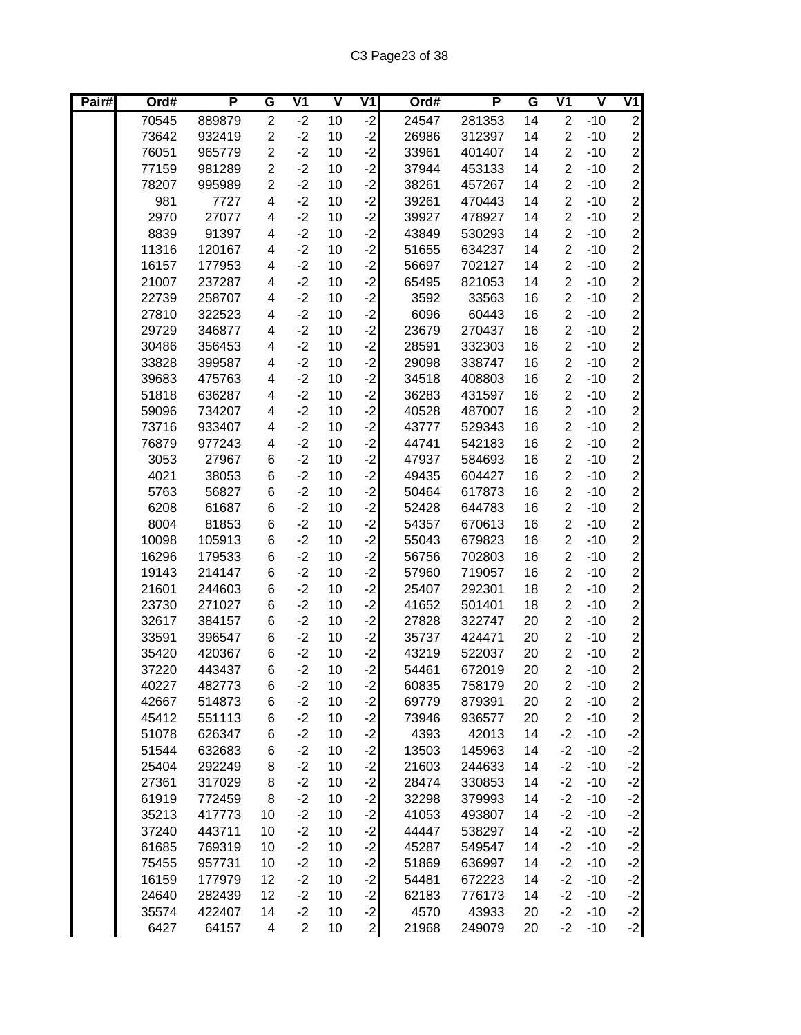| Pair# | Ord# | P | G | V1 | V | V1 | Ord# | P | G | V1 | V | V1 |
|---|---|---|---|---|---|---|---|---|---|---|---|---|
| | 70545 | 889879 | 2 | -2 | 10 | -2 | 24547 | 281353 | 14 | 2 | -10 | 2 |
| | 73642 | 932419 | 2 | -2 | 10 | -2 | 26986 | 312397 | 14 | 2 | -10 | 2 |
| | 76051 | 965779 | 2 | -2 | 10 | -2 | 33961 | 401407 | 14 | 2 | -10 | 2 |
| | 77159 | 981289 | 2 | -2 | 10 | -2 | 37944 | 453133 | 14 | 2 | -10 | 2 |
| | 78207 | 995989 | 2 | -2 | 10 | -2 | 38261 | 457267 | 14 | 2 | -10 | 2 |
| | 981 | 7727 | 4 | -2 | 10 | -2 | 39261 | 470443 | 14 | 2 | -10 | 2 |
| | 2970 | 27077 | 4 | -2 | 10 | -2 | 39927 | 478927 | 14 | 2 | -10 | 2 |
| | 8839 | 91397 | 4 | -2 | 10 | -2 | 43849 | 530293 | 14 | 2 | -10 | 2 |
| | 11316 | 120167 | 4 | -2 | 10 | -2 | 51655 | 634237 | 14 | 2 | -10 | 2 |
| | 16157 | 177953 | 4 | -2 | 10 | -2 | 56697 | 702127 | 14 | 2 | -10 | 2 |
| | 21007 | 237287 | 4 | -2 | 10 | -2 | 65495 | 821053 | 14 | 2 | -10 | 2 |
| | 22739 | 258707 | 4 | -2 | 10 | -2 | 3592 | 33563 | 16 | 2 | -10 | 2 |
| | 27810 | 322523 | 4 | -2 | 10 | -2 | 6096 | 60443 | 16 | 2 | -10 | 2 |
| | 29729 | 346877 | 4 | -2 | 10 | -2 | 23679 | 270437 | 16 | 2 | -10 | 2 |
| | 30486 | 356453 | 4 | -2 | 10 | -2 | 28591 | 332303 | 16 | 2 | -10 | 2 |
| | 33828 | 399587 | 4 | -2 | 10 | -2 | 29098 | 338747 | 16 | 2 | -10 | 2 |
| | 39683 | 475763 | 4 | -2 | 10 | -2 | 34518 | 408803 | 16 | 2 | -10 | 2 |
| | 51818 | 636287 | 4 | -2 | 10 | -2 | 36283 | 431597 | 16 | 2 | -10 | 2 |
| | 59096 | 734207 | 4 | -2 | 10 | -2 | 40528 | 487007 | 16 | 2 | -10 | 2 |
| | 73716 | 933407 | 4 | -2 | 10 | -2 | 43777 | 529343 | 16 | 2 | -10 | 2 |
| | 76879 | 977243 | 4 | -2 | 10 | -2 | 44741 | 542183 | 16 | 2 | -10 | 2 |
| | 3053 | 27967 | 6 | -2 | 10 | -2 | 47937 | 584693 | 16 | 2 | -10 | 2 |
| | 4021 | 38053 | 6 | -2 | 10 | -2 | 49435 | 604427 | 16 | 2 | -10 | 2 |
| | 5763 | 56827 | 6 | -2 | 10 | -2 | 50464 | 617873 | 16 | 2 | -10 | 2 |
| | 6208 | 61687 | 6 | -2 | 10 | -2 | 52428 | 644783 | 16 | 2 | -10 | 2 |
| | 8004 | 81853 | 6 | -2 | 10 | -2 | 54357 | 670613 | 16 | 2 | -10 | 2 |
| | 10098 | 105913 | 6 | -2 | 10 | -2 | 55043 | 679823 | 16 | 2 | -10 | 2 |
| | 16296 | 179533 | 6 | -2 | 10 | -2 | 56756 | 702803 | 16 | 2 | -10 | 2 |
| | 19143 | 214147 | 6 | -2 | 10 | -2 | 57960 | 719057 | 16 | 2 | -10 | 2 |
| | 21601 | 244603 | 6 | -2 | 10 | -2 | 25407 | 292301 | 18 | 2 | -10 | 2 |
| | 23730 | 271027 | 6 | -2 | 10 | -2 | 41652 | 501401 | 18 | 2 | -10 | 2 |
| | 32617 | 384157 | 6 | -2 | 10 | -2 | 27828 | 322747 | 20 | 2 | -10 | 2 |
| | 33591 | 396547 | 6 | -2 | 10 | -2 | 35737 | 424471 | 20 | 2 | -10 | 2 |
| | 35420 | 420367 | 6 | -2 | 10 | -2 | 43219 | 522037 | 20 | 2 | -10 | 2 |
| | 37220 | 443437 | 6 | -2 | 10 | -2 | 54461 | 672019 | 20 | 2 | -10 | 2 |
| | 40227 | 482773 | 6 | -2 | 10 | -2 | 60835 | 758179 | 20 | 2 | -10 | 2 |
| | 42667 | 514873 | 6 | -2 | 10 | -2 | 69779 | 879391 | 20 | 2 | -10 | 2 |
| | 45412 | 551113 | 6 | -2 | 10 | -2 | 73946 | 936577 | 20 | 2 | -10 | 2 |
| | 51078 | 626347 | 6 | -2 | 10 | -2 | 4393 | 42013 | 14 | -2 | -10 | -2 |
| | 51544 | 632683 | 6 | -2 | 10 | -2 | 13503 | 145963 | 14 | -2 | -10 | -2 |
| | 25404 | 292249 | 8 | -2 | 10 | -2 | 21603 | 244633 | 14 | -2 | -10 | -2 |
| | 27361 | 317029 | 8 | -2 | 10 | -2 | 28474 | 330853 | 14 | -2 | -10 | -2 |
| | 61919 | 772459 | 8 | -2 | 10 | -2 | 32298 | 379993 | 14 | -2 | -10 | -2 |
| | 35213 | 417773 | 10 | -2 | 10 | -2 | 41053 | 493807 | 14 | -2 | -10 | -2 |
| | 37240 | 443711 | 10 | -2 | 10 | -2 | 44447 | 538297 | 14 | -2 | -10 | -2 |
| | 61685 | 769319 | 10 | -2 | 10 | -2 | 45287 | 549547 | 14 | -2 | -10 | -2 |
| | 75455 | 957731 | 10 | -2 | 10 | -2 | 51869 | 636997 | 14 | -2 | -10 | -2 |
| | 16159 | 177979 | 12 | -2 | 10 | -2 | 54481 | 672223 | 14 | -2 | -10 | -2 |
| | 24640 | 282439 | 12 | -2 | 10 | -2 | 62183 | 776173 | 14 | -2 | -10 | -2 |
| | 35574 | 422407 | 14 | -2 | 10 | -2 | 4570 | 43933 | 20 | -2 | -10 | -2 |
| | 6427 | 64157 | 4 | 2 | 10 | 2 | 21968 | 249079 | 20 | -2 | -10 | -2 |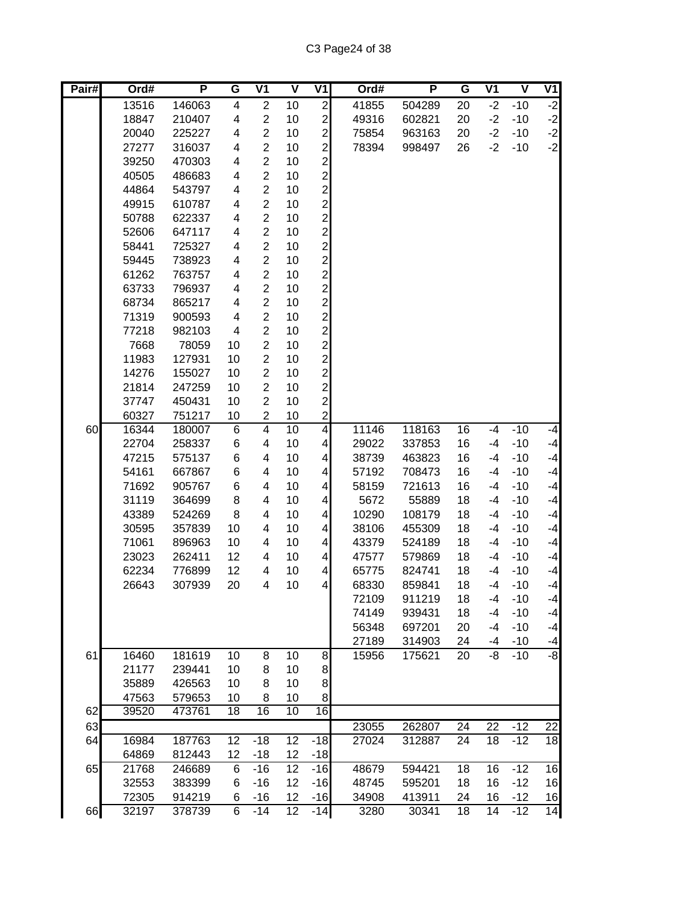| Pair# | Ord# | P | G | V1 | V | V1 | Ord# | P | G | V1 | V | V1 |
|---|---|---|---|---|---|---|---|---|---|---|---|---|
| | 13516 | 146063 | 4 | 2 | 10 | 2 | 41855 | 504289 | 20 | -2 | -10 | -2 |
| | 18847 | 210407 | 4 | 2 | 10 | 2 | 49316 | 602821 | 20 | -2 | -10 | -2 |
| | 20040 | 225227 | 4 | 2 | 10 | 2 | 75854 | 963163 | 20 | -2 | -10 | -2 |
| | 27277 | 316037 | 4 | 2 | 10 | 2 | 78394 | 998497 | 26 | -2 | -10 | -2 |
| | 39250 | 470303 | 4 | 2 | 10 | 2 | | | | | | |
| | 40505 | 486683 | 4 | 2 | 10 | 2 | | | | | | |
| | 44864 | 543797 | 4 | 2 | 10 | 2 | | | | | | |
| | 49915 | 610787 | 4 | 2 | 10 | 2 | | | | | | |
| | 50788 | 622337 | 4 | 2 | 10 | 2 | | | | | | |
| | 52606 | 647117 | 4 | 2 | 10 | 2 | | | | | | |
| | 58441 | 725327 | 4 | 2 | 10 | 2 | | | | | | |
| | 59445 | 738923 | 4 | 2 | 10 | 2 | | | | | | |
| | 61262 | 763757 | 4 | 2 | 10 | 2 | | | | | | |
| | 63733 | 796937 | 4 | 2 | 10 | 2 | | | | | | |
| | 68734 | 865217 | 4 | 2 | 10 | 2 | | | | | | |
| | 71319 | 900593 | 4 | 2 | 10 | 2 | | | | | | |
| | 77218 | 982103 | 4 | 2 | 10 | 2 | | | | | | |
| | 7668 | 78059 | 10 | 2 | 10 | 2 | | | | | | |
| | 11983 | 127931 | 10 | 2 | 10 | 2 | | | | | | |
| | 14276 | 155027 | 10 | 2 | 10 | 2 | | | | | | |
| | 21814 | 247259 | 10 | 2 | 10 | 2 | | | | | | |
| | 37747 | 450431 | 10 | 2 | 10 | 2 | | | | | | |
| | 60327 | 751217 | 10 | 2 | 10 | 2 | | | | | | |
| 60 | 16344 | 180007 | 6 | 4 | 10 | 4 | 11146 | 118163 | 16 | -4 | -10 | -4 |
| | 22704 | 258337 | 6 | 4 | 10 | 4 | 29022 | 337853 | 16 | -4 | -10 | -4 |
| | 47215 | 575137 | 6 | 4 | 10 | 4 | 38739 | 463823 | 16 | -4 | -10 | -4 |
| | 54161 | 667867 | 6 | 4 | 10 | 4 | 57192 | 708473 | 16 | -4 | -10 | -4 |
| | 71692 | 905767 | 6 | 4 | 10 | 4 | 58159 | 721613 | 16 | -4 | -10 | -4 |
| | 31119 | 364699 | 8 | 4 | 10 | 4 | 5672 | 55889 | 18 | -4 | -10 | -4 |
| | 43389 | 524269 | 8 | 4 | 10 | 4 | 10290 | 108179 | 18 | -4 | -10 | -4 |
| | 30595 | 357839 | 10 | 4 | 10 | 4 | 38106 | 455309 | 18 | -4 | -10 | -4 |
| | 71061 | 896963 | 10 | 4 | 10 | 4 | 43379 | 524189 | 18 | -4 | -10 | -4 |
| | 23023 | 262411 | 12 | 4 | 10 | 4 | 47577 | 579869 | 18 | -4 | -10 | -4 |
| | 62234 | 776899 | 12 | 4 | 10 | 4 | 65775 | 824741 | 18 | -4 | -10 | -4 |
| | 26643 | 307939 | 20 | 4 | 10 | 4 | 68330 | 859841 | 18 | -4 | -10 | -4 |
| | | | | | | | 72109 | 911219 | 18 | -4 | -10 | -4 |
| | | | | | | | 74149 | 939431 | 18 | -4 | -10 | -4 |
| | | | | | | | 56348 | 697201 | 20 | -4 | -10 | -4 |
| | | | | | | | 27189 | 314903 | 24 | -4 | -10 | -4 |
| 61 | 16460 | 181619 | 10 | 8 | 10 | 8 | 15956 | 175621 | 20 | -8 | -10 | -8 |
| | 21177 | 239441 | 10 | 8 | 10 | 8 | | | | | | |
| | 35889 | 426563 | 10 | 8 | 10 | 8 | | | | | | |
| | 47563 | 579653 | 10 | 8 | 10 | 8 | | | | | | |
| 62 | 39520 | 473761 | 18 | 16 | 10 | 16 | | | | | | |
| 63 | | | | | | | 23055 | 262807 | 24 | 22 | -12 | 22 |
| 64 | 16984 | 187763 | 12 | -18 | 12 | -18 | 27024 | 312887 | 24 | 18 | -12 | 18 |
| | 64869 | 812443 | 12 | -18 | 12 | -18 | | | | | | |
| 65 | 21768 | 246689 | 6 | -16 | 12 | -16 | 48679 | 594421 | 18 | 16 | -12 | 16 |
| | 32553 | 383399 | 6 | -16 | 12 | -16 | 48745 | 595201 | 18 | 16 | -12 | 16 |
| | 72305 | 914219 | 6 | -16 | 12 | -16 | 34908 | 413911 | 24 | 16 | -12 | 16 |
| 66 | 32197 | 378739 | 6 | -14 | 12 | -14 | 3280 | 30341 | 18 | 14 | -12 | 14 |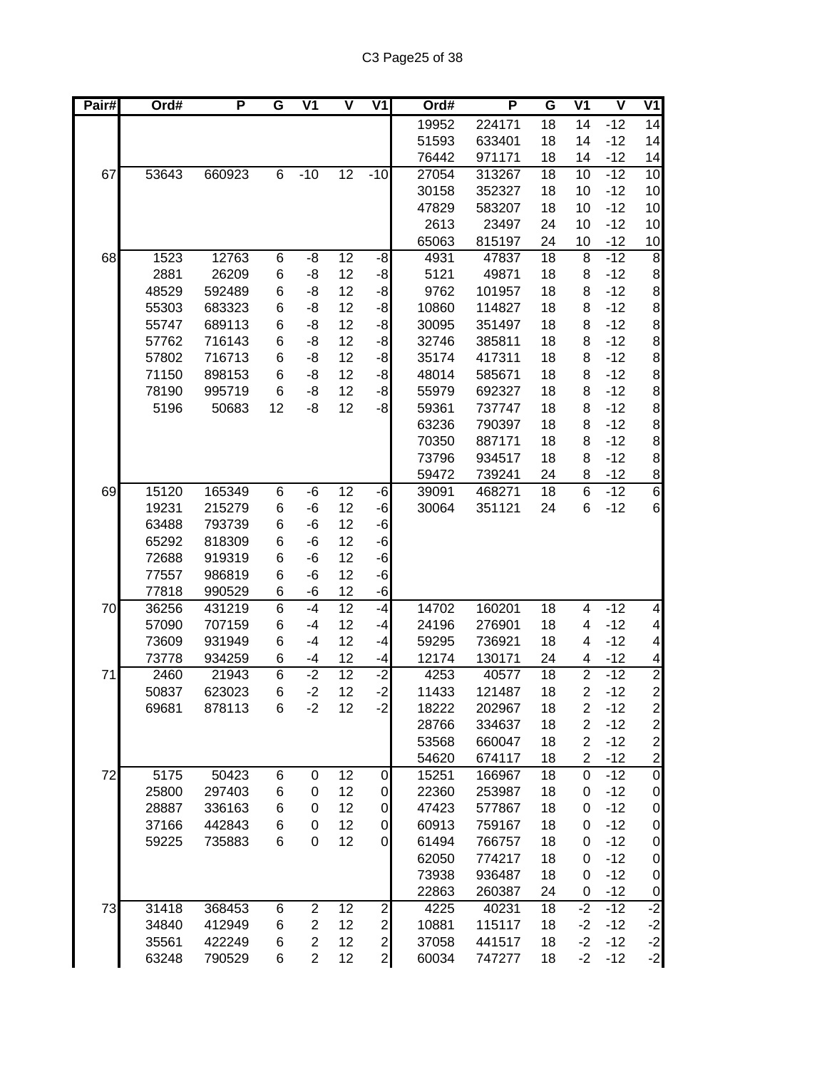| Pair# | Ord# | P | G | V1 | V | V1 | Ord# | P | G | V1 | V | V1 |
|---|---|---|---|---|---|---|---|---|---|---|---|---|
| | | | | | | | 19952 | 224171 | 18 | 14 | -12 | 14 |
| | | | | | | | 51593 | 633401 | 18 | 14 | -12 | 14 |
| | | | | | | | 76442 | 971171 | 18 | 14 | -12 | 14 |
| 67 | 53643 | 660923 | 6 | -10 | 12 | -10 | 27054 | 313267 | 18 | 10 | -12 | 10 |
| | | | | | | | 30158 | 352327 | 18 | 10 | -12 | 10 |
| | | | | | | | 47829 | 583207 | 18 | 10 | -12 | 10 |
| | | | | | | | 2613 | 23497 | 24 | 10 | -12 | 10 |
| | | | | | | | 65063 | 815197 | 24 | 10 | -12 | 10 |
| 68 | 1523 | 12763 | 6 | -8 | 12 | -8 | 4931 | 47837 | 18 | 8 | -12 | 8 |
| | 2881 | 26209 | 6 | -8 | 12 | -8 | 5121 | 49871 | 18 | 8 | -12 | 8 |
| | 48529 | 592489 | 6 | -8 | 12 | -8 | 9762 | 101957 | 18 | 8 | -12 | 8 |
| | 55303 | 683323 | 6 | -8 | 12 | -8 | 10860 | 114827 | 18 | 8 | -12 | 8 |
| | 55747 | 689113 | 6 | -8 | 12 | -8 | 30095 | 351497 | 18 | 8 | -12 | 8 |
| | 57762 | 716143 | 6 | -8 | 12 | -8 | 32746 | 385811 | 18 | 8 | -12 | 8 |
| | 57802 | 716713 | 6 | -8 | 12 | -8 | 35174 | 417311 | 18 | 8 | -12 | 8 |
| | 71150 | 898153 | 6 | -8 | 12 | -8 | 48014 | 585671 | 18 | 8 | -12 | 8 |
| | 78190 | 995719 | 6 | -8 | 12 | -8 | 55979 | 692327 | 18 | 8 | -12 | 8 |
| | 5196 | 50683 | 12 | -8 | 12 | -8 | 59361 | 737747 | 18 | 8 | -12 | 8 |
| | | | | | | | 63236 | 790397 | 18 | 8 | -12 | 8 |
| | | | | | | | 70350 | 887171 | 18 | 8 | -12 | 8 |
| | | | | | | | 73796 | 934517 | 18 | 8 | -12 | 8 |
| | | | | | | | 59472 | 739241 | 24 | 8 | -12 | 8 |
| 69 | 15120 | 165349 | 6 | -6 | 12 | -6 | 39091 | 468271 | 18 | 6 | -12 | 6 |
| | 19231 | 215279 | 6 | -6 | 12 | -6 | 30064 | 351121 | 24 | 6 | -12 | 6 |
| | 63488 | 793739 | 6 | -6 | 12 | -6 | | | | | | |
| | 65292 | 818309 | 6 | -6 | 12 | -6 | | | | | | |
| | 72688 | 919319 | 6 | -6 | 12 | -6 | | | | | | |
| | 77557 | 986819 | 6 | -6 | 12 | -6 | | | | | | |
| | 77818 | 990529 | 6 | -6 | 12 | -6 | | | | | | |
| 70 | 36256 | 431219 | 6 | -4 | 12 | -4 | 14702 | 160201 | 18 | 4 | -12 | 4 |
| | 57090 | 707159 | 6 | -4 | 12 | -4 | 24196 | 276901 | 18 | 4 | -12 | 4 |
| | 73609 | 931949 | 6 | -4 | 12 | -4 | 59295 | 736921 | 18 | 4 | -12 | 4 |
| | 73778 | 934259 | 6 | -4 | 12 | -4 | 12174 | 130171 | 24 | 4 | -12 | 4 |
| 71 | 2460 | 21943 | 6 | -2 | 12 | -2 | 4253 | 40577 | 18 | 2 | -12 | 2 |
| | 50837 | 623023 | 6 | -2 | 12 | -2 | 11433 | 121487 | 18 | 2 | -12 | 2 |
| | 69681 | 878113 | 6 | -2 | 12 | -2 | 18222 | 202967 | 18 | 2 | -12 | 2 |
| | | | | | | | 28766 | 334637 | 18 | 2 | -12 | 2 |
| | | | | | | | 53568 | 660047 | 18 | 2 | -12 | 2 |
| | | | | | | | 54620 | 674117 | 18 | 2 | -12 | 2 |
| 72 | 5175 | 50423 | 6 | 0 | 12 | 0 | 15251 | 166967 | 18 | 0 | -12 | 0 |
| | 25800 | 297403 | 6 | 0 | 12 | 0 | 22360 | 253987 | 18 | 0 | -12 | 0 |
| | 28887 | 336163 | 6 | 0 | 12 | 0 | 47423 | 577867 | 18 | 0 | -12 | 0 |
| | 37166 | 442843 | 6 | 0 | 12 | 0 | 60913 | 759167 | 18 | 0 | -12 | 0 |
| | 59225 | 735883 | 6 | 0 | 12 | 0 | 61494 | 766757 | 18 | 0 | -12 | 0 |
| | | | | | | | 62050 | 774217 | 18 | 0 | -12 | 0 |
| | | | | | | | 73938 | 936487 | 18 | 0 | -12 | 0 |
| | | | | | | | 22863 | 260387 | 24 | 0 | -12 | 0 |
| 73 | 31418 | 368453 | 6 | 2 | 12 | 2 | 4225 | 40231 | 18 | -2 | -12 | -2 |
| | 34840 | 412949 | 6 | 2 | 12 | 2 | 10881 | 115117 | 18 | -2 | -12 | -2 |
| | 35561 | 422249 | 6 | 2 | 12 | 2 | 37058 | 441517 | 18 | -2 | -12 | -2 |
| | 63248 | 790529 | 6 | 2 | 12 | 2 | 60034 | 747277 | 18 | -2 | -12 | -2 |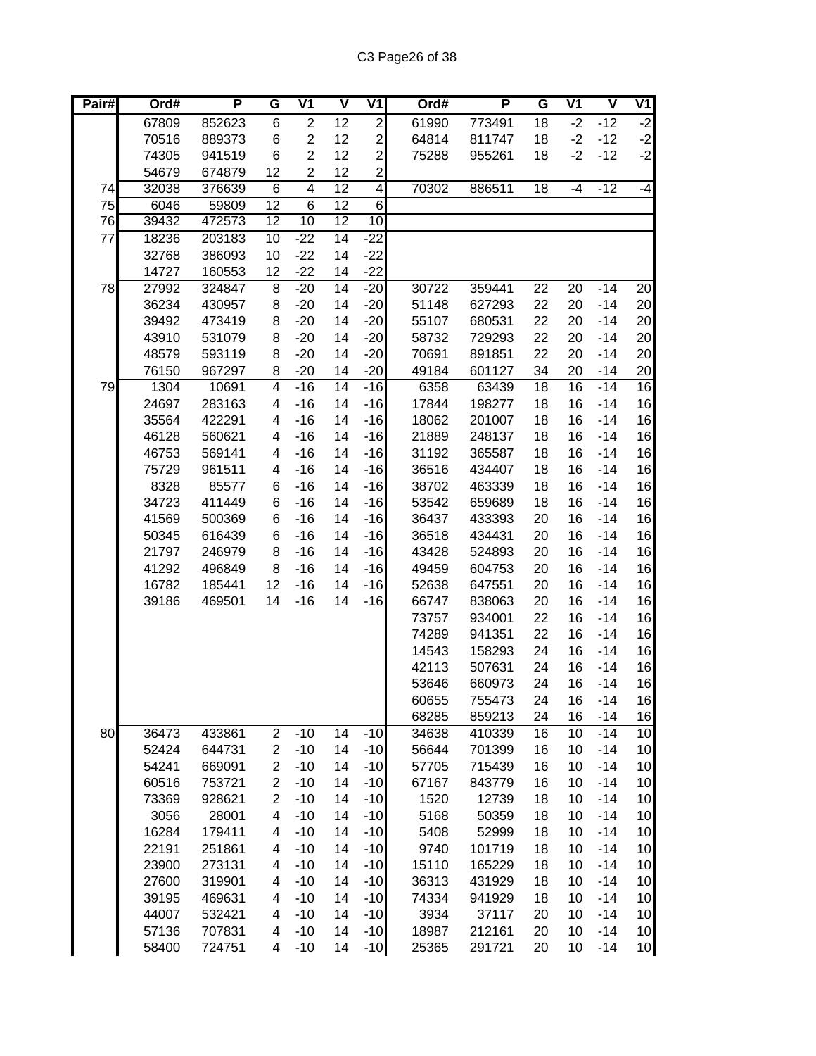| Pair# | Ord# | P | G | V1 | V | V1 | Ord# | P | G | V1 | V | V1 |
|---|---|---|---|---|---|---|---|---|---|---|---|---|
| | 67809 | 852623 | 6 | 2 | 12 | 2 | 61990 | 773491 | 18 | -2 | -12 | -2 |
| | 70516 | 889373 | 6 | 2 | 12 | 2 | 64814 | 811747 | 18 | -2 | -12 | -2 |
| | 74305 | 941519 | 6 | 2 | 12 | 2 | 75288 | 955261 | 18 | -2 | -12 | -2 |
| | 54679 | 674879 | 12 | 2 | 12 | 2 | | | | | | |
| 74 | 32038 | 376639 | 6 | 4 | 12 | 4 | 70302 | 886511 | 18 | -4 | -12 | -4 |
| 75 | 6046 | 59809 | 12 | 6 | 12 | 6 | | | | | | |
| 76 | 39432 | 472573 | 12 | 10 | 12 | 10 | | | | | | |
| 77 | 18236 | 203183 | 10 | -22 | 14 | -22 | | | | | | |
| | 32768 | 386093 | 10 | -22 | 14 | -22 | | | | | | |
| | 14727 | 160553 | 12 | -22 | 14 | -22 | | | | | | |
| 78 | 27992 | 324847 | 8 | -20 | 14 | -20 | 30722 | 359441 | 22 | 20 | -14 | 20 |
| | 36234 | 430957 | 8 | -20 | 14 | -20 | 51148 | 627293 | 22 | 20 | -14 | 20 |
| | 39492 | 473419 | 8 | -20 | 14 | -20 | 55107 | 680531 | 22 | 20 | -14 | 20 |
| | 43910 | 531079 | 8 | -20 | 14 | -20 | 58732 | 729293 | 22 | 20 | -14 | 20 |
| | 48579 | 593119 | 8 | -20 | 14 | -20 | 70691 | 891851 | 22 | 20 | -14 | 20 |
| | 76150 | 967297 | 8 | -20 | 14 | -20 | 49184 | 601127 | 34 | 20 | -14 | 20 |
| 79 | 1304 | 10691 | 4 | -16 | 14 | -16 | 6358 | 63439 | 18 | 16 | -14 | 16 |
| | 24697 | 283163 | 4 | -16 | 14 | -16 | 17844 | 198277 | 18 | 16 | -14 | 16 |
| | 35564 | 422291 | 4 | -16 | 14 | -16 | 18062 | 201007 | 18 | 16 | -14 | 16 |
| | 46128 | 560621 | 4 | -16 | 14 | -16 | 21889 | 248137 | 18 | 16 | -14 | 16 |
| | 46753 | 569141 | 4 | -16 | 14 | -16 | 31192 | 365587 | 18 | 16 | -14 | 16 |
| | 75729 | 961511 | 4 | -16 | 14 | -16 | 36516 | 434407 | 18 | 16 | -14 | 16 |
| | 8328 | 85577 | 6 | -16 | 14 | -16 | 38702 | 463339 | 18 | 16 | -14 | 16 |
| | 34723 | 411449 | 6 | -16 | 14 | -16 | 53542 | 659689 | 18 | 16 | -14 | 16 |
| | 41569 | 500369 | 6 | -16 | 14 | -16 | 36437 | 433393 | 20 | 16 | -14 | 16 |
| | 50345 | 616439 | 6 | -16 | 14 | -16 | 36518 | 434431 | 20 | 16 | -14 | 16 |
| | 21797 | 246979 | 8 | -16 | 14 | -16 | 43428 | 524893 | 20 | 16 | -14 | 16 |
| | 41292 | 496849 | 8 | -16 | 14 | -16 | 49459 | 604753 | 20 | 16 | -14 | 16 |
| | 16782 | 185441 | 12 | -16 | 14 | -16 | 52638 | 647551 | 20 | 16 | -14 | 16 |
| | 39186 | 469501 | 14 | -16 | 14 | -16 | 66747 | 838063 | 20 | 16 | -14 | 16 |
| | | | | | | | 73757 | 934001 | 22 | 16 | -14 | 16 |
| | | | | | | | 74289 | 941351 | 22 | 16 | -14 | 16 |
| | | | | | | | 14543 | 158293 | 24 | 16 | -14 | 16 |
| | | | | | | | 42113 | 507631 | 24 | 16 | -14 | 16 |
| | | | | | | | 53646 | 660973 | 24 | 16 | -14 | 16 |
| | | | | | | | 60655 | 755473 | 24 | 16 | -14 | 16 |
| | | | | | | | 68285 | 859213 | 24 | 16 | -14 | 16 |
| 80 | 36473 | 433861 | 2 | -10 | 14 | -10 | 34638 | 410339 | 16 | 10 | -14 | 10 |
| | 52424 | 644731 | 2 | -10 | 14 | -10 | 56644 | 701399 | 16 | 10 | -14 | 10 |
| | 54241 | 669091 | 2 | -10 | 14 | -10 | 57705 | 715439 | 16 | 10 | -14 | 10 |
| | 60516 | 753721 | 2 | -10 | 14 | -10 | 67167 | 843779 | 16 | 10 | -14 | 10 |
| | 73369 | 928621 | 2 | -10 | 14 | -10 | 1520 | 12739 | 18 | 10 | -14 | 10 |
| | 3056 | 28001 | 4 | -10 | 14 | -10 | 5168 | 50359 | 18 | 10 | -14 | 10 |
| | 16284 | 179411 | 4 | -10 | 14 | -10 | 5408 | 52999 | 18 | 10 | -14 | 10 |
| | 22191 | 251861 | 4 | -10 | 14 | -10 | 9740 | 101719 | 18 | 10 | -14 | 10 |
| | 23900 | 273131 | 4 | -10 | 14 | -10 | 15110 | 165229 | 18 | 10 | -14 | 10 |
| | 27600 | 319901 | 4 | -10 | 14 | -10 | 36313 | 431929 | 18 | 10 | -14 | 10 |
| | 39195 | 469631 | 4 | -10 | 14 | -10 | 74334 | 941929 | 18 | 10 | -14 | 10 |
| | 44007 | 532421 | 4 | -10 | 14 | -10 | 3934 | 37117 | 20 | 10 | -14 | 10 |
| | 57136 | 707831 | 4 | -10 | 14 | -10 | 18987 | 212161 | 20 | 10 | -14 | 10 |
| | 58400 | 724751 | 4 | -10 | 14 | -10 | 25365 | 291721 | 20 | 10 | -14 | 10 |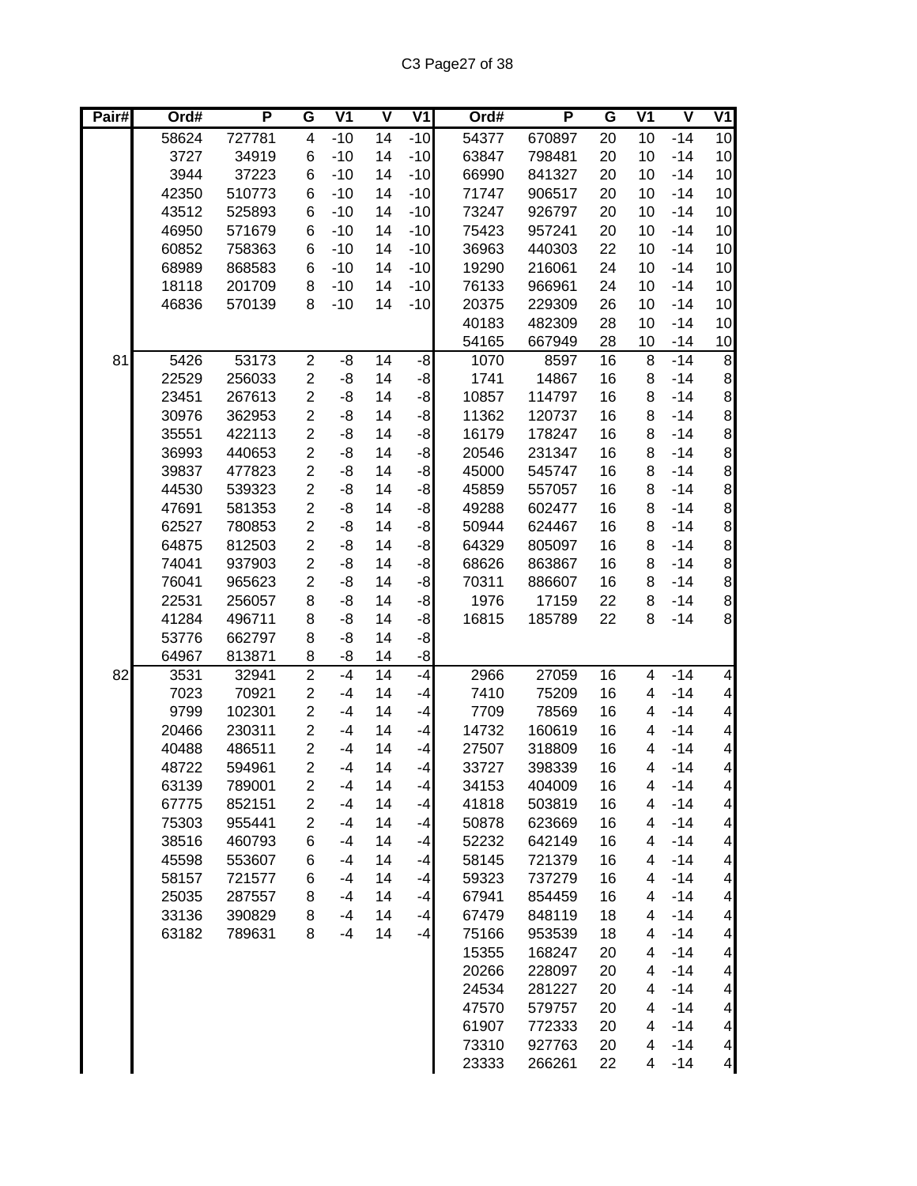| Pair# | Ord# | P | G | V1 | V | V1 | Ord# | P | G | V1 | V | V1 |
|---|---|---|---|---|---|---|---|---|---|---|---|---|
| | 58624 | 727781 | 4 | -10 | 14 | -10 | 54377 | 670897 | 20 | 10 | -14 | 10 |
| | 3727 | 34919 | 6 | -10 | 14 | -10 | 63847 | 798481 | 20 | 10 | -14 | 10 |
| | 3944 | 37223 | 6 | -10 | 14 | -10 | 66990 | 841327 | 20 | 10 | -14 | 10 |
| | 42350 | 510773 | 6 | -10 | 14 | -10 | 71747 | 906517 | 20 | 10 | -14 | 10 |
| | 43512 | 525893 | 6 | -10 | 14 | -10 | 73247 | 926797 | 20 | 10 | -14 | 10 |
| | 46950 | 571679 | 6 | -10 | 14 | -10 | 75423 | 957241 | 20 | 10 | -14 | 10 |
| | 60852 | 758363 | 6 | -10 | 14 | -10 | 36963 | 440303 | 22 | 10 | -14 | 10 |
| | 68989 | 868583 | 6 | -10 | 14 | -10 | 19290 | 216061 | 24 | 10 | -14 | 10 |
| | 18118 | 201709 | 8 | -10 | 14 | -10 | 76133 | 966961 | 24 | 10 | -14 | 10 |
| | 46836 | 570139 | 8 | -10 | 14 | -10 | 20375 | 229309 | 26 | 10 | -14 | 10 |
| | | | | | | | 40183 | 482309 | 28 | 10 | -14 | 10 |
| | | | | | | | 54165 | 667949 | 28 | 10 | -14 | 10 |
| 81 | 5426 | 53173 | 2 | -8 | 14 | -8 | 1070 | 8597 | 16 | 8 | -14 | 8 |
| | 22529 | 256033 | 2 | -8 | 14 | -8 | 1741 | 14867 | 16 | 8 | -14 | 8 |
| | 23451 | 267613 | 2 | -8 | 14 | -8 | 10857 | 114797 | 16 | 8 | -14 | 8 |
| | 30976 | 362953 | 2 | -8 | 14 | -8 | 11362 | 120737 | 16 | 8 | -14 | 8 |
| | 35551 | 422113 | 2 | -8 | 14 | -8 | 16179 | 178247 | 16 | 8 | -14 | 8 |
| | 36993 | 440653 | 2 | -8 | 14 | -8 | 20546 | 231347 | 16 | 8 | -14 | 8 |
| | 39837 | 477823 | 2 | -8 | 14 | -8 | 45000 | 545747 | 16 | 8 | -14 | 8 |
| | 44530 | 539323 | 2 | -8 | 14 | -8 | 45859 | 557057 | 16 | 8 | -14 | 8 |
| | 47691 | 581353 | 2 | -8 | 14 | -8 | 49288 | 602477 | 16 | 8 | -14 | 8 |
| | 62527 | 780853 | 2 | -8 | 14 | -8 | 50944 | 624467 | 16 | 8 | -14 | 8 |
| | 64875 | 812503 | 2 | -8 | 14 | -8 | 64329 | 805097 | 16 | 8 | -14 | 8 |
| | 74041 | 937903 | 2 | -8 | 14 | -8 | 68626 | 863867 | 16 | 8 | -14 | 8 |
| | 76041 | 965623 | 2 | -8 | 14 | -8 | 70311 | 886607 | 16 | 8 | -14 | 8 |
| | 22531 | 256057 | 8 | -8 | 14 | -8 | 1976 | 17159 | 22 | 8 | -14 | 8 |
| | 41284 | 496711 | 8 | -8 | 14 | -8 | 16815 | 185789 | 22 | 8 | -14 | 8 |
| | 53776 | 662797 | 8 | -8 | 14 | -8 | | | | | | |
| | 64967 | 813871 | 8 | -8 | 14 | -8 | | | | | | |
| 82 | 3531 | 32941 | 2 | -4 | 14 | -4 | 2966 | 27059 | 16 | 4 | -14 | 4 |
| | 7023 | 70921 | 2 | -4 | 14 | -4 | 7410 | 75209 | 16 | 4 | -14 | 4 |
| | 9799 | 102301 | 2 | -4 | 14 | -4 | 7709 | 78569 | 16 | 4 | -14 | 4 |
| | 20466 | 230311 | 2 | -4 | 14 | -4 | 14732 | 160619 | 16 | 4 | -14 | 4 |
| | 40488 | 486511 | 2 | -4 | 14 | -4 | 27507 | 318809 | 16 | 4 | -14 | 4 |
| | 48722 | 594961 | 2 | -4 | 14 | -4 | 33727 | 398339 | 16 | 4 | -14 | 4 |
| | 63139 | 789001 | 2 | -4 | 14 | -4 | 34153 | 404009 | 16 | 4 | -14 | 4 |
| | 67775 | 852151 | 2 | -4 | 14 | -4 | 41818 | 503819 | 16 | 4 | -14 | 4 |
| | 75303 | 955441 | 2 | -4 | 14 | -4 | 50878 | 623669 | 16 | 4 | -14 | 4 |
| | 38516 | 460793 | 6 | -4 | 14 | -4 | 52232 | 642149 | 16 | 4 | -14 | 4 |
| | 45598 | 553607 | 6 | -4 | 14 | -4 | 58145 | 721379 | 16 | 4 | -14 | 4 |
| | 58157 | 721577 | 6 | -4 | 14 | -4 | 59323 | 737279 | 16 | 4 | -14 | 4 |
| | 25035 | 287557 | 8 | -4 | 14 | -4 | 67941 | 854459 | 16 | 4 | -14 | 4 |
| | 33136 | 390829 | 8 | -4 | 14 | -4 | 67479 | 848119 | 18 | 4 | -14 | 4 |
| | 63182 | 789631 | 8 | -4 | 14 | -4 | 75166 | 953539 | 18 | 4 | -14 | 4 |
| | | | | | | | 15355 | 168247 | 20 | 4 | -14 | 4 |
| | | | | | | | 20266 | 228097 | 20 | 4 | -14 | 4 |
| | | | | | | | 24534 | 281227 | 20 | 4 | -14 | 4 |
| | | | | | | | 47570 | 579757 | 20 | 4 | -14 | 4 |
| | | | | | | | 61907 | 772333 | 20 | 4 | -14 | 4 |
| | | | | | | | 73310 | 927763 | 20 | 4 | -14 | 4 |
| | | | | | | | 23333 | 266261 | 22 | 4 | -14 | 4 |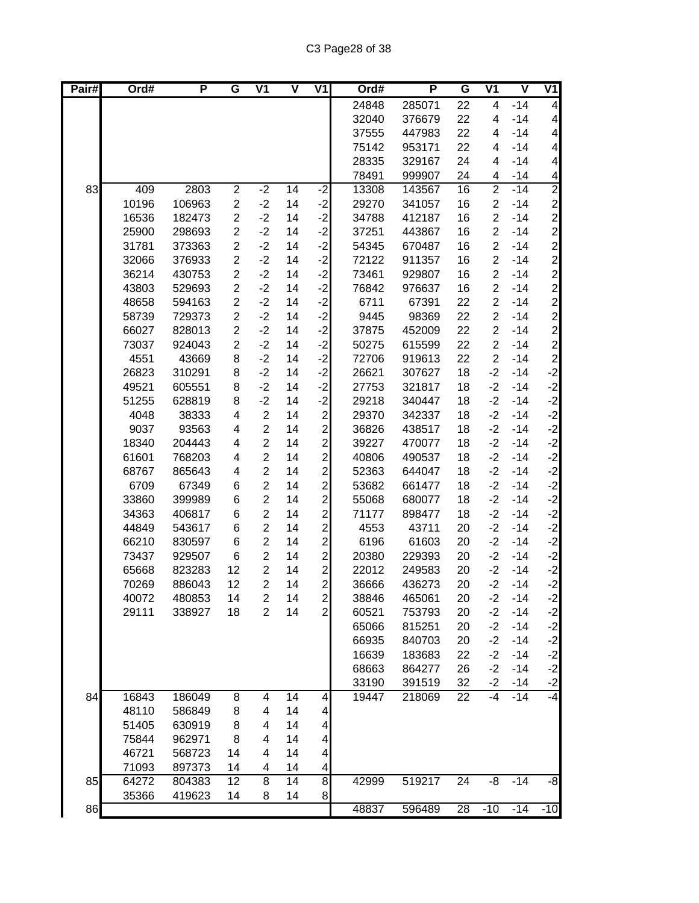| Pair# | Ord# | P | G | V1 | V | V1 | Ord# | P | G | V1 | V | V1 |
|---|---|---|---|---|---|---|---|---|---|---|---|---|
| | | | | | | | 24848 | 285071 | 22 | 4 | -14 | 4 |
| | | | | | | | 32040 | 376679 | 22 | 4 | -14 | 4 |
| | | | | | | | 37555 | 447983 | 22 | 4 | -14 | 4 |
| | | | | | | | 75142 | 953171 | 22 | 4 | -14 | 4 |
| | | | | | | | 28335 | 329167 | 24 | 4 | -14 | 4 |
| | | | | | | | 78491 | 999907 | 24 | 4 | -14 | 4 |
| 83 | 409 | 2803 | 2 | -2 | 14 | -2 | 13308 | 143567 | 16 | 2 | -14 | 2 |
| | 10196 | 106963 | 2 | -2 | 14 | -2 | 29270 | 341057 | 16 | 2 | -14 | 2 |
| | 16536 | 182473 | 2 | -2 | 14 | -2 | 34788 | 412187 | 16 | 2 | -14 | 2 |
| | 25900 | 298693 | 2 | -2 | 14 | -2 | 37251 | 443867 | 16 | 2 | -14 | 2 |
| | 31781 | 373363 | 2 | -2 | 14 | -2 | 54345 | 670487 | 16 | 2 | -14 | 2 |
| | 32066 | 376933 | 2 | -2 | 14 | -2 | 72122 | 911357 | 16 | 2 | -14 | 2 |
| | 36214 | 430753 | 2 | -2 | 14 | -2 | 73461 | 929807 | 16 | 2 | -14 | 2 |
| | 43803 | 529693 | 2 | -2 | 14 | -2 | 76842 | 976637 | 16 | 2 | -14 | 2 |
| | 48658 | 594163 | 2 | -2 | 14 | -2 | 6711 | 67391 | 22 | 2 | -14 | 2 |
| | 58739 | 729373 | 2 | -2 | 14 | -2 | 9445 | 98369 | 22 | 2 | -14 | 2 |
| | 66027 | 828013 | 2 | -2 | 14 | -2 | 37875 | 452009 | 22 | 2 | -14 | 2 |
| | 73037 | 924043 | 2 | -2 | 14 | -2 | 50275 | 615599 | 22 | 2 | -14 | 2 |
| | 4551 | 43669 | 8 | -2 | 14 | -2 | 72706 | 919613 | 22 | 2 | -14 | 2 |
| | 26823 | 310291 | 8 | -2 | 14 | -2 | 26621 | 307627 | 18 | -2 | -14 | -2 |
| | 49521 | 605551 | 8 | -2 | 14 | -2 | 27753 | 321817 | 18 | -2 | -14 | -2 |
| | 51255 | 628819 | 8 | -2 | 14 | -2 | 29218 | 340447 | 18 | -2 | -14 | -2 |
| | 4048 | 38333 | 4 | 2 | 14 | 2 | 29370 | 342337 | 18 | -2 | -14 | -2 |
| | 9037 | 93563 | 4 | 2 | 14 | 2 | 36826 | 438517 | 18 | -2 | -14 | -2 |
| | 18340 | 204443 | 4 | 2 | 14 | 2 | 39227 | 470077 | 18 | -2 | -14 | -2 |
| | 61601 | 768203 | 4 | 2 | 14 | 2 | 40806 | 490537 | 18 | -2 | -14 | -2 |
| | 68767 | 865643 | 4 | 2 | 14 | 2 | 52363 | 644047 | 18 | -2 | -14 | -2 |
| | 6709 | 67349 | 6 | 2 | 14 | 2 | 53682 | 661477 | 18 | -2 | -14 | -2 |
| | 33860 | 399989 | 6 | 2 | 14 | 2 | 55068 | 680077 | 18 | -2 | -14 | -2 |
| | 34363 | 406817 | 6 | 2 | 14 | 2 | 71177 | 898477 | 18 | -2 | -14 | -2 |
| | 44849 | 543617 | 6 | 2 | 14 | 2 | 4553 | 43711 | 20 | -2 | -14 | -2 |
| | 66210 | 830597 | 6 | 2 | 14 | 2 | 6196 | 61603 | 20 | -2 | -14 | -2 |
| | 73437 | 929507 | 6 | 2 | 14 | 2 | 20380 | 229393 | 20 | -2 | -14 | -2 |
| | 65668 | 823283 | 12 | 2 | 14 | 2 | 22012 | 249583 | 20 | -2 | -14 | -2 |
| | 70269 | 886043 | 12 | 2 | 14 | 2 | 36666 | 436273 | 20 | -2 | -14 | -2 |
| | 40072 | 480853 | 14 | 2 | 14 | 2 | 38846 | 465061 | 20 | -2 | -14 | -2 |
| | 29111 | 338927 | 18 | 2 | 14 | 2 | 60521 | 753793 | 20 | -2 | -14 | -2 |
| | | | | | | | 65066 | 815251 | 20 | -2 | -14 | -2 |
| | | | | | | | 66935 | 840703 | 20 | -2 | -14 | -2 |
| | | | | | | | 16639 | 183683 | 22 | -2 | -14 | -2 |
| | | | | | | | 68663 | 864277 | 26 | -2 | -14 | -2 |
| | | | | | | | 33190 | 391519 | 32 | -2 | -14 | -2 |
| 84 | 16843 | 186049 | 8 | 4 | 14 | 4 | 19447 | 218069 | 22 | -4 | -14 | -4 |
| | 48110 | 586849 | 8 | 4 | 14 | 4 | | | | | | |
| | 51405 | 630919 | 8 | 4 | 14 | 4 | | | | | | |
| | 75844 | 962971 | 8 | 4 | 14 | 4 | | | | | | |
| | 46721 | 568723 | 14 | 4 | 14 | 4 | | | | | | |
| | 71093 | 897373 | 14 | 4 | 14 | 4 | | | | | | |
| 85 | 64272 | 804383 | 12 | 8 | 14 | 8 | 42999 | 519217 | 24 | -8 | -14 | -8 |
| | 35366 | 419623 | 14 | 8 | 14 | 8 | | | | | | |
| 86 | | | | | | | 48837 | 596489 | 28 | -10 | -14 | -10 |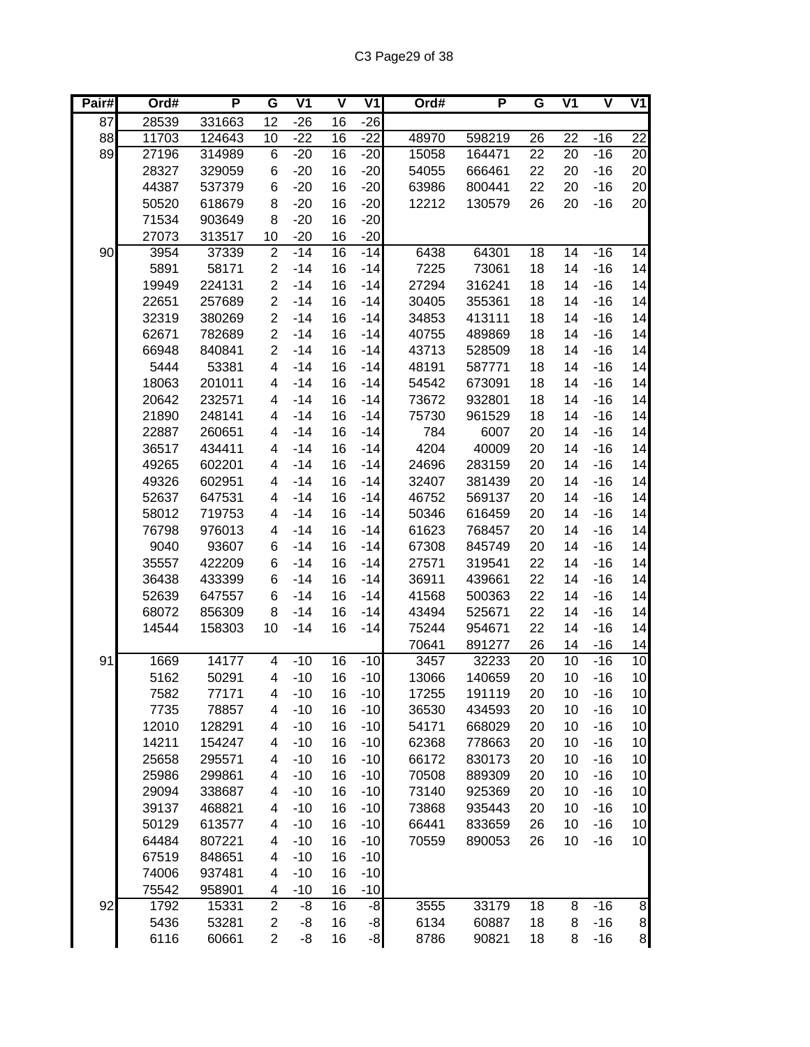| Pair# | Ord# | P | G | V1 | V | V1 | Ord# | P | G | V1 | V | V1 |
|---|---|---|---|---|---|---|---|---|---|---|---|---|
| 87 | 28539 | 331663 | 12 | -26 | 16 | -26 | | | | | | |
| 88 | 11703 | 124643 | 10 | -22 | 16 | -22 | 48970 | 598219 | 26 | 22 | -16 | 22 |
| 89 | 27196 | 314989 | 6 | -20 | 16 | -20 | 15058 | 164471 | 22 | 20 | -16 | 20 |
| | 28327 | 329059 | 6 | -20 | 16 | -20 | 54055 | 666461 | 22 | 20 | -16 | 20 |
| | 44387 | 537379 | 6 | -20 | 16 | -20 | 63986 | 800441 | 22 | 20 | -16 | 20 |
| | 50520 | 618679 | 8 | -20 | 16 | -20 | 12212 | 130579 | 26 | 20 | -16 | 20 |
| | 71534 | 903649 | 8 | -20 | 16 | -20 | | | | | | |
| | 27073 | 313517 | 10 | -20 | 16 | -20 | | | | | | |
| 90 | 3954 | 37339 | 2 | -14 | 16 | -14 | 6438 | 64301 | 18 | 14 | -16 | 14 |
| | 5891 | 58171 | 2 | -14 | 16 | -14 | 7225 | 73061 | 18 | 14 | -16 | 14 |
| | 19949 | 224131 | 2 | -14 | 16 | -14 | 27294 | 316241 | 18 | 14 | -16 | 14 |
| | 22651 | 257689 | 2 | -14 | 16 | -14 | 30405 | 355361 | 18 | 14 | -16 | 14 |
| | 32319 | 380269 | 2 | -14 | 16 | -14 | 34853 | 413111 | 18 | 14 | -16 | 14 |
| | 62671 | 782689 | 2 | -14 | 16 | -14 | 40755 | 489869 | 18 | 14 | -16 | 14 |
| | 66948 | 840841 | 2 | -14 | 16 | -14 | 43713 | 528509 | 18 | 14 | -16 | 14 |
| | 5444 | 53381 | 4 | -14 | 16 | -14 | 48191 | 587771 | 18 | 14 | -16 | 14 |
| | 18063 | 201011 | 4 | -14 | 16 | -14 | 54542 | 673091 | 18 | 14 | -16 | 14 |
| | 20642 | 232571 | 4 | -14 | 16 | -14 | 73672 | 932801 | 18 | 14 | -16 | 14 |
| | 21890 | 248141 | 4 | -14 | 16 | -14 | 75730 | 961529 | 18 | 14 | -16 | 14 |
| | 22887 | 260651 | 4 | -14 | 16 | -14 | 784 | 6007 | 20 | 14 | -16 | 14 |
| | 36517 | 434411 | 4 | -14 | 16 | -14 | 4204 | 40009 | 20 | 14 | -16 | 14 |
| | 49265 | 602201 | 4 | -14 | 16 | -14 | 24696 | 283159 | 20 | 14 | -16 | 14 |
| | 49326 | 602951 | 4 | -14 | 16 | -14 | 32407 | 381439 | 20 | 14 | -16 | 14 |
| | 52637 | 647531 | 4 | -14 | 16 | -14 | 46752 | 569137 | 20 | 14 | -16 | 14 |
| | 58012 | 719753 | 4 | -14 | 16 | -14 | 50346 | 616459 | 20 | 14 | -16 | 14 |
| | 76798 | 976013 | 4 | -14 | 16 | -14 | 61623 | 768457 | 20 | 14 | -16 | 14 |
| | 9040 | 93607 | 6 | -14 | 16 | -14 | 67308 | 845749 | 20 | 14 | -16 | 14 |
| | 35557 | 422209 | 6 | -14 | 16 | -14 | 27571 | 319541 | 22 | 14 | -16 | 14 |
| | 36438 | 433399 | 6 | -14 | 16 | -14 | 36911 | 439661 | 22 | 14 | -16 | 14 |
| | 52639 | 647557 | 6 | -14 | 16 | -14 | 41568 | 500363 | 22 | 14 | -16 | 14 |
| | 68072 | 856309 | 8 | -14 | 16 | -14 | 43494 | 525671 | 22 | 14 | -16 | 14 |
| | 14544 | 158303 | 10 | -14 | 16 | -14 | 75244 | 954671 | 22 | 14 | -16 | 14 |
| | | | | | | | 70641 | 891277 | 26 | 14 | -16 | 14 |
| 91 | 1669 | 14177 | 4 | -10 | 16 | -10 | 3457 | 32233 | 20 | 10 | -16 | 10 |
| | 5162 | 50291 | 4 | -10 | 16 | -10 | 13066 | 140659 | 20 | 10 | -16 | 10 |
| | 7582 | 77171 | 4 | -10 | 16 | -10 | 17255 | 191119 | 20 | 10 | -16 | 10 |
| | 7735 | 78857 | 4 | -10 | 16 | -10 | 36530 | 434593 | 20 | 10 | -16 | 10 |
| | 12010 | 128291 | 4 | -10 | 16 | -10 | 54171 | 668029 | 20 | 10 | -16 | 10 |
| | 14211 | 154247 | 4 | -10 | 16 | -10 | 62368 | 778663 | 20 | 10 | -16 | 10 |
| | 25658 | 295571 | 4 | -10 | 16 | -10 | 66172 | 830173 | 20 | 10 | -16 | 10 |
| | 25986 | 299861 | 4 | -10 | 16 | -10 | 70508 | 889309 | 20 | 10 | -16 | 10 |
| | 29094 | 338687 | 4 | -10 | 16 | -10 | 73140 | 925369 | 20 | 10 | -16 | 10 |
| | 39137 | 468821 | 4 | -10 | 16 | -10 | 73868 | 935443 | 20 | 10 | -16 | 10 |
| | 50129 | 613577 | 4 | -10 | 16 | -10 | 66441 | 833659 | 26 | 10 | -16 | 10 |
| | 64484 | 807221 | 4 | -10 | 16 | -10 | 70559 | 890053 | 26 | 10 | -16 | 10 |
| | 67519 | 848651 | 4 | -10 | 16 | -10 | | | | | | |
| | 74006 | 937481 | 4 | -10 | 16 | -10 | | | | | | |
| | 75542 | 958901 | 4 | -10 | 16 | -10 | | | | | | |
| 92 | 1792 | 15331 | 2 | -8 | 16 | -8 | 3555 | 33179 | 18 | 8 | -16 | 8 |
| | 5436 | 53281 | 2 | -8 | 16 | -8 | 6134 | 60887 | 18 | 8 | -16 | 8 |
| | 6116 | 60661 | 2 | -8 | 16 | -8 | 8786 | 90821 | 18 | 8 | -16 | 8 |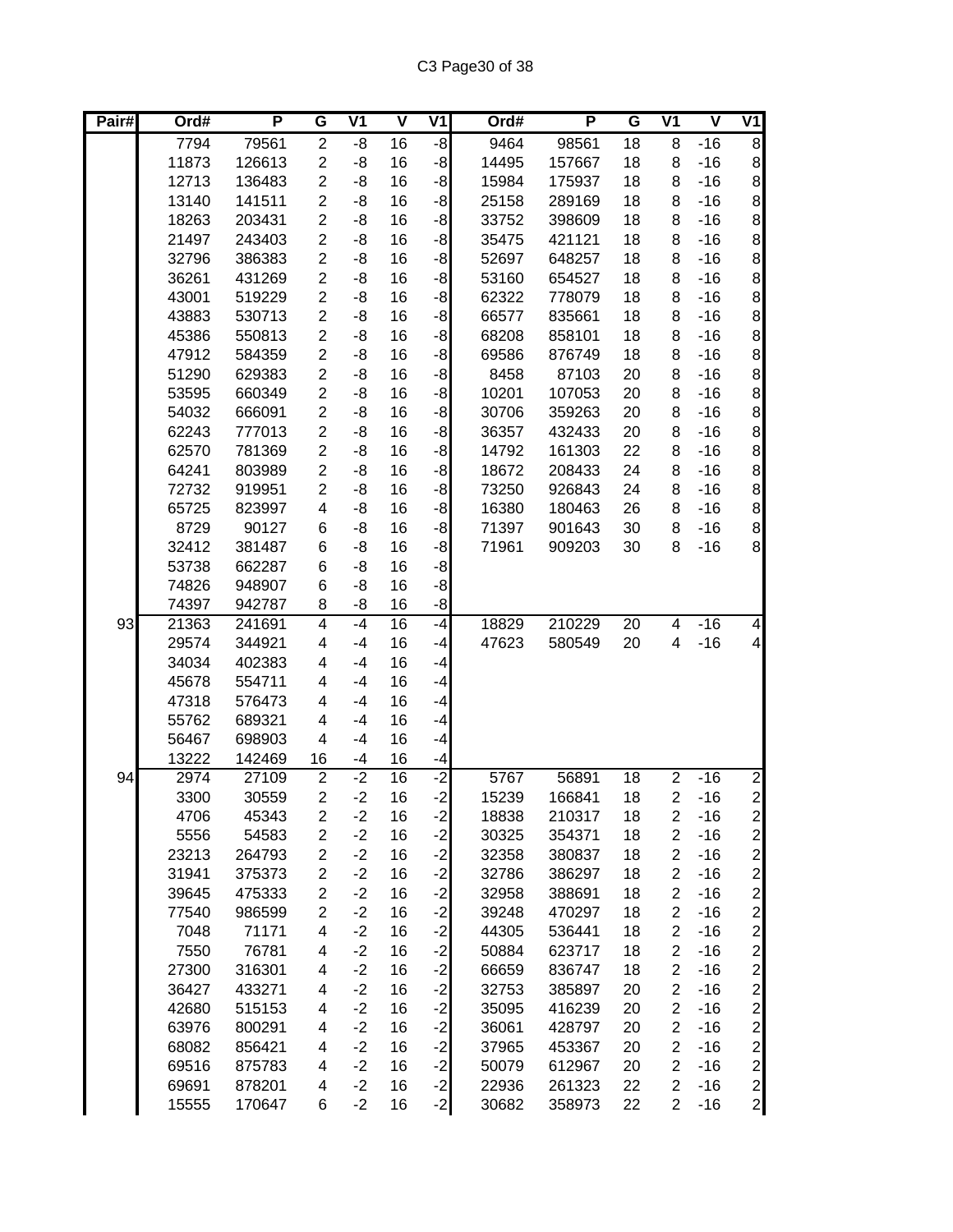| Pair# | Ord# | P | G | V1 | V | V1 | Ord# | P | G | V1 | V | V1 |
|---|---|---|---|---|---|---|---|---|---|---|---|---|
| | 7794 | 79561 | 2 | -8 | 16 | -8 | 9464 | 98561 | 18 | 8 | -16 | 8 |
| | 11873 | 126613 | 2 | -8 | 16 | -8 | 14495 | 157667 | 18 | 8 | -16 | 8 |
| | 12713 | 136483 | 2 | -8 | 16 | -8 | 15984 | 175937 | 18 | 8 | -16 | 8 |
| | 13140 | 141511 | 2 | -8 | 16 | -8 | 25158 | 289169 | 18 | 8 | -16 | 8 |
| | 18263 | 203431 | 2 | -8 | 16 | -8 | 33752 | 398609 | 18 | 8 | -16 | 8 |
| | 21497 | 243403 | 2 | -8 | 16 | -8 | 35475 | 421121 | 18 | 8 | -16 | 8 |
| | 32796 | 386383 | 2 | -8 | 16 | -8 | 52697 | 648257 | 18 | 8 | -16 | 8 |
| | 36261 | 431269 | 2 | -8 | 16 | -8 | 53160 | 654527 | 18 | 8 | -16 | 8 |
| | 43001 | 519229 | 2 | -8 | 16 | -8 | 62322 | 778079 | 18 | 8 | -16 | 8 |
| | 43883 | 530713 | 2 | -8 | 16 | -8 | 66577 | 835661 | 18 | 8 | -16 | 8 |
| | 45386 | 550813 | 2 | -8 | 16 | -8 | 68208 | 858101 | 18 | 8 | -16 | 8 |
| | 47912 | 584359 | 2 | -8 | 16 | -8 | 69586 | 876749 | 18 | 8 | -16 | 8 |
| | 51290 | 629383 | 2 | -8 | 16 | -8 | 8458 | 87103 | 20 | 8 | -16 | 8 |
| | 53595 | 660349 | 2 | -8 | 16 | -8 | 10201 | 107053 | 20 | 8 | -16 | 8 |
| | 54032 | 666091 | 2 | -8 | 16 | -8 | 30706 | 359263 | 20 | 8 | -16 | 8 |
| | 62243 | 777013 | 2 | -8 | 16 | -8 | 36357 | 432433 | 20 | 8 | -16 | 8 |
| | 62570 | 781369 | 2 | -8 | 16 | -8 | 14792 | 161303 | 22 | 8 | -16 | 8 |
| | 64241 | 803989 | 2 | -8 | 16 | -8 | 18672 | 208433 | 24 | 8 | -16 | 8 |
| | 72732 | 919951 | 2 | -8 | 16 | -8 | 73250 | 926843 | 24 | 8 | -16 | 8 |
| | 65725 | 823997 | 4 | -8 | 16 | -8 | 16380 | 180463 | 26 | 8 | -16 | 8 |
| | 8729 | 90127 | 6 | -8 | 16 | -8 | 71397 | 901643 | 30 | 8 | -16 | 8 |
| | 32412 | 381487 | 6 | -8 | 16 | -8 | 71961 | 909203 | 30 | 8 | -16 | 8 |
| | 53738 | 662287 | 6 | -8 | 16 | -8 | | | | | | |
| | 74826 | 948907 | 6 | -8 | 16 | -8 | | | | | | |
| | 74397 | 942787 | 8 | -8 | 16 | -8 | | | | | | |
| 93 | 21363 | 241691 | 4 | -4 | 16 | -4 | 18829 | 210229 | 20 | 4 | -16 | 4 |
| | 29574 | 344921 | 4 | -4 | 16 | -4 | 47623 | 580549 | 20 | 4 | -16 | 4 |
| | 34034 | 402383 | 4 | -4 | 16 | -4 | | | | | | |
| | 45678 | 554711 | 4 | -4 | 16 | -4 | | | | | | |
| | 47318 | 576473 | 4 | -4 | 16 | -4 | | | | | | |
| | 55762 | 689321 | 4 | -4 | 16 | -4 | | | | | | |
| | 56467 | 698903 | 4 | -4 | 16 | -4 | | | | | | |
| | 13222 | 142469 | 16 | -4 | 16 | -4 | | | | | | |
| 94 | 2974 | 27109 | 2 | -2 | 16 | -2 | 5767 | 56891 | 18 | 2 | -16 | 2 |
| | 3300 | 30559 | 2 | -2 | 16 | -2 | 15239 | 166841 | 18 | 2 | -16 | 2 |
| | 4706 | 45343 | 2 | -2 | 16 | -2 | 18838 | 210317 | 18 | 2 | -16 | 2 |
| | 5556 | 54583 | 2 | -2 | 16 | -2 | 30325 | 354371 | 18 | 2 | -16 | 2 |
| | 23213 | 264793 | 2 | -2 | 16 | -2 | 32358 | 380837 | 18 | 2 | -16 | 2 |
| | 31941 | 375373 | 2 | -2 | 16 | -2 | 32786 | 386297 | 18 | 2 | -16 | 2 |
| | 39645 | 475333 | 2 | -2 | 16 | -2 | 32958 | 388691 | 18 | 2 | -16 | 2 |
| | 77540 | 986599 | 2 | -2 | 16 | -2 | 39248 | 470297 | 18 | 2 | -16 | 2 |
| | 7048 | 71171 | 4 | -2 | 16 | -2 | 44305 | 536441 | 18 | 2 | -16 | 2 |
| | 7550 | 76781 | 4 | -2 | 16 | -2 | 50884 | 623717 | 18 | 2 | -16 | 2 |
| | 27300 | 316301 | 4 | -2 | 16 | -2 | 66659 | 836747 | 18 | 2 | -16 | 2 |
| | 36427 | 433271 | 4 | -2 | 16 | -2 | 32753 | 385897 | 20 | 2 | -16 | 2 |
| | 42680 | 515153 | 4 | -2 | 16 | -2 | 35095 | 416239 | 20 | 2 | -16 | 2 |
| | 63976 | 800291 | 4 | -2 | 16 | -2 | 36061 | 428797 | 20 | 2 | -16 | 2 |
| | 68082 | 856421 | 4 | -2 | 16 | -2 | 37965 | 453367 | 20 | 2 | -16 | 2 |
| | 69516 | 875783 | 4 | -2 | 16 | -2 | 50079 | 612967 | 20 | 2 | -16 | 2 |
| | 69691 | 878201 | 4 | -2 | 16 | -2 | 22936 | 261323 | 22 | 2 | -16 | 2 |
| | 15555 | 170647 | 6 | -2 | 16 | -2 | 30682 | 358973 | 22 | 2 | -16 | 2 |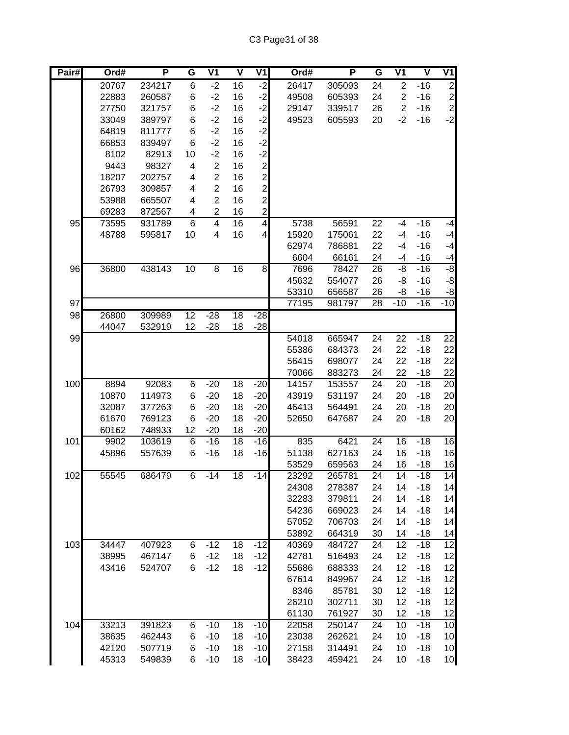| Pair# | Ord# | P | G | V1 | V | V1 | Ord# | P | G | V1 | V | V1 |
|---|---|---|---|---|---|---|---|---|---|---|---|---|
| | 20767 | 234217 | 6 | -2 | 16 | -2 | 26417 | 305093 | 24 | 2 | -16 | 2 |
| | 22883 | 260587 | 6 | -2 | 16 | -2 | 49508 | 605393 | 24 | 2 | -16 | 2 |
| | 27750 | 321757 | 6 | -2 | 16 | -2 | 29147 | 339517 | 26 | 2 | -16 | 2 |
| | 33049 | 389797 | 6 | -2 | 16 | -2 | 49523 | 605593 | 20 | -2 | -16 | -2 |
| | 64819 | 811777 | 6 | -2 | 16 | -2 | | | | | | |
| | 66853 | 839497 | 6 | -2 | 16 | -2 | | | | | | |
| | 8102 | 82913 | 10 | -2 | 16 | -2 | | | | | | |
| | 9443 | 98327 | 4 | 2 | 16 | 2 | | | | | | |
| | 18207 | 202757 | 4 | 2 | 16 | 2 | | | | | | |
| | 26793 | 309857 | 4 | 2 | 16 | 2 | | | | | | |
| | 53988 | 665507 | 4 | 2 | 16 | 2 | | | | | | |
| | 69283 | 872567 | 4 | 2 | 16 | 2 | | | | | | |
| 95 | 73595 | 931789 | 6 | 4 | 16 | 4 | 5738 | 56591 | 22 | -4 | -16 | -4 |
| | 48788 | 595817 | 10 | 4 | 16 | 4 | 15920 | 175061 | 22 | -4 | -16 | -4 |
| | | | | | | | 62974 | 786881 | 22 | -4 | -16 | -4 |
| | | | | | | | 6604 | 66161 | 24 | -4 | -16 | -4 |
| 96 | 36800 | 438143 | 10 | 8 | 16 | 8 | 7696 | 78427 | 26 | -8 | -16 | -8 |
| | | | | | | | 45632 | 554077 | 26 | -8 | -16 | -8 |
| | | | | | | | 53310 | 656587 | 26 | -8 | -16 | -8 |
| 97 | | | | | | | 77195 | 981797 | 28 | -10 | -16 | -10 |
| 98 | 26800 | 309989 | 12 | -28 | 18 | -28 | | | | | | |
| | 44047 | 532919 | 12 | -28 | 18 | -28 | | | | | | |
| 99 | | | | | | | 54018 | 665947 | 24 | 22 | -18 | 22 |
| | | | | | | | 55386 | 684373 | 24 | 22 | -18 | 22 |
| | | | | | | | 56415 | 698077 | 24 | 22 | -18 | 22 |
| | | | | | | | 70066 | 883273 | 24 | 22 | -18 | 22 |
| 100 | 8894 | 92083 | 6 | -20 | 18 | -20 | 14157 | 153557 | 24 | 20 | -18 | 20 |
| | 10870 | 114973 | 6 | -20 | 18 | -20 | 43919 | 531197 | 24 | 20 | -18 | 20 |
| | 32087 | 377263 | 6 | -20 | 18 | -20 | 46413 | 564491 | 24 | 20 | -18 | 20 |
| | 61670 | 769123 | 6 | -20 | 18 | -20 | 52650 | 647687 | 24 | 20 | -18 | 20 |
| | 60162 | 748933 | 12 | -20 | 18 | -20 | | | | | | |
| 101 | 9902 | 103619 | 6 | -16 | 18 | -16 | 835 | 6421 | 24 | 16 | -18 | 16 |
| | 45896 | 557639 | 6 | -16 | 18 | -16 | 51138 | 627163 | 24 | 16 | -18 | 16 |
| | | | | | | | 53529 | 659563 | 24 | 16 | -18 | 16 |
| 102 | 55545 | 686479 | 6 | -14 | 18 | -14 | 23292 | 265781 | 24 | 14 | -18 | 14 |
| | | | | | | | 24308 | 278387 | 24 | 14 | -18 | 14 |
| | | | | | | | 32283 | 379811 | 24 | 14 | -18 | 14 |
| | | | | | | | 54236 | 669023 | 24 | 14 | -18 | 14 |
| | | | | | | | 57052 | 706703 | 24 | 14 | -18 | 14 |
| | | | | | | | 53892 | 664319 | 30 | 14 | -18 | 14 |
| 103 | 34447 | 407923 | 6 | -12 | 18 | -12 | 40369 | 484727 | 24 | 12 | -18 | 12 |
| | 38995 | 467147 | 6 | -12 | 18 | -12 | 42781 | 516493 | 24 | 12 | -18 | 12 |
| | 43416 | 524707 | 6 | -12 | 18 | -12 | 55686 | 688333 | 24 | 12 | -18 | 12 |
| | | | | | | | 67614 | 849967 | 24 | 12 | -18 | 12 |
| | | | | | | | 8346 | 85781 | 30 | 12 | -18 | 12 |
| | | | | | | | 26210 | 302711 | 30 | 12 | -18 | 12 |
| | | | | | | | 61130 | 761927 | 30 | 12 | -18 | 12 |
| 104 | 33213 | 391823 | 6 | -10 | 18 | -10 | 22058 | 250147 | 24 | 10 | -18 | 10 |
| | 38635 | 462443 | 6 | -10 | 18 | -10 | 23038 | 262621 | 24 | 10 | -18 | 10 |
| | 42120 | 507719 | 6 | -10 | 18 | -10 | 27158 | 314491 | 24 | 10 | -18 | 10 |
| | 45313 | 549839 | 6 | -10 | 18 | -10 | 38423 | 459421 | 24 | 10 | -18 | 10 |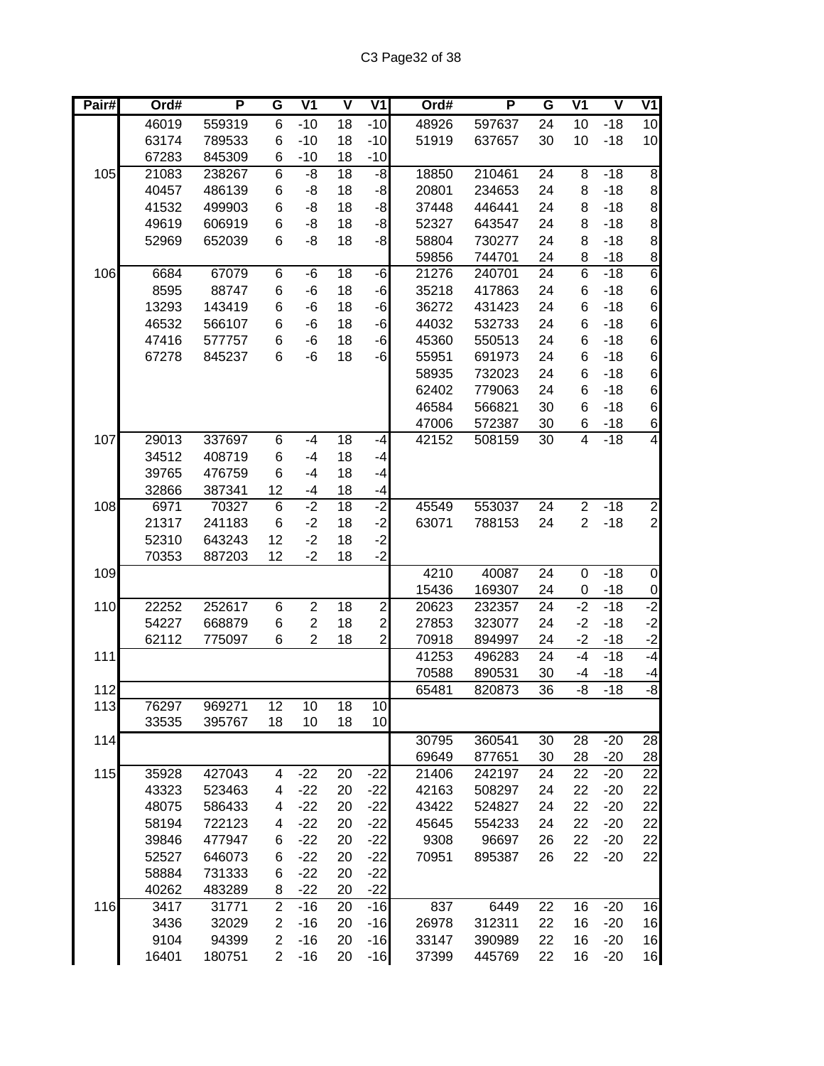| Pair# | Ord# | P | G | V1 | V | V1 | Ord# | P | G | V1 | V | V1 |
|---|---|---|---|---|---|---|---|---|---|---|---|---|
| | 46019 | 559319 | 6 | -10 | 18 | -10 | 48926 | 597637 | 24 | 10 | -18 | 10 |
| | 63174 | 789533 | 6 | -10 | 18 | -10 | 51919 | 637657 | 30 | 10 | -18 | 10 |
| | 67283 | 845309 | 6 | -10 | 18 | -10 | | | | | | |
| 105 | 21083 | 238267 | 6 | -8 | 18 | -8 | 18850 | 210461 | 24 | 8 | -18 | 8 |
| | 40457 | 486139 | 6 | -8 | 18 | -8 | 20801 | 234653 | 24 | 8 | -18 | 8 |
| | 41532 | 499903 | 6 | -8 | 18 | -8 | 37448 | 446441 | 24 | 8 | -18 | 8 |
| | 49619 | 606919 | 6 | -8 | 18 | -8 | 52327 | 643547 | 24 | 8 | -18 | 8 |
| | 52969 | 652039 | 6 | -8 | 18 | -8 | 58804 | 730277 | 24 | 8 | -18 | 8 |
| | | | | | | | 59856 | 744701 | 24 | 8 | -18 | 8 |
| 106 | 6684 | 67079 | 6 | -6 | 18 | -6 | 21276 | 240701 | 24 | 6 | -18 | 6 |
| | 8595 | 88747 | 6 | -6 | 18 | -6 | 35218 | 417863 | 24 | 6 | -18 | 6 |
| | 13293 | 143419 | 6 | -6 | 18 | -6 | 36272 | 431423 | 24 | 6 | -18 | 6 |
| | 46532 | 566107 | 6 | -6 | 18 | -6 | 44032 | 532733 | 24 | 6 | -18 | 6 |
| | 47416 | 577757 | 6 | -6 | 18 | -6 | 45360 | 550513 | 24 | 6 | -18 | 6 |
| | 67278 | 845237 | 6 | -6 | 18 | -6 | 55951 | 691973 | 24 | 6 | -18 | 6 |
| | | | | | | | 58935 | 732023 | 24 | 6 | -18 | 6 |
| | | | | | | | 62402 | 779063 | 24 | 6 | -18 | 6 |
| | | | | | | | 46584 | 566821 | 30 | 6 | -18 | 6 |
| | | | | | | | 47006 | 572387 | 30 | 6 | -18 | 6 |
| 107 | 29013 | 337697 | 6 | -4 | 18 | -4 | 42152 | 508159 | 30 | 4 | -18 | 4 |
| | 34512 | 408719 | 6 | -4 | 18 | -4 | | | | | | |
| | 39765 | 476759 | 6 | -4 | 18 | -4 | | | | | | |
| | 32866 | 387341 | 12 | -4 | 18 | -4 | | | | | | |
| 108 | 6971 | 70327 | 6 | -2 | 18 | -2 | 45549 | 553037 | 24 | 2 | -18 | 2 |
| | 21317 | 241183 | 6 | -2 | 18 | -2 | 63071 | 788153 | 24 | 2 | -18 | 2 |
| | 52310 | 643243 | 12 | -2 | 18 | -2 | | | | | | |
| | 70353 | 887203 | 12 | -2 | 18 | -2 | | | | | | |
| 109 | | | | | | | 4210 | 40087 | 24 | 0 | -18 | 0 |
| | | | | | | | 15436 | 169307 | 24 | 0 | -18 | 0 |
| 110 | 22252 | 252617 | 6 | 2 | 18 | 2 | 20623 | 232357 | 24 | -2 | -18 | -2 |
| | 54227 | 668879 | 6 | 2 | 18 | 2 | 27853 | 323077 | 24 | -2 | -18 | -2 |
| | 62112 | 775097 | 6 | 2 | 18 | 2 | 70918 | 894997 | 24 | -2 | -18 | -2 |
| 111 | | | | | | | 41253 | 496283 | 24 | -4 | -18 | -4 |
| | | | | | | | 70588 | 890531 | 30 | -4 | -18 | -4 |
| 112 | | | | | | | 65481 | 820873 | 36 | -8 | -18 | -8 |
| 113 | 76297 | 969271 | 12 | 10 | 18 | 10 | | | | | | |
| | 33535 | 395767 | 18 | 10 | 18 | 10 | | | | | | |
| 114 | | | | | | | 30795 | 360541 | 30 | 28 | -20 | 28 |
| | | | | | | | 69649 | 877651 | 30 | 28 | -20 | 28 |
| 115 | 35928 | 427043 | 4 | -22 | 20 | -22 | 21406 | 242197 | 24 | 22 | -20 | 22 |
| | 43323 | 523463 | 4 | -22 | 20 | -22 | 42163 | 508297 | 24 | 22 | -20 | 22 |
| | 48075 | 586433 | 4 | -22 | 20 | -22 | 43422 | 524827 | 24 | 22 | -20 | 22 |
| | 58194 | 722123 | 4 | -22 | 20 | -22 | 45645 | 554233 | 24 | 22 | -20 | 22 |
| | 39846 | 477947 | 6 | -22 | 20 | -22 | 9308 | 96697 | 26 | 22 | -20 | 22 |
| | 52527 | 646073 | 6 | -22 | 20 | -22 | 70951 | 895387 | 26 | 22 | -20 | 22 |
| | 58884 | 731333 | 6 | -22 | 20 | -22 | | | | | | |
| | 40262 | 483289 | 8 | -22 | 20 | -22 | | | | | | |
| 116 | 3417 | 31771 | 2 | -16 | 20 | -16 | 837 | 6449 | 22 | 16 | -20 | 16 |
| | 3436 | 32029 | 2 | -16 | 20 | -16 | 26978 | 312311 | 22 | 16 | -20 | 16 |
| | 9104 | 94399 | 2 | -16 | 20 | -16 | 33147 | 390989 | 22 | 16 | -20 | 16 |
| | 16401 | 180751 | 2 | -16 | 20 | -16 | 37399 | 445769 | 22 | 16 | -20 | 16 |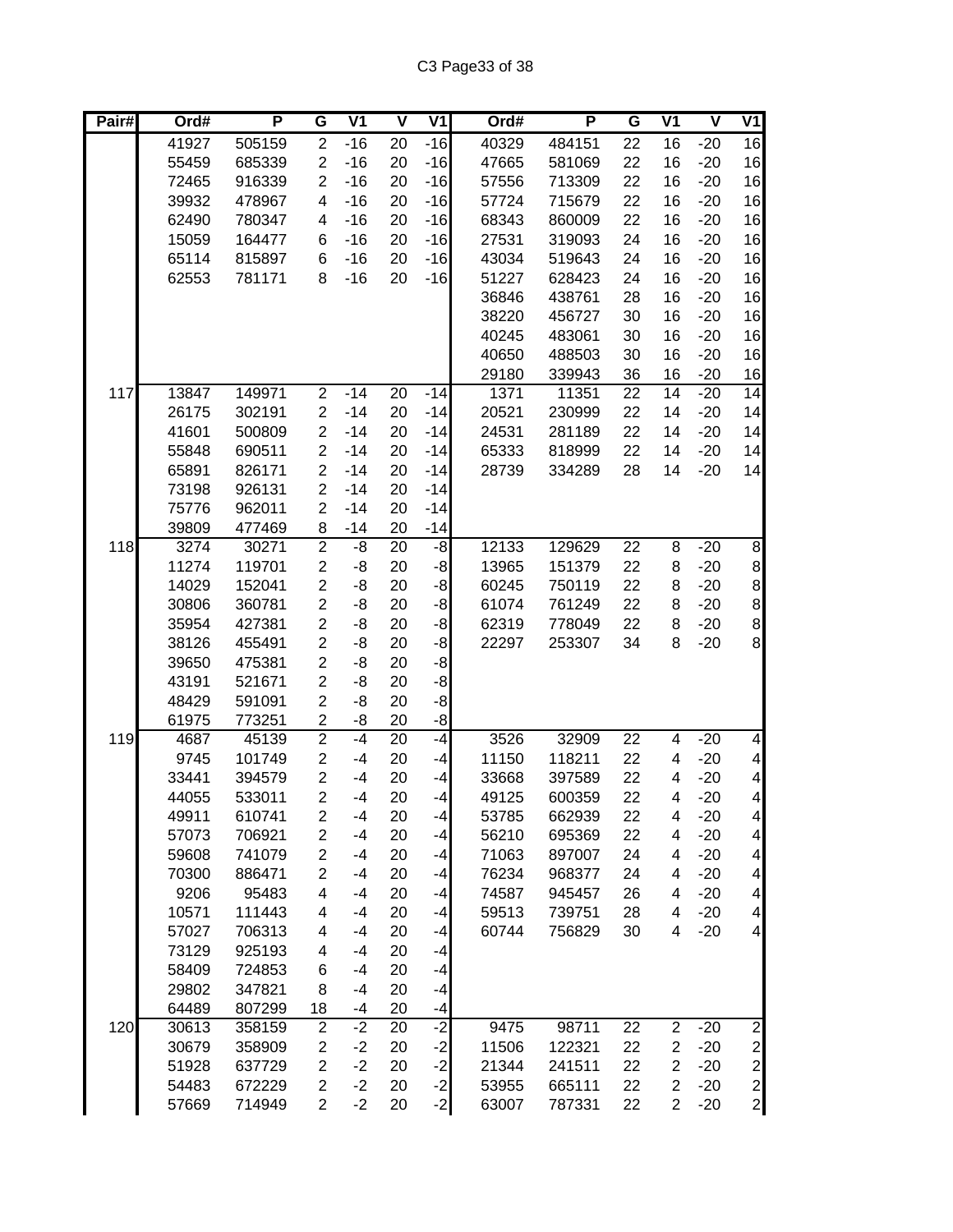| Pair# | Ord# | P | G | V1 | V | V1 | Ord# | P | G | V1 | V | V1 |
|---|---|---|---|---|---|---|---|---|---|---|---|---|
| | 41927 | 505159 | 2 | -16 | 20 | -16 | 40329 | 484151 | 22 | 16 | -20 | 16 |
| | 55459 | 685339 | 2 | -16 | 20 | -16 | 47665 | 581069 | 22 | 16 | -20 | 16 |
| | 72465 | 916339 | 2 | -16 | 20 | -16 | 57556 | 713309 | 22 | 16 | -20 | 16 |
| | 39932 | 478967 | 4 | -16 | 20 | -16 | 57724 | 715679 | 22 | 16 | -20 | 16 |
| | 62490 | 780347 | 4 | -16 | 20 | -16 | 68343 | 860009 | 22 | 16 | -20 | 16 |
| | 15059 | 164477 | 6 | -16 | 20 | -16 | 27531 | 319093 | 24 | 16 | -20 | 16 |
| | 65114 | 815897 | 6 | -16 | 20 | -16 | 43034 | 519643 | 24 | 16 | -20 | 16 |
| | 62553 | 781171 | 8 | -16 | 20 | -16 | 51227 | 628423 | 24 | 16 | -20 | 16 |
| | | | | | | | 36846 | 438761 | 28 | 16 | -20 | 16 |
| | | | | | | | 38220 | 456727 | 30 | 16 | -20 | 16 |
| | | | | | | | 40245 | 483061 | 30 | 16 | -20 | 16 |
| | | | | | | | 40650 | 488503 | 30 | 16 | -20 | 16 |
| | | | | | | | 29180 | 339943 | 36 | 16 | -20 | 16 |
| 117 | 13847 | 149971 | 2 | -14 | 20 | -14 | 1371 | 11351 | 22 | 14 | -20 | 14 |
| | 26175 | 302191 | 2 | -14 | 20 | -14 | 20521 | 230999 | 22 | 14 | -20 | 14 |
| | 41601 | 500809 | 2 | -14 | 20 | -14 | 24531 | 281189 | 22 | 14 | -20 | 14 |
| | 55848 | 690511 | 2 | -14 | 20 | -14 | 65333 | 818999 | 22 | 14 | -20 | 14 |
| | 65891 | 826171 | 2 | -14 | 20 | -14 | 28739 | 334289 | 28 | 14 | -20 | 14 |
| | 73198 | 926131 | 2 | -14 | 20 | -14 | | | | | | |
| | 75776 | 962011 | 2 | -14 | 20 | -14 | | | | | | |
| | 39809 | 477469 | 8 | -14 | 20 | -14 | | | | | | |
| 118 | 3274 | 30271 | 2 | -8 | 20 | -8 | 12133 | 129629 | 22 | 8 | -20 | 8 |
| | 11274 | 119701 | 2 | -8 | 20 | -8 | 13965 | 151379 | 22 | 8 | -20 | 8 |
| | 14029 | 152041 | 2 | -8 | 20 | -8 | 60245 | 750119 | 22 | 8 | -20 | 8 |
| | 30806 | 360781 | 2 | -8 | 20 | -8 | 61074 | 761249 | 22 | 8 | -20 | 8 |
| | 35954 | 427381 | 2 | -8 | 20 | -8 | 62319 | 778049 | 22 | 8 | -20 | 8 |
| | 38126 | 455491 | 2 | -8 | 20 | -8 | 22297 | 253307 | 34 | 8 | -20 | 8 |
| | 39650 | 475381 | 2 | -8 | 20 | -8 | | | | | | |
| | 43191 | 521671 | 2 | -8 | 20 | -8 | | | | | | |
| | 48429 | 591091 | 2 | -8 | 20 | -8 | | | | | | |
| | 61975 | 773251 | 2 | -8 | 20 | -8 | | | | | | |
| 119 | 4687 | 45139 | 2 | -4 | 20 | -4 | 3526 | 32909 | 22 | 4 | -20 | 4 |
| | 9745 | 101749 | 2 | -4 | 20 | -4 | 11150 | 118211 | 22 | 4 | -20 | 4 |
| | 33441 | 394579 | 2 | -4 | 20 | -4 | 33668 | 397589 | 22 | 4 | -20 | 4 |
| | 44055 | 533011 | 2 | -4 | 20 | -4 | 49125 | 600359 | 22 | 4 | -20 | 4 |
| | 49911 | 610741 | 2 | -4 | 20 | -4 | 53785 | 662939 | 22 | 4 | -20 | 4 |
| | 57073 | 706921 | 2 | -4 | 20 | -4 | 56210 | 695369 | 22 | 4 | -20 | 4 |
| | 59608 | 741079 | 2 | -4 | 20 | -4 | 71063 | 897007 | 24 | 4 | -20 | 4 |
| | 70300 | 886471 | 2 | -4 | 20 | -4 | 76234 | 968377 | 24 | 4 | -20 | 4 |
| | 9206 | 95483 | 4 | -4 | 20 | -4 | 74587 | 945457 | 26 | 4 | -20 | 4 |
| | 10571 | 111443 | 4 | -4 | 20 | -4 | 59513 | 739751 | 28 | 4 | -20 | 4 |
| | 57027 | 706313 | 4 | -4 | 20 | -4 | 60744 | 756829 | 30 | 4 | -20 | 4 |
| | 73129 | 925193 | 4 | -4 | 20 | -4 | | | | | | |
| | 58409 | 724853 | 6 | -4 | 20 | -4 | | | | | | |
| | 29802 | 347821 | 8 | -4 | 20 | -4 | | | | | | |
| | 64489 | 807299 | 18 | -4 | 20 | -4 | | | | | | |
| 120 | 30613 | 358159 | 2 | -2 | 20 | -2 | 9475 | 98711 | 22 | 2 | -20 | 2 |
| | 30679 | 358909 | 2 | -2 | 20 | -2 | 11506 | 122321 | 22 | 2 | -20 | 2 |
| | 51928 | 637729 | 2 | -2 | 20 | -2 | 21344 | 241511 | 22 | 2 | -20 | 2 |
| | 54483 | 672229 | 2 | -2 | 20 | -2 | 53955 | 665111 | 22 | 2 | -20 | 2 |
| | 57669 | 714949 | 2 | -2 | 20 | -2 | 63007 | 787331 | 22 | 2 | -20 | 2 |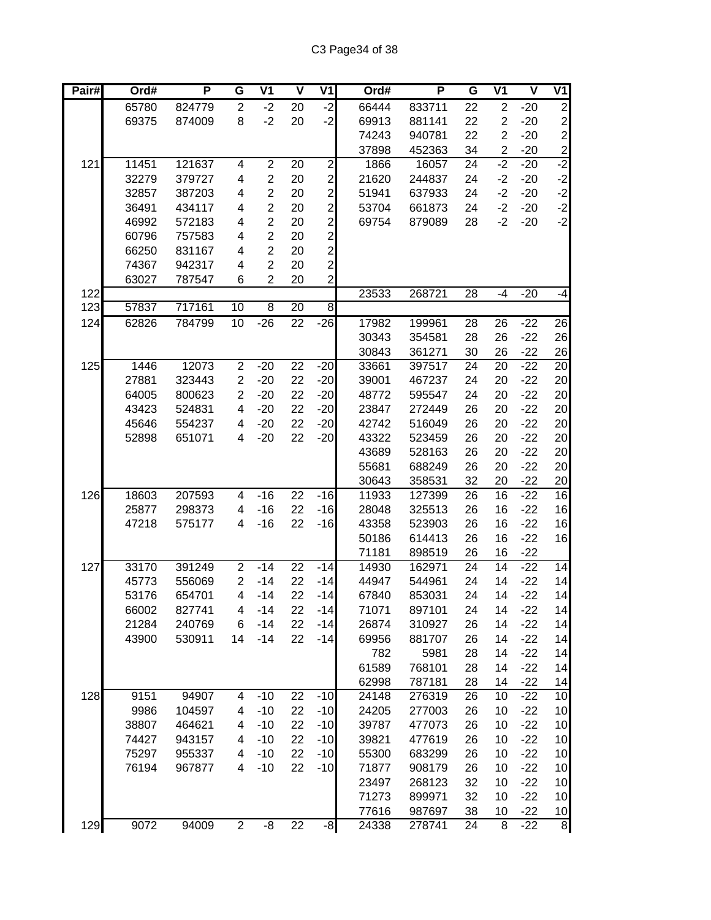| Pair# | Ord# | P | G | V1 | V | V1 | Ord# | P | G | V1 | V | V1 |
|---|---|---|---|---|---|---|---|---|---|---|---|---|
| | 65780 | 824779 | 2 | -2 | 20 | -2 | 66444 | 833711 | 22 | 2 | -20 | 2 |
| | 69375 | 874009 | 8 | -2 | 20 | -2 | 69913 | 881141 | 22 | 2 | -20 | 2 |
| | | | | | | | 74243 | 940781 | 22 | 2 | -20 | 2 |
| | | | | | | | 37898 | 452363 | 34 | 2 | -20 | 2 |
| 121 | 11451 | 121637 | 4 | 2 | 20 | 2 | 1866 | 16057 | 24 | -2 | -20 | -2 |
| | 32279 | 379727 | 4 | 2 | 20 | 2 | 21620 | 244837 | 24 | -2 | -20 | -2 |
| | 32857 | 387203 | 4 | 2 | 20 | 2 | 51941 | 637933 | 24 | -2 | -20 | -2 |
| | 36491 | 434117 | 4 | 2 | 20 | 2 | 53704 | 661873 | 24 | -2 | -20 | -2 |
| | 46992 | 572183 | 4 | 2 | 20 | 2 | 69754 | 879089 | 28 | -2 | -20 | -2 |
| | 60796 | 757583 | 4 | 2 | 20 | 2 | | | | | | |
| | 66250 | 831167 | 4 | 2 | 20 | 2 | | | | | | |
| | 74367 | 942317 | 4 | 2 | 20 | 2 | | | | | | |
| | 63027 | 787547 | 6 | 2 | 20 | 2 | | | | | | |
| 122 | | | | | | | 23533 | 268721 | 28 | -4 | -20 | -4 |
| 123 | 57837 | 717161 | 10 | 8 | 20 | 8 | | | | | | |
| 124 | 62826 | 784799 | 10 | -26 | 22 | -26 | 17982 | 199961 | 28 | 26 | -22 | 26 |
| | | | | | | | 30343 | 354581 | 28 | 26 | -22 | 26 |
| | | | | | | | 30843 | 361271 | 30 | 26 | -22 | 26 |
| 125 | 1446 | 12073 | 2 | -20 | 22 | -20 | 33661 | 397517 | 24 | 20 | -22 | 20 |
| | 27881 | 323443 | 2 | -20 | 22 | -20 | 39001 | 467237 | 24 | 20 | -22 | 20 |
| | 64005 | 800623 | 2 | -20 | 22 | -20 | 48772 | 595547 | 24 | 20 | -22 | 20 |
| | 43423 | 524831 | 4 | -20 | 22 | -20 | 23847 | 272449 | 26 | 20 | -22 | 20 |
| | 45646 | 554237 | 4 | -20 | 22 | -20 | 42742 | 516049 | 26 | 20 | -22 | 20 |
| | 52898 | 651071 | 4 | -20 | 22 | -20 | 43322 | 523459 | 26 | 20 | -22 | 20 |
| | | | | | | | 43689 | 528163 | 26 | 20 | -22 | 20 |
| | | | | | | | 55681 | 688249 | 26 | 20 | -22 | 20 |
| | | | | | | | 30643 | 358531 | 32 | 20 | -22 | 20 |
| 126 | 18603 | 207593 | 4 | -16 | 22 | -16 | 11933 | 127399 | 26 | 16 | -22 | 16 |
| | 25877 | 298373 | 4 | -16 | 22 | -16 | 28048 | 325513 | 26 | 16 | -22 | 16 |
| | 47218 | 575177 | 4 | -16 | 22 | -16 | 43358 | 523903 | 26 | 16 | -22 | 16 |
| | | | | | | | 50186 | 614413 | 26 | 16 | -22 | 16 |
| | | | | | | | 71181 | 898519 | 26 | 16 | -22 | |
| 127 | 33170 | 391249 | 2 | -14 | 22 | -14 | 14930 | 162971 | 24 | 14 | -22 | 14 |
| | 45773 | 556069 | 2 | -14 | 22 | -14 | 44947 | 544961 | 24 | 14 | -22 | 14 |
| | 53176 | 654701 | 4 | -14 | 22 | -14 | 67840 | 853031 | 24 | 14 | -22 | 14 |
| | 66002 | 827741 | 4 | -14 | 22 | -14 | 71071 | 897101 | 24 | 14 | -22 | 14 |
| | 21284 | 240769 | 6 | -14 | 22 | -14 | 26874 | 310927 | 26 | 14 | -22 | 14 |
| | 43900 | 530911 | 14 | -14 | 22 | -14 | 69956 | 881707 | 26 | 14 | -22 | 14 |
| | | | | | | | 782 | 5981 | 28 | 14 | -22 | 14 |
| | | | | | | | 61589 | 768101 | 28 | 14 | -22 | 14 |
| | | | | | | | 62998 | 787181 | 28 | 14 | -22 | 14 |
| 128 | 9151 | 94907 | 4 | -10 | 22 | -10 | 24148 | 276319 | 26 | 10 | -22 | 10 |
| | 9986 | 104597 | 4 | -10 | 22 | -10 | 24205 | 277003 | 26 | 10 | -22 | 10 |
| | 38807 | 464621 | 4 | -10 | 22 | -10 | 39787 | 477073 | 26 | 10 | -22 | 10 |
| | 74427 | 943157 | 4 | -10 | 22 | -10 | 39821 | 477619 | 26 | 10 | -22 | 10 |
| | 75297 | 955337 | 4 | -10 | 22 | -10 | 55300 | 683299 | 26 | 10 | -22 | 10 |
| | 76194 | 967877 | 4 | -10 | 22 | -10 | 71877 | 908179 | 26 | 10 | -22 | 10 |
| | | | | | | | 23497 | 268123 | 32 | 10 | -22 | 10 |
| | | | | | | | 71273 | 899971 | 32 | 10 | -22 | 10 |
| | | | | | | | 77616 | 987697 | 38 | 10 | -22 | 10 |
| 129 | 9072 | 94009 | 2 | -8 | 22 | -8 | 24338 | 278741 | 24 | 8 | -22 | 8 |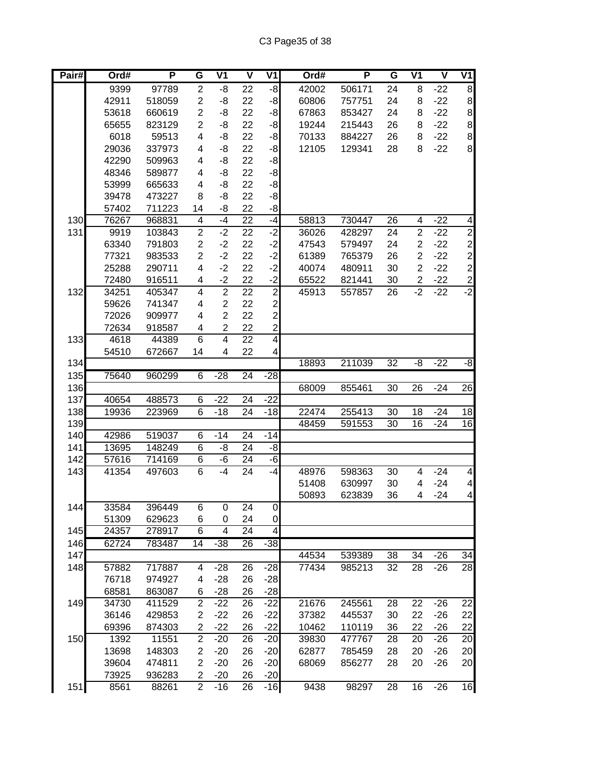| Pair# | Ord# | P | G | V1 | V | V1 | Ord# | P | G | V1 | V | V1 |
|---|---|---|---|---|---|---|---|---|---|---|---|---|
| | 9399 | 97789 | 2 | -8 | 22 | -8 | 42002 | 506171 | 24 | 8 | -22 | 8 |
| | 42911 | 518059 | 2 | -8 | 22 | -8 | 60806 | 757751 | 24 | 8 | -22 | 8 |
| | 53618 | 660619 | 2 | -8 | 22 | -8 | 67863 | 853427 | 24 | 8 | -22 | 8 |
| | 65655 | 823129 | 2 | -8 | 22 | -8 | 19244 | 215443 | 26 | 8 | -22 | 8 |
| | 6018 | 59513 | 4 | -8 | 22 | -8 | 70133 | 884227 | 26 | 8 | -22 | 8 |
| | 29036 | 337973 | 4 | -8 | 22 | -8 | 12105 | 129341 | 28 | 8 | -22 | 8 |
| | 42290 | 509963 | 4 | -8 | 22 | -8 | | | | | | |
| | 48346 | 589877 | 4 | -8 | 22 | -8 | | | | | | |
| | 53999 | 665633 | 4 | -8 | 22 | -8 | | | | | | |
| | 39478 | 473227 | 8 | -8 | 22 | -8 | | | | | | |
| | 57402 | 711223 | 14 | -8 | 22 | -8 | | | | | | |
| 130 | 76267 | 968831 | 4 | -4 | 22 | -4 | 58813 | 730447 | 26 | 4 | -22 | 4 |
| 131 | 9919 | 103843 | 2 | -2 | 22 | -2 | 36026 | 428297 | 24 | 2 | -22 | 2 |
| | 63340 | 791803 | 2 | -2 | 22 | -2 | 47543 | 579497 | 24 | 2 | -22 | 2 |
| | 77321 | 983533 | 2 | -2 | 22 | -2 | 61389 | 765379 | 26 | 2 | -22 | 2 |
| | 25288 | 290711 | 4 | -2 | 22 | -2 | 40074 | 480911 | 30 | 2 | -22 | 2 |
| | 72480 | 916511 | 4 | -2 | 22 | -2 | 65522 | 821441 | 30 | 2 | -22 | 2 |
| 132 | 34251 | 405347 | 4 | 2 | 22 | 2 | 45913 | 557857 | 26 | -2 | -22 | -2 |
| | 59626 | 741347 | 4 | 2 | 22 | 2 | | | | | | |
| | 72026 | 909977 | 4 | 2 | 22 | 2 | | | | | | |
| | 72634 | 918587 | 4 | 2 | 22 | 2 | | | | | | |
| 133 | 4618 | 44389 | 6 | 4 | 22 | 4 | | | | | | |
| | 54510 | 672667 | 14 | 4 | 22 | 4 | | | | | | |
| 134 | | | | | | | 18893 | 211039 | 32 | -8 | -22 | -8 |
| 135 | 75640 | 960299 | 6 | -28 | 24 | -28 | | | | | | |
| 136 | | | | | | | 68009 | 855461 | 30 | 26 | -24 | 26 |
| 137 | 40654 | 488573 | 6 | -22 | 24 | -22 | | | | | | |
| 138 | 19936 | 223969 | 6 | -18 | 24 | -18 | 22474 | 255413 | 30 | 18 | -24 | 18 |
| 139 | | | | | | | 48459 | 591553 | 30 | 16 | -24 | 16 |
| 140 | 42986 | 519037 | 6 | -14 | 24 | -14 | | | | | | |
| 141 | 13695 | 148249 | 6 | -8 | 24 | -8 | | | | | | |
| 142 | 57616 | 714169 | 6 | -6 | 24 | -6 | | | | | | |
| 143 | 41354 | 497603 | 6 | -4 | 24 | -4 | 48976 | 598363 | 30 | 4 | -24 | 4 |
| | | | | | | | 51408 | 630997 | 30 | 4 | -24 | 4 |
| | | | | | | | 50893 | 623839 | 36 | 4 | -24 | 4 |
| 144 | 33584 | 396449 | 6 | 0 | 24 | 0 | | | | | | |
| | 51309 | 629623 | 6 | 0 | 24 | 0 | | | | | | |
| 145 | 24357 | 278917 | 6 | 4 | 24 | 4 | | | | | | |
| 146 | 62724 | 783487 | 14 | -38 | 26 | -38 | | | | | | |
| 147 | | | | | | | 44534 | 539389 | 38 | 34 | -26 | 34 |
| 148 | 57882 | 717887 | 4 | -28 | 26 | -28 | 77434 | 985213 | 32 | 28 | -26 | 28 |
| | 76718 | 974927 | 4 | -28 | 26 | -28 | | | | | | |
| | 68581 | 863087 | 6 | -28 | 26 | -28 | | | | | | |
| 149 | 34730 | 411529 | 2 | -22 | 26 | -22 | 21676 | 245561 | 28 | 22 | -26 | 22 |
| | 36146 | 429853 | 2 | -22 | 26 | -22 | 37382 | 445537 | 30 | 22 | -26 | 22 |
| | 69396 | 874303 | 2 | -22 | 26 | -22 | 10462 | 110119 | 36 | 22 | -26 | 22 |
| 150 | 1392 | 11551 | 2 | -20 | 26 | -20 | 39830 | 477767 | 28 | 20 | -26 | 20 |
| | 13698 | 148303 | 2 | -20 | 26 | -20 | 62877 | 785459 | 28 | 20 | -26 | 20 |
| | 39604 | 474811 | 2 | -20 | 26 | -20 | 68069 | 856277 | 28 | 20 | -26 | 20 |
| | 73925 | 936283 | 2 | -20 | 26 | -20 | | | | | | |
| 151 | 8561 | 88261 | 2 | -16 | 26 | -16 | 9438 | 98297 | 28 | 16 | -26 | 16 |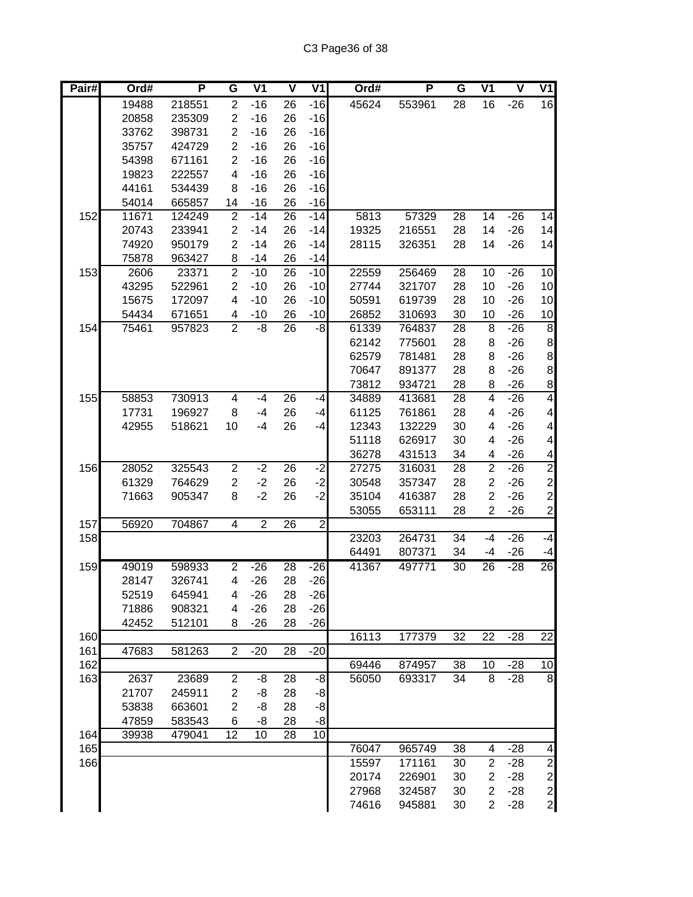| Pair# | Ord# | P | G | V1 | V | V1 | Ord# | P | G | V1 | V | V1 |
|---|---|---|---|---|---|---|---|---|---|---|---|---|
| | 19488 | 218551 | 2 | -16 | 26 | -16 | 45624 | 553961 | 28 | 16 | -26 | 16 |
| | 20858 | 235309 | 2 | -16 | 26 | -16 | | | | | | |
| | 33762 | 398731 | 2 | -16 | 26 | -16 | | | | | | |
| | 35757 | 424729 | 2 | -16 | 26 | -16 | | | | | | |
| | 54398 | 671161 | 2 | -16 | 26 | -16 | | | | | | |
| | 19823 | 222557 | 4 | -16 | 26 | -16 | | | | | | |
| | 44161 | 534439 | 8 | -16 | 26 | -16 | | | | | | |
| | 54014 | 665857 | 14 | -16 | 26 | -16 | | | | | | |
| 152 | 11671 | 124249 | 2 | -14 | 26 | -14 | 5813 | 57329 | 28 | 14 | -26 | 14 |
| | 20743 | 233941 | 2 | -14 | 26 | -14 | 19325 | 216551 | 28 | 14 | -26 | 14 |
| | 74920 | 950179 | 2 | -14 | 26 | -14 | 28115 | 326351 | 28 | 14 | -26 | 14 |
| | 75878 | 963427 | 8 | -14 | 26 | -14 | | | | | | |
| 153 | 2606 | 23371 | 2 | -10 | 26 | -10 | 22559 | 256469 | 28 | 10 | -26 | 10 |
| | 43295 | 522961 | 2 | -10 | 26 | -10 | 27744 | 321707 | 28 | 10 | -26 | 10 |
| | 15675 | 172097 | 4 | -10 | 26 | -10 | 50591 | 619739 | 28 | 10 | -26 | 10 |
| | 54434 | 671651 | 4 | -10 | 26 | -10 | 26852 | 310693 | 30 | 10 | -26 | 10 |
| 154 | 75461 | 957823 | 2 | -8 | 26 | -8 | 61339 | 764837 | 28 | 8 | -26 | 8 |
| | | | | | | | 62142 | 775601 | 28 | 8 | -26 | 8 |
| | | | | | | | 62579 | 781481 | 28 | 8 | -26 | 8 |
| | | | | | | | 70647 | 891377 | 28 | 8 | -26 | 8 |
| | | | | | | | 73812 | 934721 | 28 | 8 | -26 | 8 |
| 155 | 58853 | 730913 | 4 | -4 | 26 | -4 | 34889 | 413681 | 28 | 4 | -26 | 4 |
| | 17731 | 196927 | 8 | -4 | 26 | -4 | 61125 | 761861 | 28 | 4 | -26 | 4 |
| | 42955 | 518621 | 10 | -4 | 26 | -4 | 12343 | 132229 | 30 | 4 | -26 | 4 |
| | | | | | | | 51118 | 626917 | 30 | 4 | -26 | 4 |
| | | | | | | | 36278 | 431513 | 34 | 4 | -26 | 4 |
| 156 | 28052 | 325543 | 2 | -2 | 26 | -2 | 27275 | 316031 | 28 | 2 | -26 | 2 |
| | 61329 | 764629 | 2 | -2 | 26 | -2 | 30548 | 357347 | 28 | 2 | -26 | 2 |
| | 71663 | 905347 | 8 | -2 | 26 | -2 | 35104 | 416387 | 28 | 2 | -26 | 2 |
| | | | | | | | 53055 | 653111 | 28 | 2 | -26 | 2 |
| 157 | 56920 | 704867 | 4 | 2 | 26 | 2 | | | | | | |
| 158 | | | | | | | 23203 | 264731 | 34 | -4 | -26 | -4 |
| | | | | | | | 64491 | 807371 | 34 | -4 | -26 | -4 |
| 159 | 49019 | 598933 | 2 | -26 | 28 | -26 | 41367 | 497771 | 30 | 26 | -28 | 26 |
| | 28147 | 326741 | 4 | -26 | 28 | -26 | | | | | | |
| | 52519 | 645941 | 4 | -26 | 28 | -26 | | | | | | |
| | 71886 | 908321 | 4 | -26 | 28 | -26 | | | | | | |
| | 42452 | 512101 | 8 | -26 | 28 | -26 | | | | | | |
| 160 | | | | | | | 16113 | 177379 | 32 | 22 | -28 | 22 |
| 161 | 47683 | 581263 | 2 | -20 | 28 | -20 | | | | | | |
| 162 | | | | | | | 69446 | 874957 | 38 | 10 | -28 | 10 |
| 163 | 2637 | 23689 | 2 | -8 | 28 | -8 | 56050 | 693317 | 34 | 8 | -28 | 8 |
| | 21707 | 245911 | 2 | -8 | 28 | -8 | | | | | | |
| | 53838 | 663601 | 2 | -8 | 28 | -8 | | | | | | |
| | 47859 | 583543 | 6 | -8 | 28 | -8 | | | | | | |
| 164 | 39938 | 479041 | 12 | 10 | 28 | 10 | | | | | | |
| 165 | | | | | | | 76047 | 965749 | 38 | 4 | -28 | 4 |
| 166 | | | | | | | 15597 | 171161 | 30 | 2 | -28 | 2 |
| | | | | | | | 20174 | 226901 | 30 | 2 | -28 | 2 |
| | | | | | | | 27968 | 324587 | 30 | 2 | -28 | 2 |
| | | | | | | | 74616 | 945881 | 30 | 2 | -28 | 2 |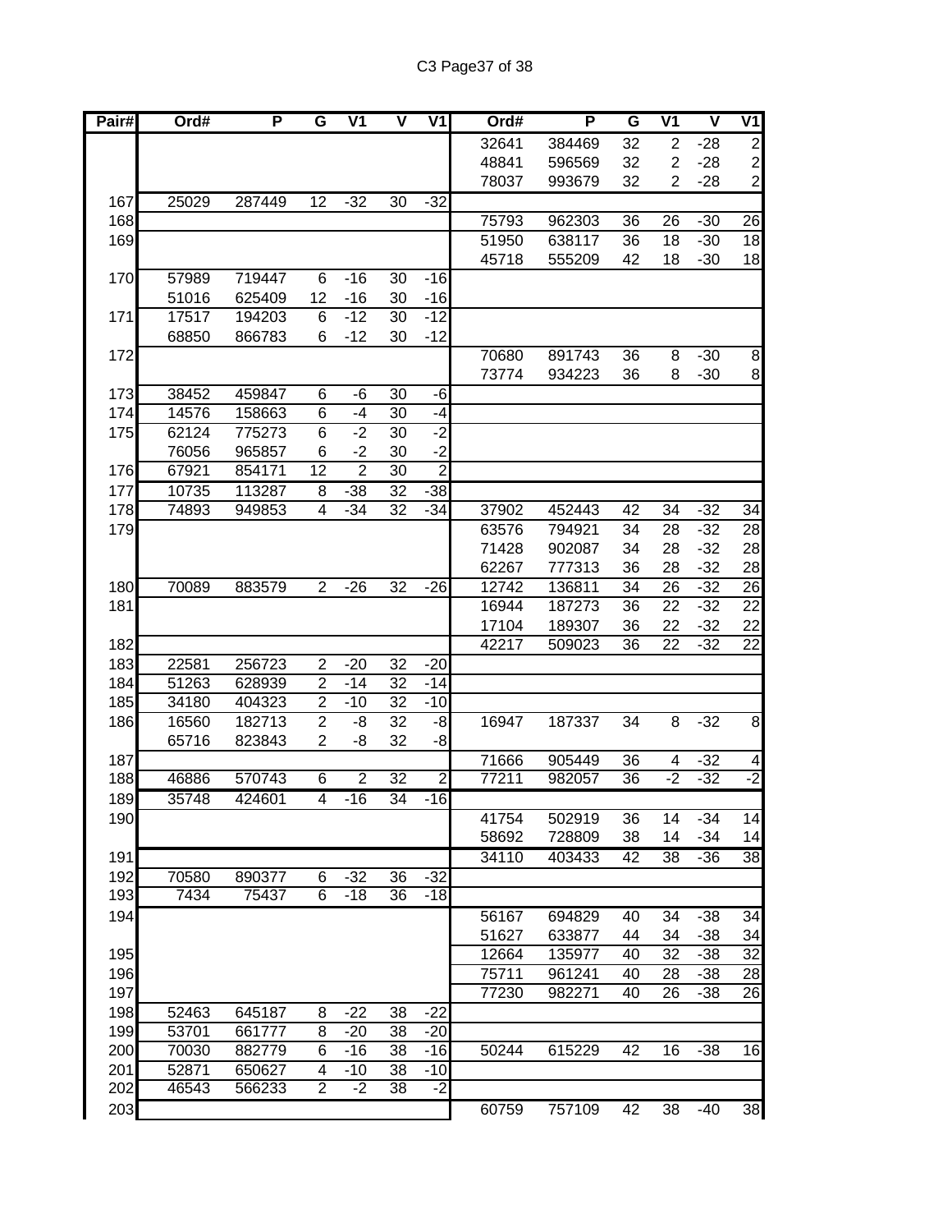| Pair# | Ord# | P | G | V1 | V | V1 | Ord# | P | G | V1 | V | V1 |
|---|---|---|---|---|---|---|---|---|---|---|---|---|
| | | | | | | | 32641 | 384469 | 32 | 2 | -28 | 2 |
| | | | | | | | 48841 | 596569 | 32 | 2 | -28 | 2 |
| | | | | | | | 78037 | 993679 | 32 | 2 | -28 | 2 |
| 167 | 25029 | 287449 | 12 | -32 | 30 | -32 | | | | | | |
| 168 | | | | | | | 75793 | 962303 | 36 | 26 | -30 | 26 |
| 169 | | | | | | | 51950 | 638117 | 36 | 18 | -30 | 18 |
| | | | | | | | 45718 | 555209 | 42 | 18 | -30 | 18 |
| 170 | 57989 | 719447 | 6 | -16 | 30 | -16 | | | | | | |
| | 51016 | 625409 | 12 | -16 | 30 | -16 | | | | | | |
| 171 | 17517 | 194203 | 6 | -12 | 30 | -12 | | | | | | |
| | 68850 | 866783 | 6 | -12 | 30 | -12 | | | | | | |
| 172 | | | | | | | 70680 | 891743 | 36 | 8 | -30 | 8 |
| | | | | | | | 73774 | 934223 | 36 | 8 | -30 | 8 |
| 173 | 38452 | 459847 | 6 | -6 | 30 | -6 | | | | | | |
| 174 | 14576 | 158663 | 6 | -4 | 30 | -4 | | | | | | |
| 175 | 62124 | 775273 | 6 | -2 | 30 | -2 | | | | | | |
| | 76056 | 965857 | 6 | -2 | 30 | -2 | | | | | | |
| 176 | 67921 | 854171 | 12 | 2 | 30 | 2 | | | | | | |
| 177 | 10735 | 113287 | 8 | -38 | 32 | -38 | | | | | | |
| 178 | 74893 | 949853 | 4 | -34 | 32 | -34 | 37902 | 452443 | 42 | 34 | -32 | 34 |
| 179 | | | | | | | 63576 | 794921 | 34 | 28 | -32 | 28 |
| | | | | | | | 71428 | 902087 | 34 | 28 | -32 | 28 |
| | | | | | | | 62267 | 777313 | 36 | 28 | -32 | 28 |
| 180 | 70089 | 883579 | 2 | -26 | 32 | -26 | 12742 | 136811 | 34 | 26 | -32 | 26 |
| 181 | | | | | | | 16944 | 187273 | 36 | 22 | -32 | 22 |
| | | | | | | | 17104 | 189307 | 36 | 22 | -32 | 22 |
| 182 | | | | | | | 42217 | 509023 | 36 | 22 | -32 | 22 |
| 183 | 22581 | 256723 | 2 | -20 | 32 | -20 | | | | | | |
| 184 | 51263 | 628939 | 2 | -14 | 32 | -14 | | | | | | |
| 185 | 34180 | 404323 | 2 | -10 | 32 | -10 | | | | | | |
| 186 | 16560 | 182713 | 2 | -8 | 32 | -8 | 16947 | 187337 | 34 | 8 | -32 | 8 |
| | 65716 | 823843 | 2 | -8 | 32 | -8 | | | | | | |
| 187 | | | | | | | 71666 | 905449 | 36 | 4 | -32 | 4 |
| 188 | 46886 | 570743 | 6 | 2 | 32 | 2 | 77211 | 982057 | 36 | -2 | -32 | -2 |
| 189 | 35748 | 424601 | 4 | -16 | 34 | -16 | | | | | | |
| 190 | | | | | | | 41754 | 502919 | 36 | 14 | -34 | 14 |
| | | | | | | | 58692 | 728809 | 38 | 14 | -34 | 14 |
| 191 | | | | | | | 34110 | 403433 | 42 | 38 | -36 | 38 |
| 192 | 70580 | 890377 | 6 | -32 | 36 | -32 | | | | | | |
| 193 | 7434 | 75437 | 6 | -18 | 36 | -18 | | | | | | |
| 194 | | | | | | | 56167 | 694829 | 40 | 34 | -38 | 34 |
| | | | | | | | 51627 | 633877 | 44 | 34 | -38 | 34 |
| 195 | | | | | | | 12664 | 135977 | 40 | 32 | -38 | 32 |
| 196 | | | | | | | 75711 | 961241 | 40 | 28 | -38 | 28 |
| 197 | | | | | | | 77230 | 982271 | 40 | 26 | -38 | 26 |
| 198 | 52463 | 645187 | 8 | -22 | 38 | -22 | | | | | | |
| 199 | 53701 | 661777 | 8 | -20 | 38 | -20 | | | | | | |
| 200 | 70030 | 882779 | 6 | -16 | 38 | -16 | 50244 | 615229 | 42 | 16 | -38 | 16 |
| 201 | 52871 | 650627 | 4 | -10 | 38 | -10 | | | | | | |
| 202 | 46543 | 566233 | 2 | -2 | 38 | -2 | | | | | | |
| 203 | | | | | | | 60759 | 757109 | 42 | 38 | -40 | 38 |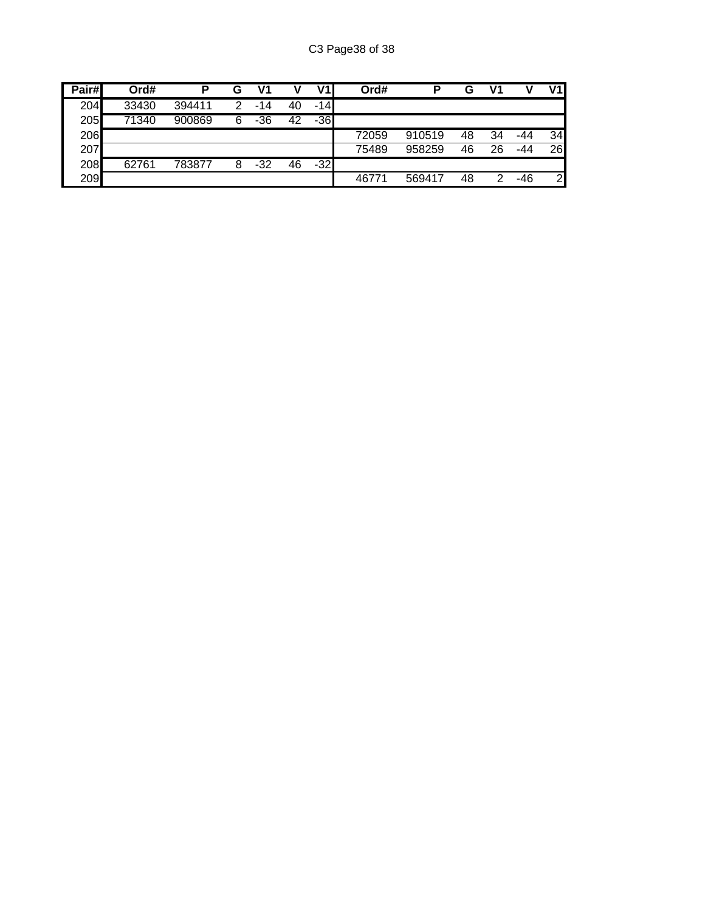| Pair# | Ord# | P | G | V1 | V | V1 | Ord# | P | G | V1 | V | V1 |
|---|---|---|---|---|---|---|---|---|---|---|---|---|
| 204 | 33430 | 394411 | 2 | -14 | 40 | -14 | | | | | | |
| 205 | 71340 | 900869 | 6 | -36 | 42 | -36 | | | | | | |
| 206 | | | | | | | 72059 | 910519 | 48 | 34 | -44 | 34 |
| 207 | | | | | | | 75489 | 958259 | 46 | 26 | -44 | 26 |
| 208 | 62761 | 783877 | 8 | -32 | 46 | -32 | | | | | | |
| 209 | | | | | | | 46771 | 569417 | 48 | 2 | -46 | 2 |